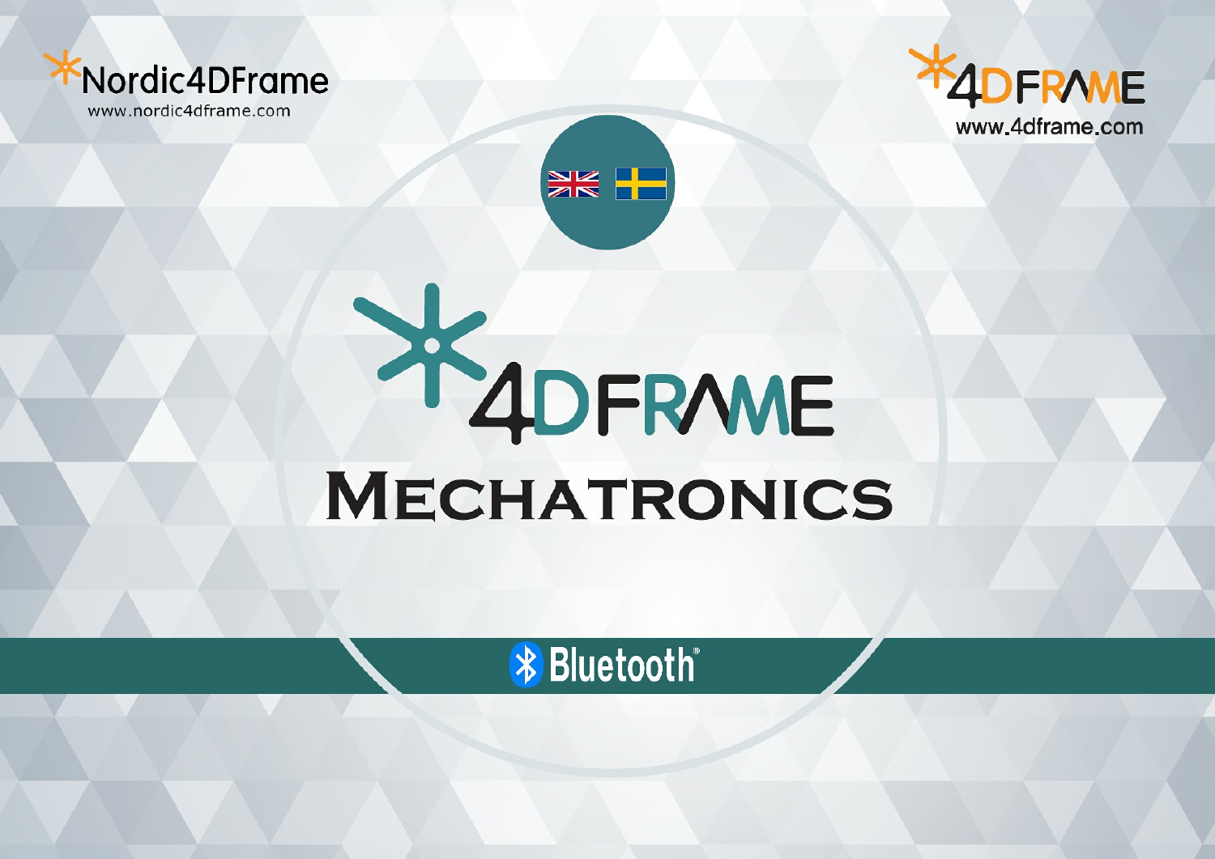Nordic4DFrame

www.nordic4dframe.com

4DFRAME

www.4dframe.com

# 4DFRAME

# MECHATRONICS

Bluetooth®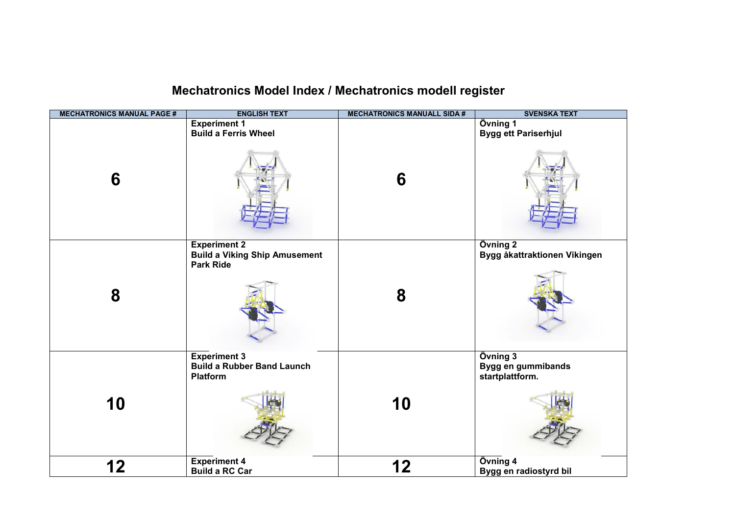# Mechatronics Model Index / Mechatronics modell register

| MECHATRONICS MANUAL PAGE # | ENGLISH TEXT | MECHATRONICS MANUALL SIDA # | SVENSKA TEXT |
|---|---|---|---|
| 6 | **Experiment 1**<br>**Build a Ferris Wheel** | 6 | **Övning 1**<br>**Bygg ett Pariserhjul** |
| 8 | **Experiment 2**<br>**Build a Viking Ship Amusement Park Ride** | 8 | **Övning 2**<br>**Bygg åkattraktionen Vikingen** |
| 10 | **Experiment 3**<br>**Build a Rubber Band Launch Platform** | 10 | **Övning 3**<br>**Bygg en gummibands startplattform.** |
| 12 | **Experiment 4**<br>**Build a RC Car** | 12 | **Övning 4**<br>**Bygg en radiostyrd bil** |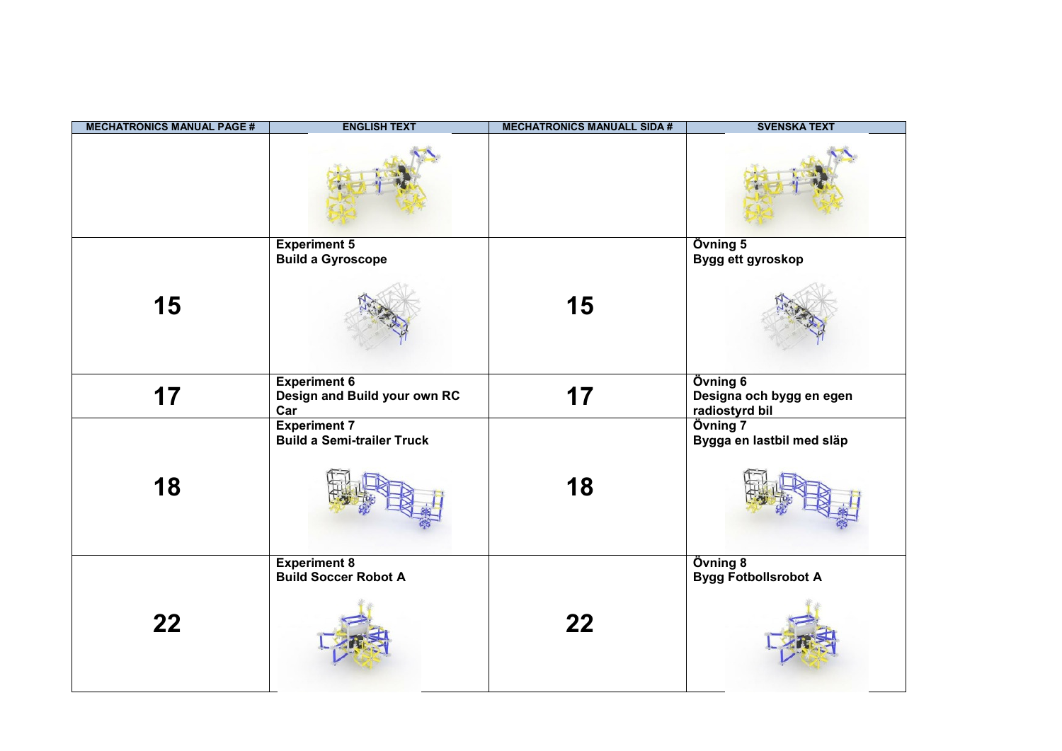| MECHATRONICS MANUAL PAGE # | ENGLISH TEXT | MECHATRONICS MANUALL SIDA # | SVENSKA TEXT |
|---|---|---|---|
| | | | |
| 15 | **Experiment 5**<br>**Build a Gyroscope** | 15 | **Övning 5**<br>**Bygg ett gyroskop** |
| 17 | **Experiment 6**<br>**Design and Build your own RC Car** | 17 | **Övning 6**<br>**Designa och bygg en egen radiostyrd bil** |
| 18 | **Experiment 7**<br>**Build a Semi-trailer Truck** | 18 | **Övning 7**<br>**Bygga en lastbil med släp** |
| 22 | **Experiment 8**<br>**Build Soccer Robot A** | 22 | **Övning 8**<br>**Bygg Fotbollsrobot A** |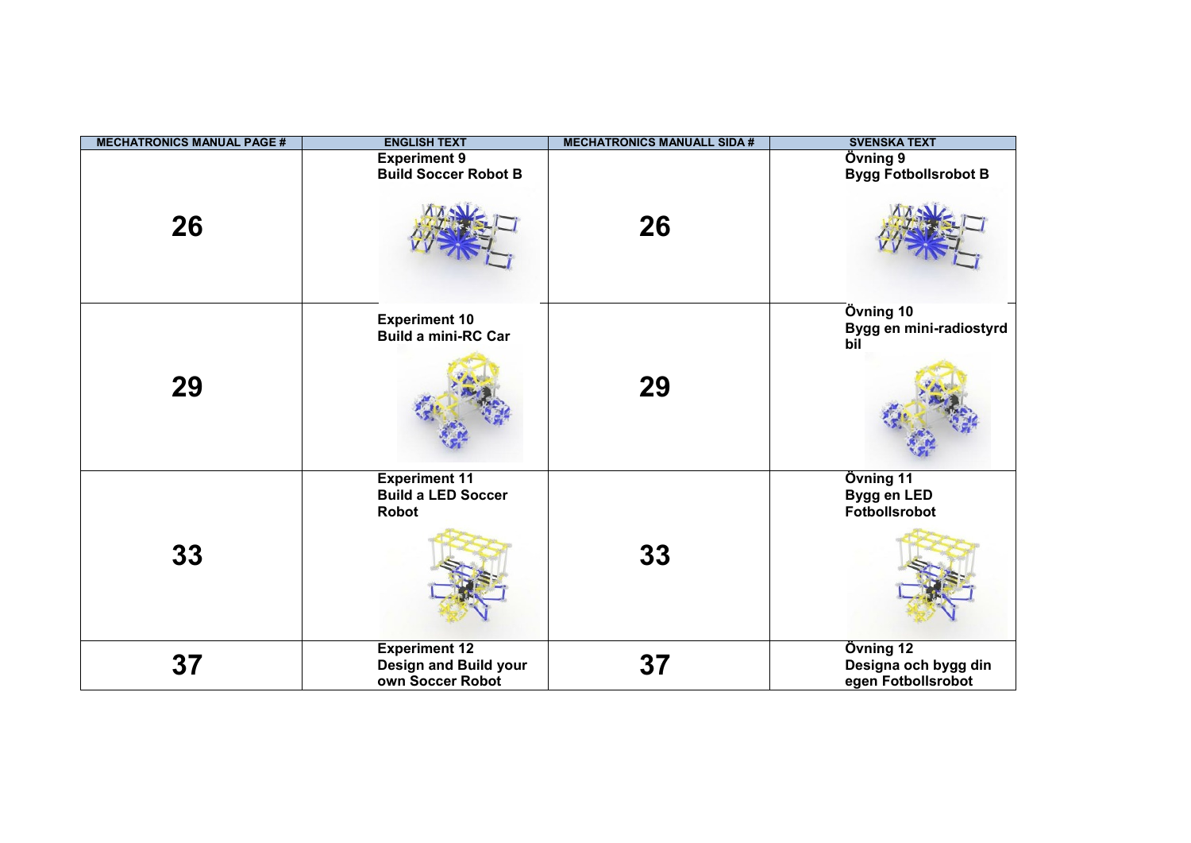| MECHATRONICS MANUAL PAGE # | ENGLISH TEXT | MECHATRONICS MANUALL SIDA # | SVENSKA TEXT |
|---|---|---|---|
| **26** | **Experiment 9**<br>**Build Soccer Robot B** | **26** | **Övning 9**<br>**Bygg Fotbollsrobot B** |
| **29** | **Experiment 10**<br>**Build a mini-RC Car** | **29** | **Övning 10**<br>**Bygg en mini-radiostyrd bil** |
| **33** | **Experiment 11**<br>**Build a LED Soccer Robot** | **33** | **Övning 11**<br>**Bygg en LED Fotbollsrobot** |
| **37** | **Experiment 12**<br>**Design and Build your own Soccer Robot** | **37** | **Övning 12**<br>**Designa och bygg din egen Fotbollsrobot** |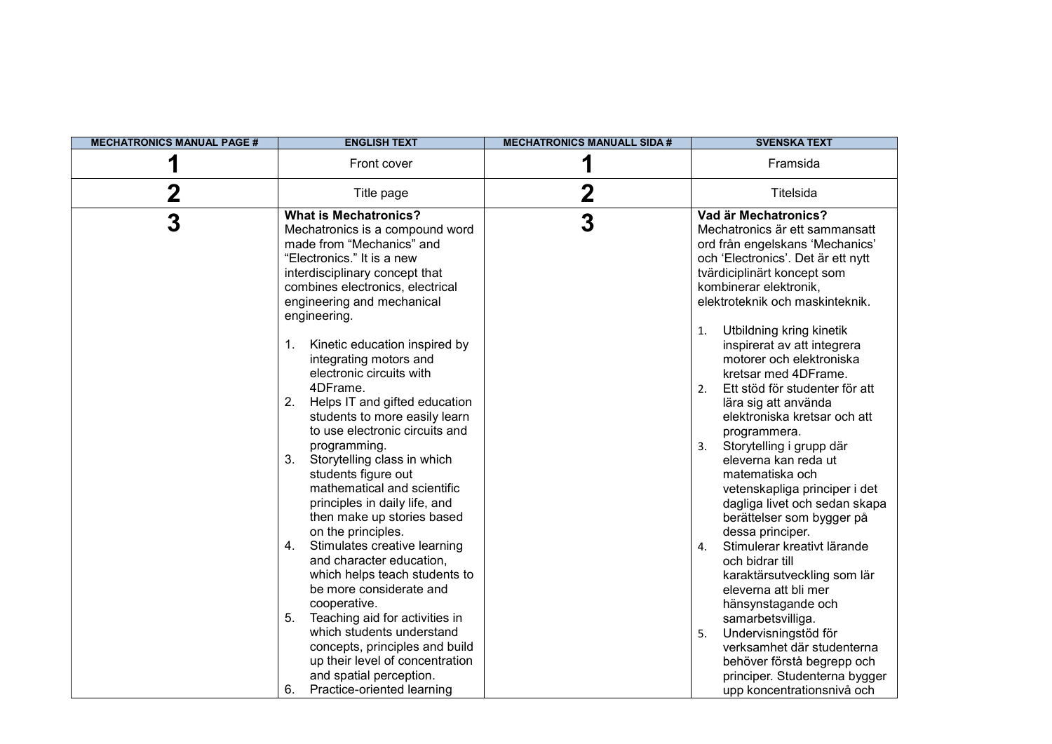| MECHATRONICS MANUAL PAGE # | ENGLISH TEXT | MECHATRONICS MANUALL SIDA # | SVENSKA TEXT |
|---|---|---|---|
| **1** | Front cover | **1** | Framsida |
| **2** | Title page | **2** | Titelsida |
| **3** | **What is Mechatronics?**<br>Mechatronics is a compound word made from “Mechanics” and “Electronics.” It is a new interdisciplinary concept that combines electronics, electrical engineering and mechanical engineering.<br><br>1. Kinetic education inspired by integrating motors and electronic circuits with 4DFrame.<br>2. Helps IT and gifted education students to more easily learn to use electronic circuits and programming.<br>3. Storytelling class in which students figure out mathematical and scientific principles in daily life, and then make up stories based on the principles.<br>4. Stimulates creative learning and character education, which helps teach students to be more considerate and cooperative.<br>5. Teaching aid for activities in which students understand concepts, principles and build up their level of concentration and spatial perception.<br>6. Practice-oriented learning | **3** | **Vad är Mechatronics?**<br>Mechatronics är ett sammansatt ord från engelskans ‘Mechanics’ och ‘Electronics’. Det är ett nytt tvärdiciplinärt koncept som kombinerar elektronik, elektroteknik och maskinteknik.<br><br>1. Utbildning kring kinetik inspirerat av att integrera motorer och elektroniska kretsar med 4DFrame.<br>2. Ett stöd för studenter för att lära sig att använda elektroniska kretsar och att programmera.<br>3. Storytelling i grupp där eleverna kan reda ut matematiska och vetenskapliga principer i det dagliga livet och sedan skapa berättelser som bygger på dessa principer.<br>4. Stimulerar kreativt lärande och bidrar till karaktärsutveckling som lär eleverna att bli mer hänsynstagande och samarbetsvilliga.<br>5. Undervisningstöd för verksamhet där studenterna behöver förstå begrepp och principer. Studenterna bygger upp koncentrationsnivå och |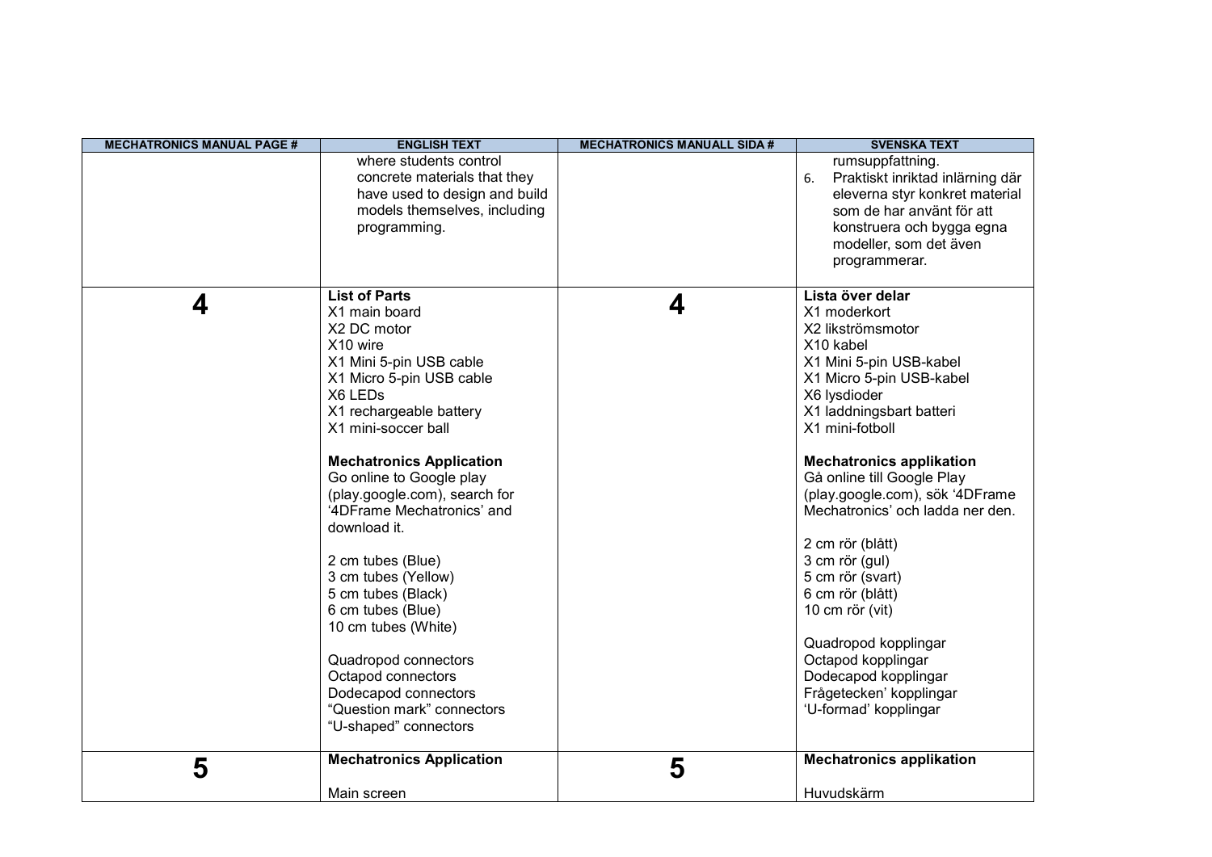| MECHATRONICS MANUAL PAGE # | ENGLISH TEXT | MECHATRONICS MANUALL SIDA # | SVENSKA TEXT |
|---|---|---|---|
| | where students control concrete materials that they have used to design and build models themselves, including programming. | | rumsuppfattning.<br>6. Praktiskt inriktad inlärning där eleverna styr konkret material som de har använt för att konstruera och bygga egna modeller, som det även programmerar. |
| **4** | **List of Parts**<br>X1 main board<br>X2 DC motor<br>X10 wire<br>X1 Mini 5-pin USB cable<br>X1 Micro 5-pin USB cable<br>X6 LEDs<br>X1 rechargeable battery<br>X1 mini-soccer ball<br><br>**Mechatronics Application**<br>Go online to Google play (play.google.com), search for '4DFrame Mechatronics' and download it.<br><br>2 cm tubes (Blue)<br>3 cm tubes (Yellow)<br>5 cm tubes (Black)<br>6 cm tubes (Blue)<br>10 cm tubes (White)<br><br>Quadropod connectors<br>Octapod connectors<br>Dodecapod connectors<br>"Question mark" connectors<br>"U-shaped" connectors | **4** | **Lista över delar**<br>X1 moderkort<br>X2 likströmsmotor<br>X10 kabel<br>X1 Mini 5-pin USB-kabel<br>X1 Micro 5-pin USB-kabel<br>X6 lysdioder<br>X1 laddningsbart batteri<br>X1 mini-fotboll<br><br>**Mechatronics applikation**<br>Gå online till Google Play (play.google.com), sök '4DFrame Mechatronics' och ladda ner den.<br><br>2 cm rör (blått)<br>3 cm rör (gul)<br>5 cm rör (svart)<br>6 cm rör (blått)<br>10 cm rör (vit)<br><br>Quadropod kopplingar<br>Octapod kopplingar<br>Dodecapod kopplingar<br>Frågetecken' kopplingar<br>'U-formad' kopplingar |
| **5** | **Mechatronics Application**<br><br>Main screen | **5** | **Mechatronics applikation**<br><br>Huvudskärm |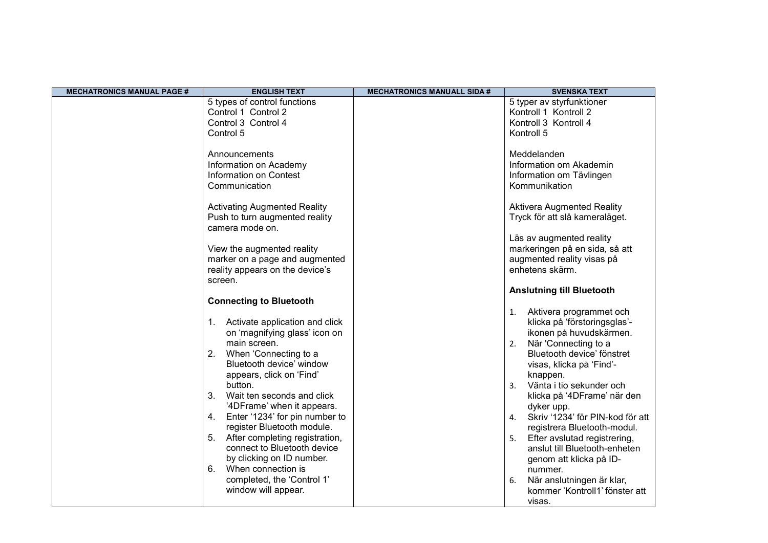| MECHATRONICS MANUAL PAGE # | ENGLISH TEXT | MECHATRONICS MANUALL SIDA # | SVENSKA TEXT |
|---|---|---|---|
| | 5 types of control functions<br>Control 1 Control 2<br>Control 3 Control 4<br>Control 5<br><br>Announcements<br>Information on Academy<br>Information on Contest<br>Communication<br><br>Activating Augmented Reality<br>Push to turn augmented reality camera mode on.<br><br>View the augmented reality marker on a page and augmented reality appears on the device's screen.<br><br>**Connecting to Bluetooth**<br><br>1. Activate application and click on 'magnifying glass' icon on main screen.<br>2. When 'Connecting to a Bluetooth device' window appears, click on 'Find' button.<br>3. Wait ten seconds and click '4DFrame' when it appears.<br>4. Enter '1234' for pin number to register Bluetooth module.<br>5. After completing registration, connect to Bluetooth device by clicking on ID number.<br>6. When connection is completed, the 'Control 1' window will appear. | | 5 typer av styrfunktioner<br>Kontroll 1 Kontroll 2<br>Kontroll 3 Kontroll 4<br>Kontroll 5<br><br>Meddelanden<br>Information om Akademin<br>Information om Tävlingen<br>Kommunikation<br><br>Aktivera Augmented Reality<br>Tryck för att slå kameraläget.<br><br>Läs av augmented reality markeringen på en sida, så att augmented reality visas på enhetens skärm.<br><br>**Anslutning till Bluetooth**<br><br>1. Aktivera programmet och klicka på 'förstoringsglas'-ikonen på huvudskärmen.<br>2. När 'Connecting to a Bluetooth device' fönstret visas, klicka på 'Find'-knappen.<br>3. Vänta i tio sekunder och klicka på '4DFrame' när den dyker upp.<br>4. Skriv '1234' för PIN-kod för att registrera Bluetooth-modul.<br>5. Efter avslutad registrering, anslut till Bluetooth-enheten genom att klicka på ID-nummer.<br>6. När anslutningen är klar, kommer 'Kontroll1' fönster att visas. |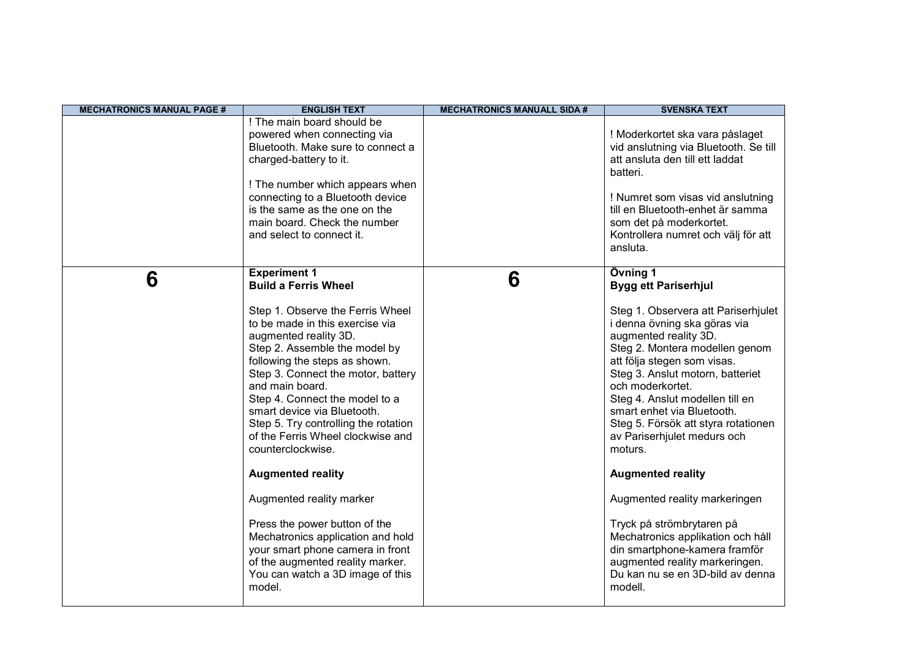| MECHATRONICS MANUAL PAGE # | ENGLISH TEXT | MECHATRONICS MANUALL SIDA # | SVENSKA TEXT |
|---|---|---|---|
| | ! The main board should be powered when connecting via Bluetooth. Make sure to connect a charged-battery to it.<br><br>! The number which appears when connecting to a Bluetooth device is the same as the one on the main board. Check the number and select to connect it. | | ! Moderkortet ska vara påslaget vid anslutning via Bluetooth. Se till att ansluta den till ett laddat batteri.<br><br>! Numret som visas vid anslutning till en Bluetooth-enhet är samma som det på moderkortet. Kontrollera numret och välj för att ansluta. |
| **6** | **Experiment 1**<br>**Build a Ferris Wheel**<br><br>Step 1. Observe the Ferris Wheel to be made in this exercise via augmented reality 3D.<br>Step 2. Assemble the model by following the steps as shown.<br>Step 3. Connect the motor, battery and main board.<br>Step 4. Connect the model to a smart device via Bluetooth.<br>Step 5. Try controlling the rotation of the Ferris Wheel clockwise and counterclockwise.<br><br>**Augmented reality**<br><br>Augmented reality marker<br><br>Press the power button of the Mechatronics application and hold your smart phone camera in front of the augmented reality marker. You can watch a 3D image of this model. | **6** | **Övning 1**<br>**Bygg ett Pariserhjul**<br><br>Steg 1. Observera att Pariserhjulet i denna övning ska göras via augmented reality 3D.<br>Steg 2. Montera modellen genom att följa stegen som visas.<br>Steg 3. Anslut motorn, batteriet och moderkortet.<br>Steg 4. Anslut modellen till en smart enhet via Bluetooth.<br>Steg 5. Försök att styra rotationen av Pariserhjulet medurs och moturs.<br><br>**Augmented reality**<br><br>Augmented reality markeringen<br><br>Tryck på strömbrytaren på Mechatronics applikation och håll din smartphone-kamera framför augmented reality markeringen. Du kan nu se en 3D-bild av denna modell. |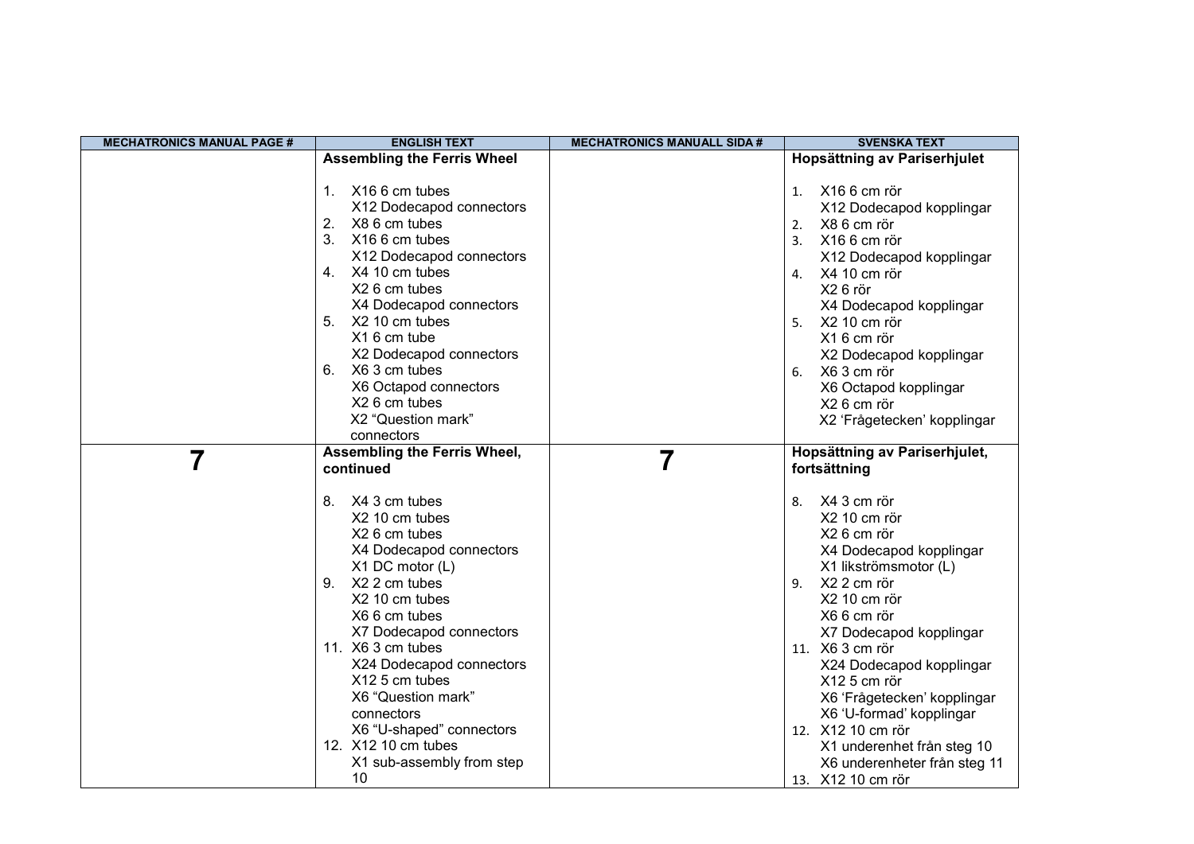| MECHATRONICS MANUAL PAGE # | ENGLISH TEXT | MECHATRONICS MANUALL SIDA # | SVENSKA TEXT |
|---|---|---|---|
| | **Assembling the Ferris Wheel**<br><br>1. X16 6 cm tubes<br>X12 Dodecapod connectors<br>2. X8 6 cm tubes<br>3. X16 6 cm tubes<br>X12 Dodecapod connectors<br>4. X4 10 cm tubes<br>X2 6 cm tubes<br>X4 Dodecapod connectors<br>5. X2 10 cm tubes<br>X1 6 cm tube<br>X2 Dodecapod connectors<br>6. X6 3 cm tubes<br>X6 Octapod connectors<br>X2 6 cm tubes<br>X2 "Question mark" connectors | | **Hopsättning av Pariserhjulet**<br><br>1. X16 6 cm rör<br>X12 Dodecapod kopplingar<br>2. X8 6 cm rör<br>3. X16 6 cm rör<br>X12 Dodecapod kopplingar<br>4. X4 10 cm rör<br>X2 6 rör<br>X4 Dodecapod kopplingar<br>5. X2 10 cm rör<br>X1 6 cm rör<br>X2 Dodecapod kopplingar<br>6. X6 3 cm rör<br>X6 Octapod kopplingar<br>X2 6 cm rör<br>X2 'Frågetecken' kopplingar |
| **7** | **Assembling the Ferris Wheel, continued**<br><br>8. X4 3 cm tubes<br>X2 10 cm tubes<br>X2 6 cm tubes<br>X4 Dodecapod connectors<br>X1 DC motor (L)<br>9. X2 2 cm tubes<br>X2 10 cm tubes<br>X6 6 cm tubes<br>X7 Dodecapod connectors<br>11. X6 3 cm tubes<br>X24 Dodecapod connectors<br>X12 5 cm tubes<br>X6 "Question mark" connectors<br>X6 "U-shaped" connectors<br>12. X12 10 cm tubes<br>X1 sub-assembly from step 10 | **7** | **Hopsättning av Pariserhjulet, fortsättning**<br><br>8. X4 3 cm rör<br>X2 10 cm rör<br>X2 6 cm rör<br>X4 Dodecapod kopplingar<br>X1 likströmsmotor (L)<br>9. X2 2 cm rör<br>X2 10 cm rör<br>X6 6 cm rör<br>X7 Dodecapod kopplingar<br>11. X6 3 cm rör<br>X24 Dodecapod kopplingar<br>X12 5 cm rör<br>X6 'Frågetecken' kopplingar<br>X6 'U-formad' kopplingar<br>12. X12 10 cm rör<br>X1 underenhet från steg 10<br>X6 underenheter från steg 11<br>13. X12 10 cm rör |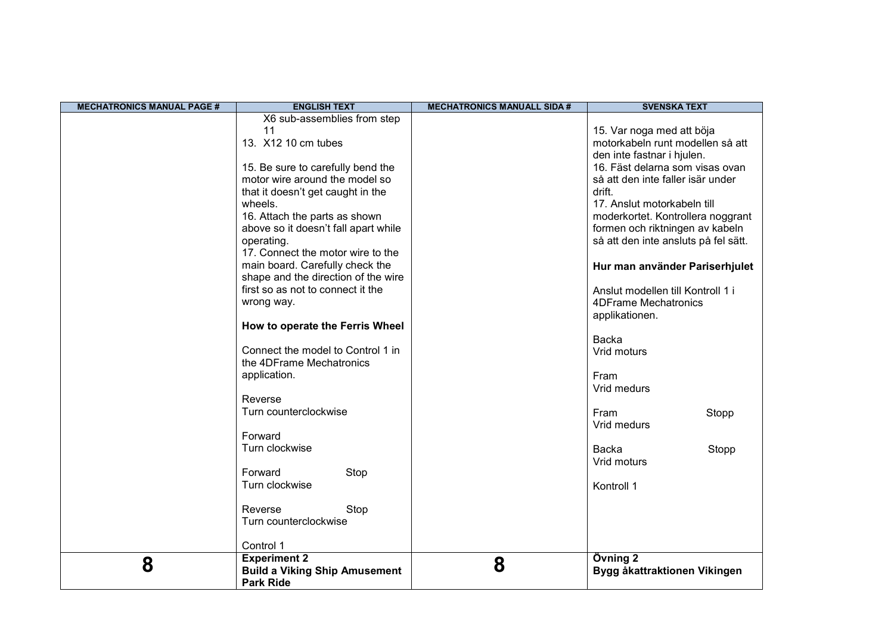| MECHATRONICS MANUAL PAGE # | ENGLISH TEXT | MECHATRONICS MANUALL SIDA # | SVENSKA TEXT |
|---|---|---|---|
| | X6 sub-assemblies from step 11<br>13. X12 10 cm tubes<br><br>15. Be sure to carefully bend the motor wire around the model so that it doesn't get caught in the wheels.<br>16. Attach the parts as shown above so it doesn't fall apart while operating.<br>17. Connect the motor wire to the main board. Carefully check the shape and the direction of the wire first so as not to connect it the wrong way.<br><br>**How to operate the Ferris Wheel**<br><br>Connect the model to Control 1 in the 4DFrame Mechatronics application.<br><br>Reverse<br>Turn counterclockwise<br><br>Forward<br>Turn clockwise<br><br>Forward Stop<br>Turn clockwise<br><br>Reverse Stop<br>Turn counterclockwise<br><br>Control 1 | | 15. Var noga med att böja motorkabeln runt modellen så att den inte fastnar i hjulen.<br>16. Fäst delarna som visas ovan så att den inte faller isär under drift.<br>17. Anslut motorkabeln till moderkortet. Kontrollera noggrant formen och riktningen av kabeln så att den inte ansluts på fel sätt.<br><br>**Hur man använder Pariserhjulet**<br><br>Anslut modellen till Kontroll 1 i 4DFrame Mechatronics applikationen.<br><br>Backa<br>Vrid moturs<br><br>Fram<br>Vrid medurs<br><br>Fram Stopp<br>Vrid medurs<br><br>Backa Stopp<br>Vrid moturs<br><br>Kontroll 1 |
| **8** | **Experiment 2**<br>**Build a Viking Ship Amusement Park Ride** | **8** | **Övning 2**<br>**Bygg åkattraktionen Vikingen** |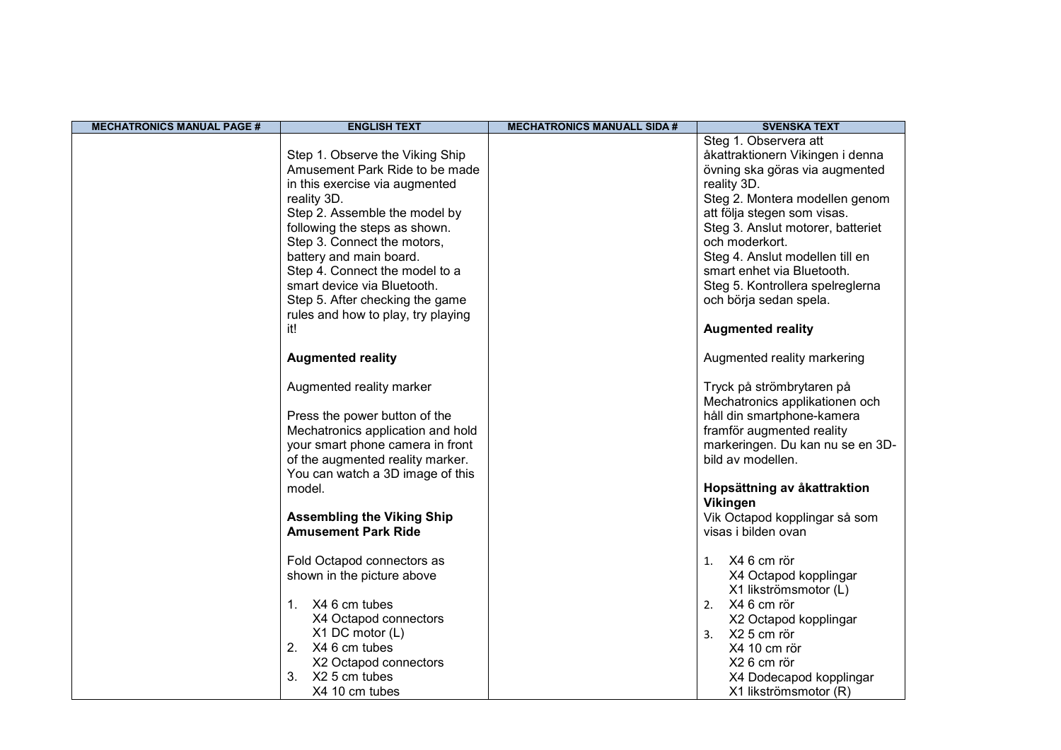| MECHATRONICS MANUAL PAGE # | ENGLISH TEXT | MECHATRONICS MANUALL SIDA # | SVENSKA TEXT |
|---|---|---|---|
| | Step 1. Observe the Viking Ship Amusement Park Ride to be made in this exercise via augmented reality 3D.<br>Step 2. Assemble the model by following the steps as shown.<br>Step 3. Connect the motors, battery and main board.<br>Step 4. Connect the model to a smart device via Bluetooth.<br>Step 5. After checking the game rules and how to play, try playing it!<br><br>**Augmented reality**<br><br>Augmented reality marker<br><br>Press the power button of the Mechatronics application and hold your smart phone camera in front of the augmented reality marker. You can watch a 3D image of this model.<br><br>**Assembling the Viking Ship Amusement Park Ride**<br><br>Fold Octapod connectors as shown in the picture above<br><br>1. X4 6 cm tubes<br>X4 Octapod connectors<br>X1 DC motor (L)<br>2. X4 6 cm tubes<br>X2 Octapod connectors<br>3. X2 5 cm tubes<br>X4 10 cm tubes | | Steg 1. Observera att åkattraktionern Vikingen i denna övning ska göras via augmented reality 3D.<br>Steg 2. Montera modellen genom att följa stegen som visas.<br>Steg 3. Anslut motorer, batteriet och moderkort.<br>Steg 4. Anslut modellen till en smart enhet via Bluetooth.<br>Steg 5. Kontrollera spelreglerna och börja sedan spela.<br><br>**Augmented reality**<br><br>Augmented reality markering<br><br>Tryck på strömbrytaren på Mechatronics applikationen och håll din smartphone-kamera framför augmented reality markeringen. Du kan nu se en 3D-bild av modellen.<br><br>**Hopsättning av åkattraktion Vikingen**<br>Vik Octapod kopplingar så som visas i bilden ovan<br><br>1. X4 6 cm rör<br>X4 Octapod kopplingar<br>X1 likströmsmotor (L)<br>2. X4 6 cm rör<br>X2 Octapod kopplingar<br>3. X2 5 cm rör<br>X4 10 cm rör<br>X2 6 cm rör<br>X4 Dodecapod kopplingar<br>X1 likströmsmotor (R) |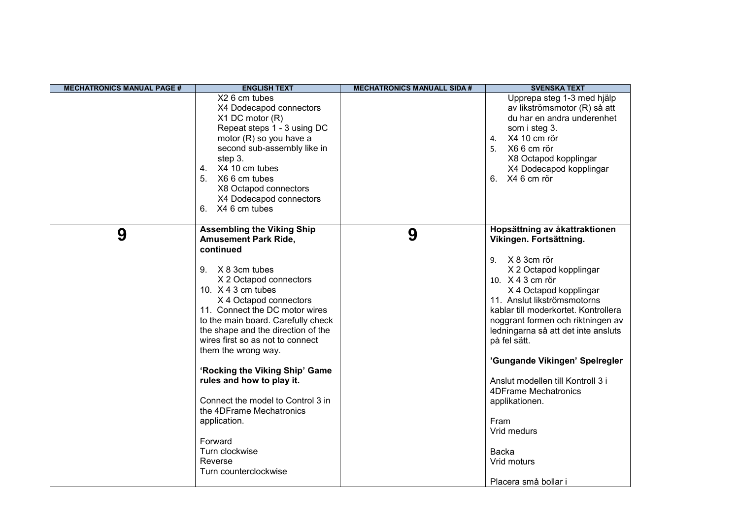| MECHATRONICS MANUAL PAGE # | ENGLISH TEXT | MECHATRONICS MANUALL SIDA # | SVENSKA TEXT |
|---|---|---|---|
| | X2 6 cm tubes<br>X4 Dodecapod connectors<br>X1 DC motor (R)<br>Repeat steps 1 - 3 using DC motor (R) so you have a second sub-assembly like in step 3.<br>4. X4 10 cm tubes<br>5. X6 6 cm tubes<br>X8 Octapod connectors<br>X4 Dodecapod connectors<br>6. X4 6 cm tubes | | Upprepa steg 1-3 med hjälp av likströmsmotor (R) så att du har en andra underenhet som i steg 3.<br>4. X4 10 cm rör<br>5. X6 6 cm rör<br>X8 Octapod kopplingar<br>X4 Dodecapod kopplingar<br>6. X4 6 cm rör |
| **9** | **Assembling the Viking Ship Amusement Park Ride, continued**<br><br>9. X 8 3cm tubes<br>X 2 Octapod connectors<br>10. X 4 3 cm tubes<br>X 4 Octapod connectors<br>11. Connect the DC motor wires to the main board. Carefully check the shape and the direction of the wires first so as not to connect them the wrong way.<br><br>**'Rocking the Viking Ship' Game rules and how to play it.**<br><br>Connect the model to Control 3 in the 4DFrame Mechatronics application.<br><br>Forward<br>Turn clockwise<br>Reverse<br>Turn counterclockwise | **9** | **Hopsättning av åkattraktionen Vikingen. Fortsättning.**<br><br>9. X 8 3cm rör<br>X 2 Octapod kopplingar<br>10. X 4 3 cm rör<br>X 4 Octapod kopplingar<br>11. Anslut likströmsmotorns kablar till moderkortet. Kontrollera noggrant formen och riktningen av ledningarna så att det inte ansluts på fel sätt.<br><br>**'Gungande Vikingen' Spelregler**<br><br>Anslut modellen till Kontroll 3 i 4DFrame Mechatronics applikationen.<br><br>Fram<br>Vrid medurs<br><br>Backa<br>Vrid moturs<br><br>Placera små bollar i |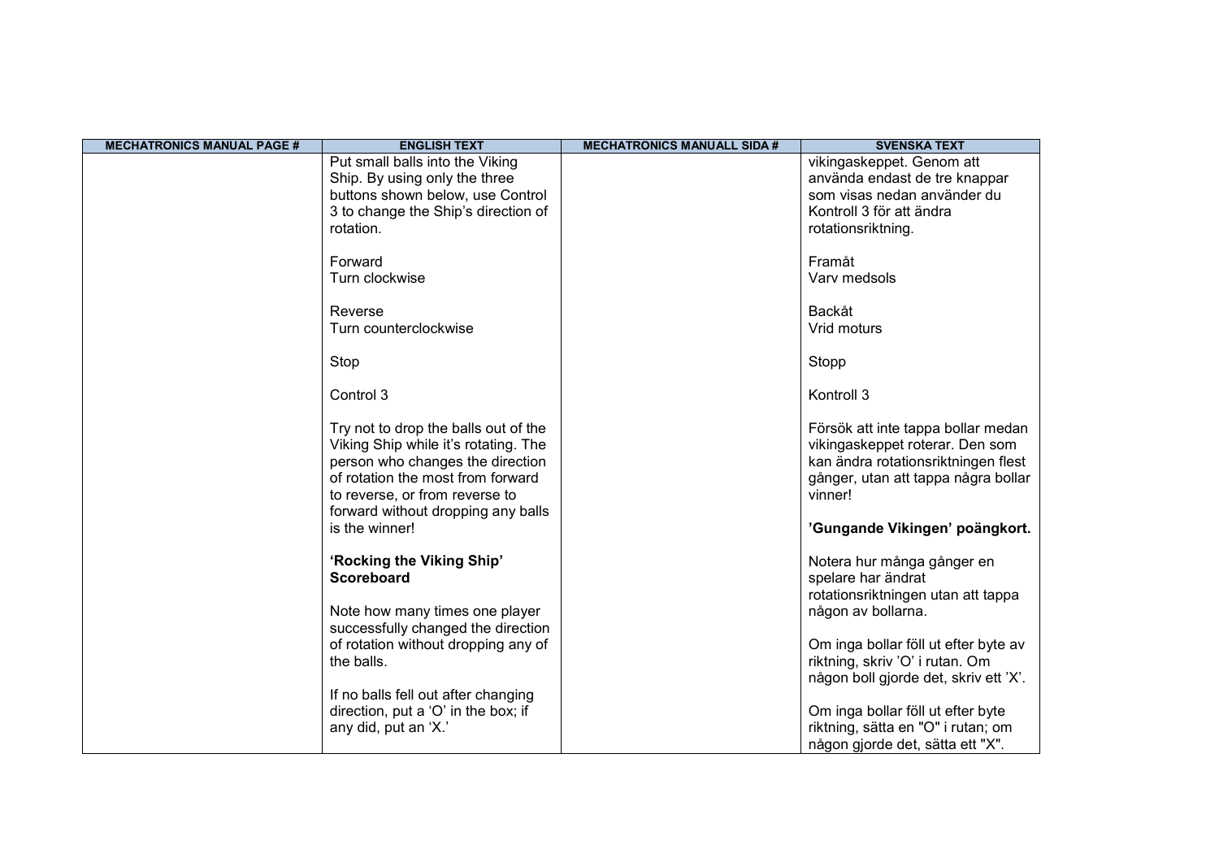| MECHATRONICS MANUAL PAGE # | ENGLISH TEXT | MECHATRONICS MANUALL SIDA # | SVENSKA TEXT |
|---|---|---|---|
| | Put small balls into the Viking Ship. By using only the three buttons shown below, use Control 3 to change the Ship's direction of rotation.<br><br>Forward<br>Turn clockwise<br><br>Reverse<br>Turn counterclockwise<br><br>Stop<br><br>Control 3<br><br>Try not to drop the balls out of the Viking Ship while it's rotating. The person who changes the direction of rotation the most from forward to reverse, or from reverse to forward without dropping any balls is the winner!<br><br>**'Rocking the Viking Ship' Scoreboard**<br><br>Note how many times one player successfully changed the direction of rotation without dropping any of the balls.<br><br>If no balls fell out after changing direction, put a 'O' in the box; if any did, put an 'X.' | | vikingaskeppet. Genom att använda endast de tre knappar som visas nedan använder du Kontroll 3 för att ändra rotationsriktning.<br><br>Framåt<br>Varv medsols<br><br>Backåt<br>Vrid moturs<br><br>Stopp<br><br>Kontroll 3<br><br>Försök att inte tappa bollar medan vikingaskeppet roterar. Den som kan ändra rotationsriktningen flest gånger, utan att tappa några bollar vinner!<br><br>**'Gungande Vikingen' poängkort.**<br><br>Notera hur många gånger en spelare har ändrat rotationsriktningen utan att tappa någon av bollarna.<br><br>Om inga bollar föll ut efter byte av riktning, skriv 'O' i rutan. Om någon boll gjorde det, skriv ett 'X'.<br><br>Om inga bollar föll ut efter byte riktning, sätta en "O" i rutan; om någon gjorde det, sätta ett "X". |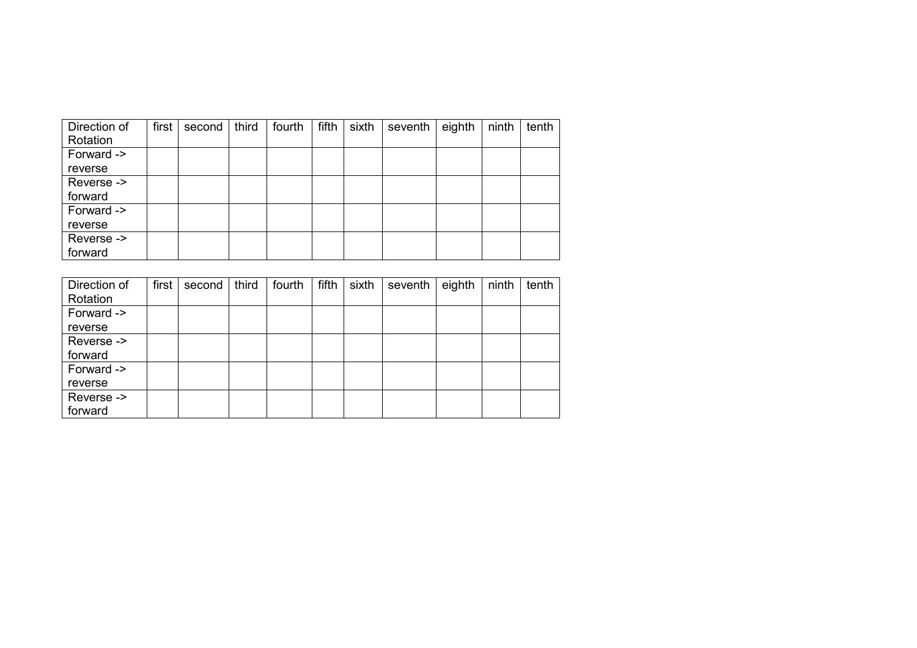| Direction of Rotation | first | second | third | fourth | fifth | sixth | seventh | eighth | ninth | tenth |
| --- | --- | --- | --- | --- | --- | --- | --- | --- | --- | --- |
| Forward -> reverse | | | | | | | | | | |
| Reverse -> forward | | | | | | | | | | |
| Forward -> reverse | | | | | | | | | | |
| Reverse -> forward | | | | | | | | | | |

| Direction of Rotation | first | second | third | fourth | fifth | sixth | seventh | eighth | ninth | tenth |
| --- | --- | --- | --- | --- | --- | --- | --- | --- | --- | --- |
| Forward -> reverse | | | | | | | | | | |
| Reverse -> forward | | | | | | | | | | |
| Forward -> reverse | | | | | | | | | | |
| Reverse -> forward | | | | | | | | | | |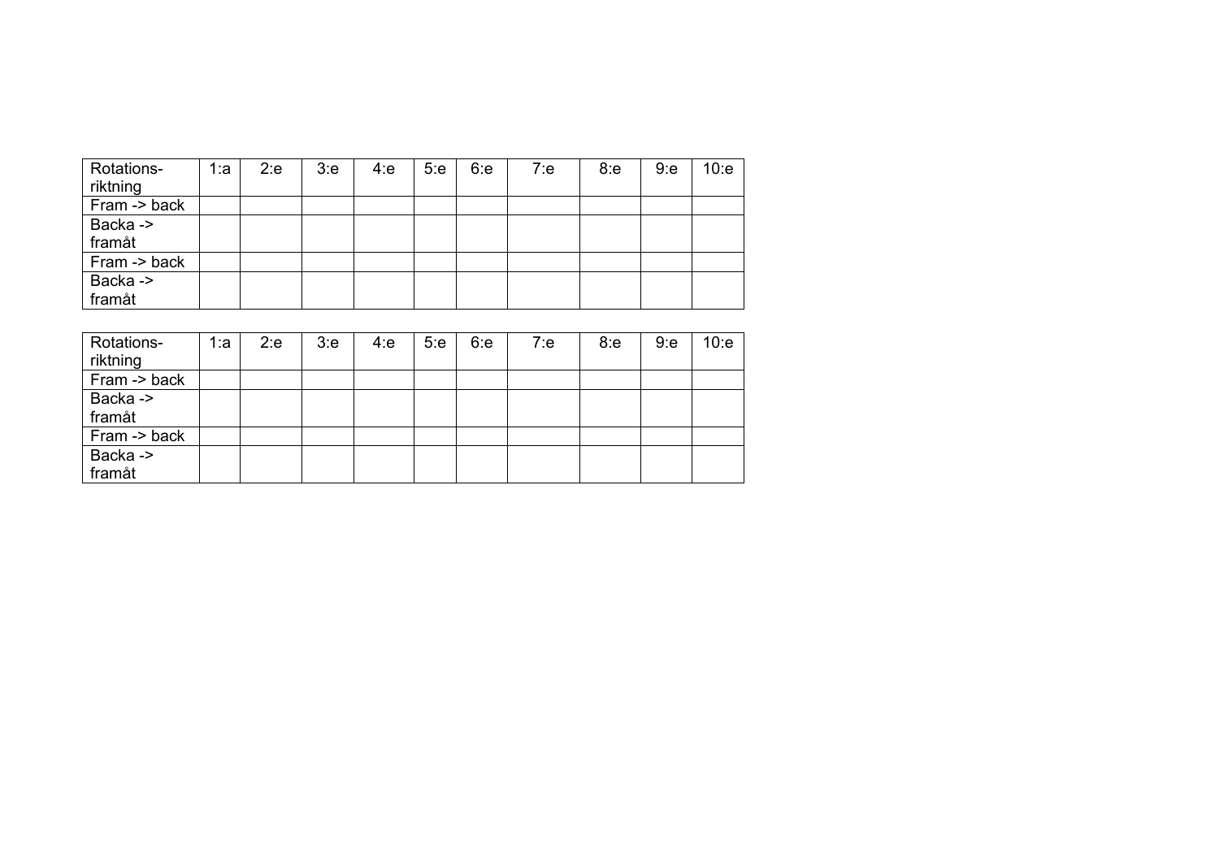| Rotations-riktning | 1:a | 2:e | 3:e | 4:e | 5:e | 6:e | 7:e | 8:e | 9:e | 10:e |
|---|---|---|---|---|---|---|---|---|---|---|
| Fram -> back | | | | | | | | | | |
| Backa -> framåt | | | | | | | | | | |
| Fram -> back | | | | | | | | | | |
| Backa -> framåt | | | | | | | | | | |

| Rotations-riktning | 1:a | 2:e | 3:e | 4:e | 5:e | 6:e | 7:e | 8:e | 9:e | 10:e |
|---|---|---|---|---|---|---|---|---|---|---|
| Fram -> back | | | | | | | | | | |
| Backa -> framåt | | | | | | | | | | |
| Fram -> back | | | | | | | | | | |
| Backa -> framåt | | | | | | | | | | |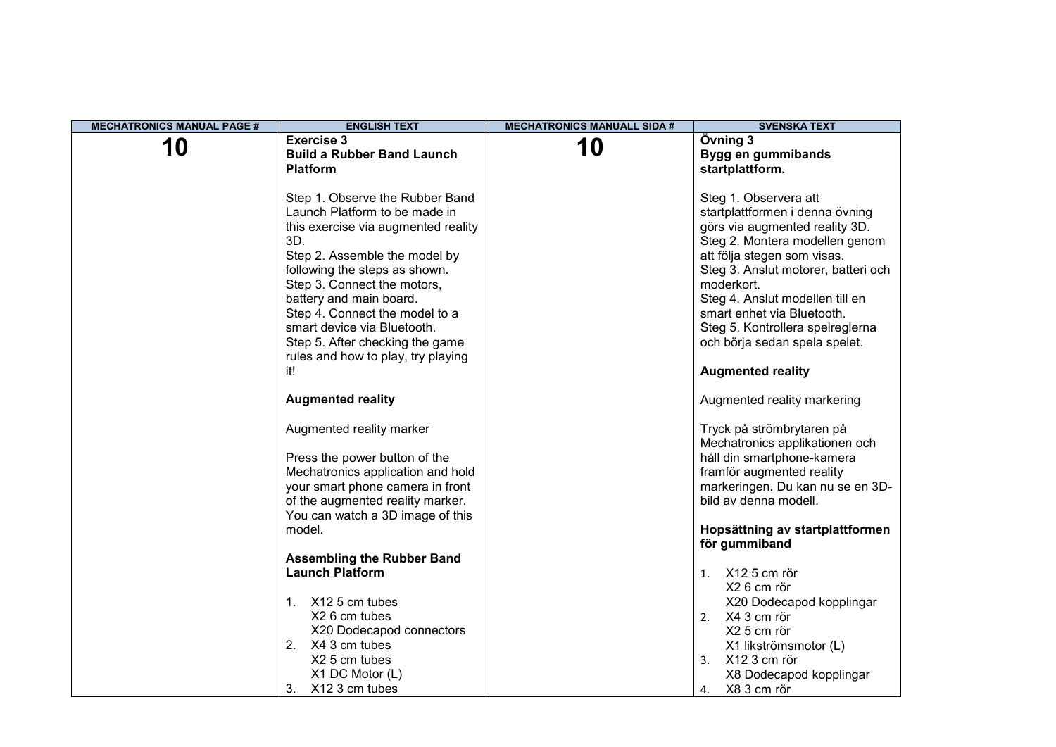| MECHATRONICS MANUAL PAGE # | ENGLISH TEXT | MECHATRONICS MANUALL SIDA # | SVENSKA TEXT |
| --- | --- | --- | --- |
| **10** | **Exercise 3**<br>**Build a Rubber Band Launch Platform**<br><br>Step 1. Observe the Rubber Band Launch Platform to be made in this exercise via augmented reality 3D.<br>Step 2. Assemble the model by following the steps as shown.<br>Step 3. Connect the motors, battery and main board.<br>Step 4. Connect the model to a smart device via Bluetooth.<br>Step 5. After checking the game rules and how to play, try playing it!<br><br>**Augmented reality**<br><br>Augmented reality marker<br><br>Press the power button of the Mechatronics application and hold your smart phone camera in front of the augmented reality marker. You can watch a 3D image of this model.<br><br>**Assembling the Rubber Band Launch Platform**<br><br>1. X12 5 cm tubes<br>X2 6 cm tubes<br>X20 Dodecapod connectors<br>2. X4 3 cm tubes<br>X2 5 cm tubes<br>X1 DC Motor (L)<br>3. X12 3 cm tubes | **10** | **Övning 3**<br>**Bygg en gummibands startplattform.**<br><br>Steg 1. Observera att startplattformen i denna övning görs via augmented reality 3D.<br>Steg 2. Montera modellen genom att följa stegen som visas.<br>Steg 3. Anslut motorer, batteri och moderkort.<br>Steg 4. Anslut modellen till en smart enhet via Bluetooth.<br>Steg 5. Kontrollera spelreglerna och börja sedan spela spelet.<br><br>**Augmented reality**<br><br>Augmented reality markering<br><br>Tryck på strömbrytaren på Mechatronics applikationen och håll din smartphone-kamera framför augmented reality markeringen. Du kan nu se en 3D-bild av denna modell.<br><br>**Hopsättning av startplattformen för gummiband**<br><br>1. X12 5 cm rör<br>X2 6 cm rör<br>X20 Dodecapod kopplingar<br>2. X4 3 cm rör<br>X2 5 cm rör<br>X1 likströmsmotor (L)<br>3. X12 3 cm rör<br>X8 Dodecapod kopplingar<br>4. X8 3 cm rör |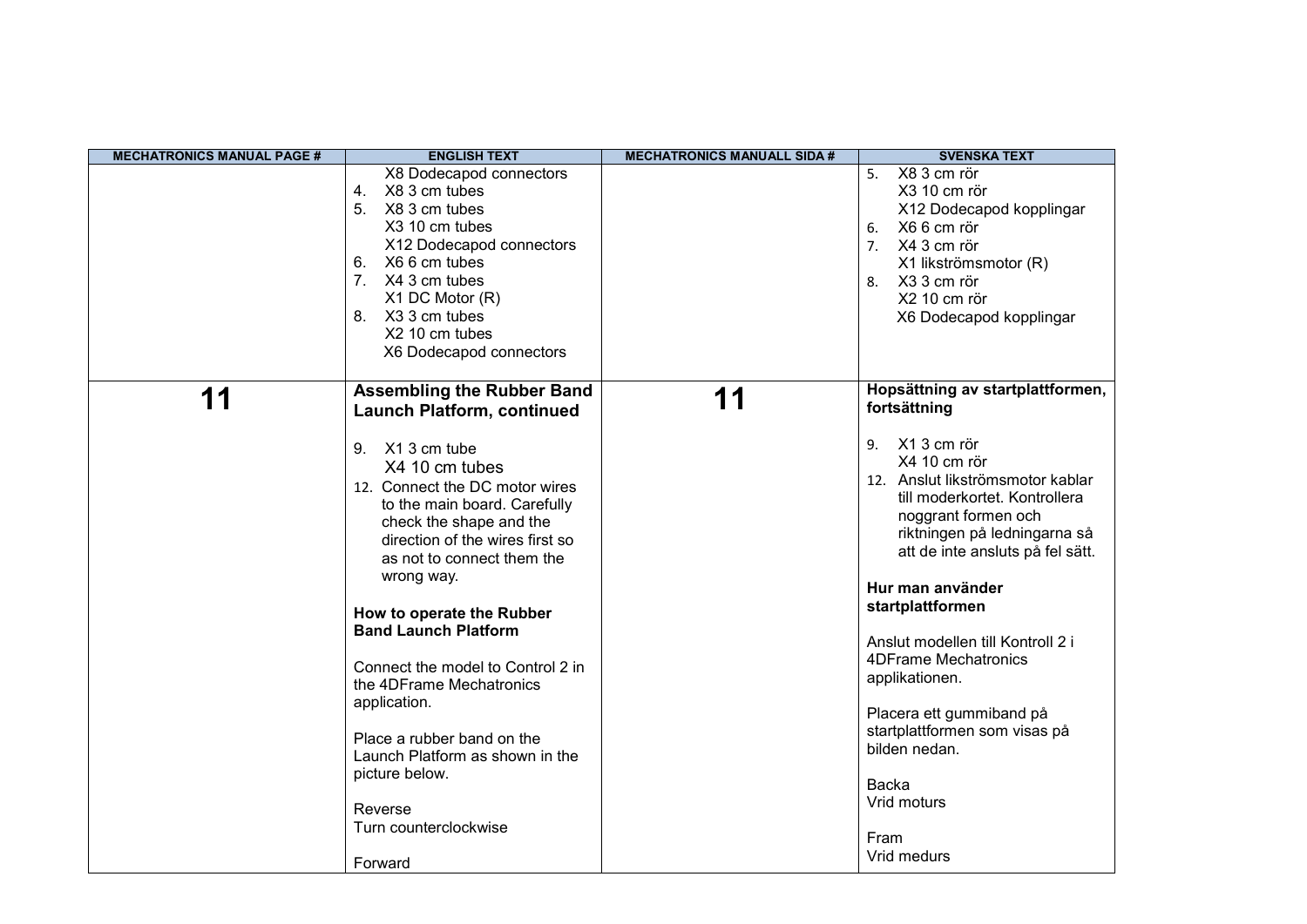| MECHATRONICS MANUAL PAGE # | ENGLISH TEXT | MECHATRONICS MANUALL SIDA # | SVENSKA TEXT |
|---|---|---|---|
| | X8 Dodecapod connectors<br>4. X8 3 cm tubes<br>5. X8 3 cm tubes<br>X3 10 cm tubes<br>X12 Dodecapod connectors<br>6. X6 6 cm tubes<br>7. X4 3 cm tubes<br>X1 DC Motor (R)<br>8. X3 3 cm tubes<br>X2 10 cm tubes<br>X6 Dodecapod connectors | | 5. X8 3 cm rör<br>X3 10 cm rör<br>X12 Dodecapod kopplingar<br>6. X6 6 cm rör<br>7. X4 3 cm rör<br>X1 likströmsmotor (R)<br>8. X3 3 cm rör<br>X2 10 cm rör<br>X6 Dodecapod kopplingar |
| **11** | **Assembling the Rubber Band Launch Platform, continued**<br><br>9. X1 3 cm tube<br>X4 10 cm tubes<br>12. Connect the DC motor wires to the main board. Carefully check the shape and the direction of the wires first so as not to connect them the wrong way.<br><br>**How to operate the Rubber Band Launch Platform**<br><br>Connect the model to Control 2 in the 4DFrame Mechatronics application.<br><br>Place a rubber band on the Launch Platform as shown in the picture below.<br><br>Reverse<br>Turn counterclockwise<br><br>Forward | **11** | **Hopsättning av startplattformen, fortsättning**<br><br>9. X1 3 cm rör<br>X4 10 cm rör<br>12. Anslut likströmsmotor kablar till moderkortet. Kontrollera noggrant formen och riktningen på ledningarna så att de inte ansluts på fel sätt.<br><br>**Hur man använder startplattformen**<br><br>Anslut modellen till Kontroll 2 i 4DFrame Mechatronics applikationen.<br><br>Placera ett gummiband på startplattformen som visas på bilden nedan.<br><br>Backa<br>Vrid moturs<br><br>Fram<br>Vrid medurs |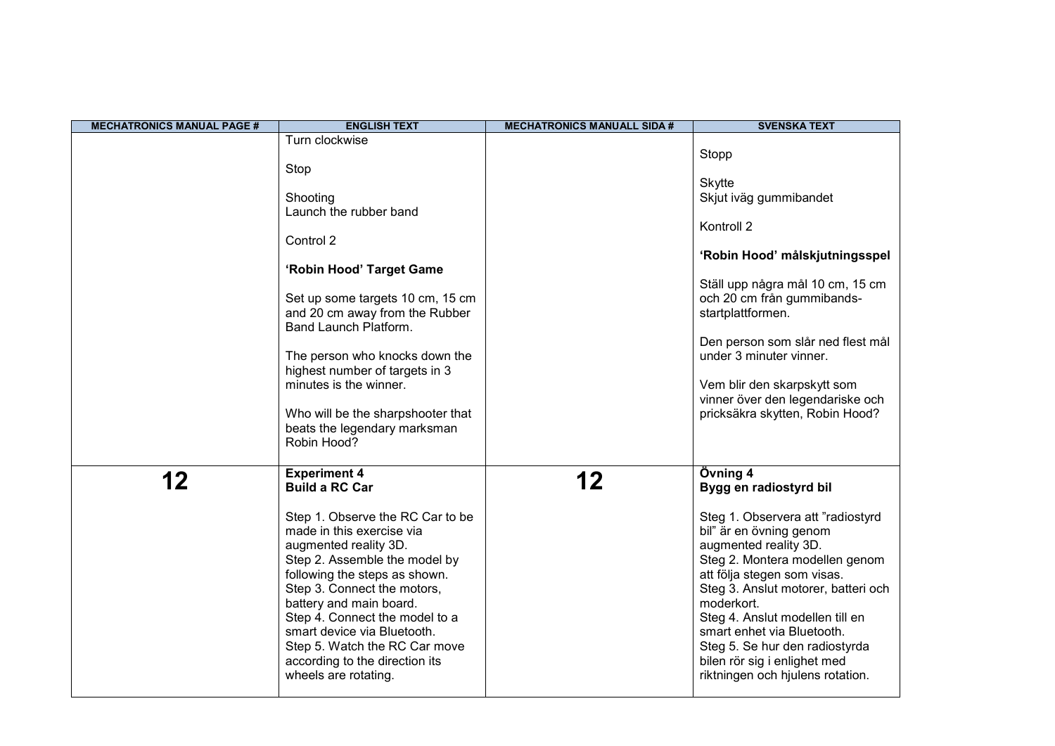| MECHATRONICS MANUAL PAGE # | ENGLISH TEXT | MECHATRONICS MANUALL SIDA # | SVENSKA TEXT |
|---|---|---|---|
| | Turn clockwise<br><br>Stop<br><br>Shooting<br>Launch the rubber band<br><br>Control 2<br><br>**'Robin Hood' Target Game**<br><br>Set up some targets 10 cm, 15 cm and 20 cm away from the Rubber Band Launch Platform.<br><br>The person who knocks down the highest number of targets in 3 minutes is the winner.<br><br>Who will be the sharpshooter that beats the legendary marksman Robin Hood? | | Stopp<br><br>Skytte<br>Skjut iväg gummibandet<br><br>Kontroll 2<br><br>**'Robin Hood' målskjutningsspel**<br><br>Ställ upp några mål 10 cm, 15 cm och 20 cm från gummibands-startplattformen.<br><br>Den person som slår ned flest mål under 3 minuter vinner.<br><br>Vem blir den skarpskytt som vinner över den legendariske och pricksäkra skytten, Robin Hood? |
| **12** | **Experiment 4**<br>**Build a RC Car**<br><br>Step 1. Observe the RC Car to be made in this exercise via augmented reality 3D.<br>Step 2. Assemble the model by following the steps as shown.<br>Step 3. Connect the motors, battery and main board.<br>Step 4. Connect the model to a smart device via Bluetooth.<br>Step 5. Watch the RC Car move according to the direction its wheels are rotating. | **12** | **Övning 4**<br>**Bygg en radiostyrd bil**<br><br>Steg 1. Observera att "radiostyrd bil" är en övning genom augmented reality 3D.<br>Steg 2. Montera modellen genom att följa stegen som visas.<br>Steg 3. Anslut motorer, batteri och moderkort.<br>Steg 4. Anslut modellen till en smart enhet via Bluetooth.<br>Steg 5. Se hur den radiostyrda bilen rör sig i enlighet med riktningen och hjulens rotation. |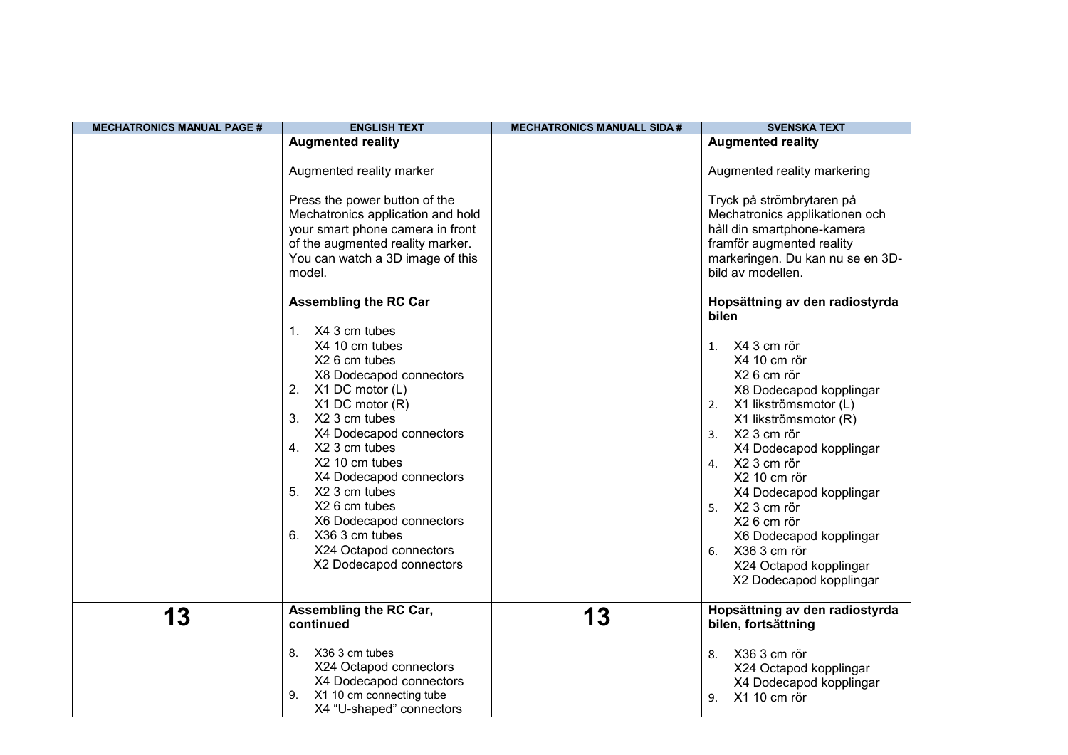| MECHATRONICS MANUAL PAGE # | ENGLISH TEXT | MECHATRONICS MANUALL SIDA # | SVENSKA TEXT |
|---|---|---|---|
| | **Augmented reality**<br><br>Augmented reality marker<br><br>Press the power button of the Mechatronics application and hold your smart phone camera in front of the augmented reality marker. You can watch a 3D image of this model.<br><br>**Assembling the RC Car**<br><br>1. X4 3 cm tubes<br>X4 10 cm tubes<br>X2 6 cm tubes<br>X8 Dodecapod connectors<br>2. X1 DC motor (L)<br>X1 DC motor (R)<br>3. X2 3 cm tubes<br>X4 Dodecapod connectors<br>4. X2 3 cm tubes<br>X2 10 cm tubes<br>X4 Dodecapod connectors<br>5. X2 3 cm tubes<br>X2 6 cm tubes<br>X6 Dodecapod connectors<br>6. X36 3 cm tubes<br>X24 Octapod connectors<br>X2 Dodecapod connectors | | **Augmented reality**<br><br>Augmented reality markering<br><br>Tryck på strömbrytaren på Mechatronics applikationen och håll din smartphone-kamera framför augmented reality markeringen. Du kan nu se en 3D-bild av modellen.<br><br>**Hopsättning av den radiostyrda bilen**<br><br>1. X4 3 cm rör<br>X4 10 cm rör<br>X2 6 cm rör<br>X8 Dodecapod kopplingar<br>2. X1 likströmsmotor (L)<br>X1 likströmsmotor (R)<br>3. X2 3 cm rör<br>X4 Dodecapod kopplingar<br>4. X2 3 cm rör<br>X2 10 cm rör<br>X4 Dodecapod kopplingar<br>5. X2 3 cm rör<br>X2 6 cm rör<br>X6 Dodecapod kopplingar<br>6. X36 3 cm rör<br>X24 Octapod kopplingar<br>X2 Dodecapod kopplingar |
| **13** | **Assembling the RC Car, continued**<br><br>8. X36 3 cm tubes<br>X24 Octapod connectors<br>X4 Dodecapod connectors<br>9. X1 10 cm connecting tube<br>X4 "U-shaped" connectors | **13** | **Hopsättning av den radiostyrda bilen, fortsättning**<br><br>8. X36 3 cm rör<br>X24 Octapod kopplingar<br>X4 Dodecapod kopplingar<br>9. X1 10 cm rör |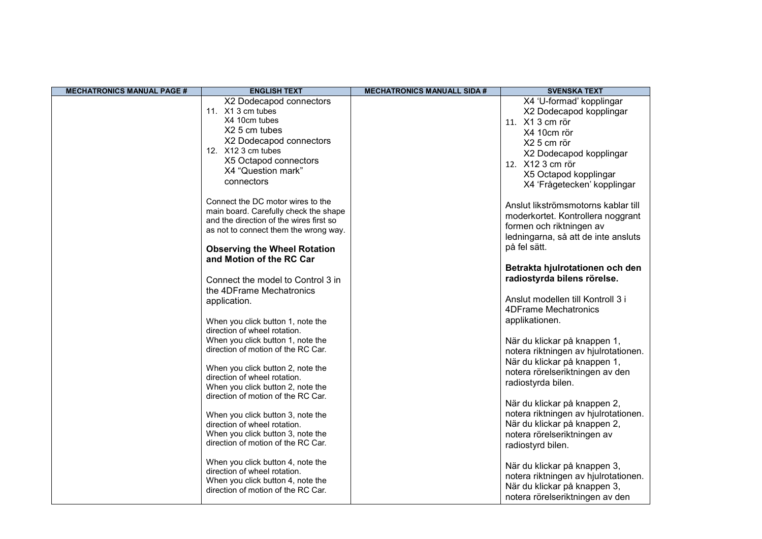| MECHATRONICS MANUAL PAGE # | ENGLISH TEXT | MECHATRONICS MANUALL SIDA # | SVENSKA TEXT |
|---|---|---|---|
| | X2 Dodecapod connectors<br>11. X1 3 cm tubes<br>X4 10cm tubes<br>X2 5 cm tubes<br>X2 Dodecapod connectors<br>12. X12 3 cm tubes<br>X5 Octapod connectors<br>X4 "Question mark" connectors<br><br>Connect the DC motor wires to the main board. Carefully check the shape and the direction of the wires first so as not to connect them the wrong way.<br><br>**Observing the Wheel Rotation and Motion of the RC Car**<br><br>Connect the model to Control 3 in the 4DFrame Mechatronics application.<br><br>When you click button 1, note the direction of wheel rotation.<br>When you click button 1, note the direction of motion of the RC Car.<br><br>When you click button 2, note the direction of wheel rotation.<br>When you click button 2, note the direction of motion of the RC Car.<br><br>When you click button 3, note the direction of wheel rotation.<br>When you click button 3, note the direction of motion of the RC Car.<br><br>When you click button 4, note the direction of wheel rotation.<br>When you click button 4, note the direction of motion of the RC Car. | | X4 'U-formad' kopplingar<br>X2 Dodecapod kopplingar<br>11. X1 3 cm rör<br>X4 10cm rör<br>X2 5 cm rör<br>X2 Dodecapod kopplingar<br>12. X12 3 cm rör<br>X5 Octapod kopplingar<br>X4 'Frågetecken' kopplingar<br><br>Anslut likströmsmotorns kablar till moderkortet. Kontrollera noggrant formen och riktningen av ledningarna, så att de inte ansluts på fel sätt.<br><br>**Betrakta hjulrotationen och den radiostyrda bilens rörelse.**<br><br>Anslut modellen till Kontroll 3 i 4DFrame Mechatronics applikationen.<br><br>När du klickar på knappen 1, notera riktningen av hjulrotationen.<br>När du klickar på knappen 1, notera rörelseriktningen av den radiostyrda bilen.<br><br>När du klickar på knappen 2, notera riktningen av hjulrotationen.<br>När du klickar på knappen 2, notera rörelseriktningen av radiostyrd bilen.<br><br>När du klickar på knappen 3, notera riktningen av hjulrotationen.<br>När du klickar på knappen 3, notera rörelseriktningen av den |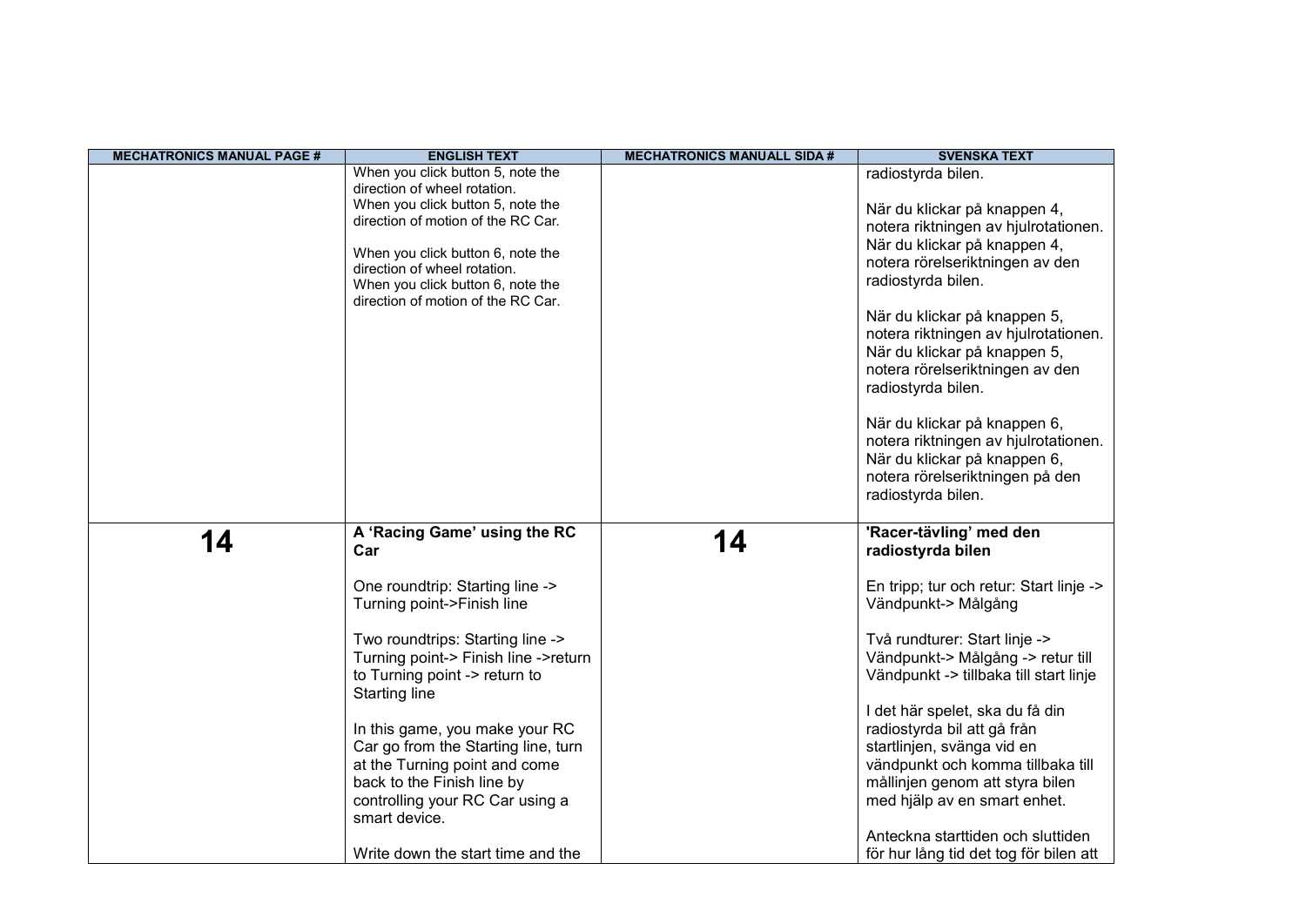| MECHATRONICS MANUAL PAGE # | ENGLISH TEXT | MECHATRONICS MANUALL SIDA # | SVENSKA TEXT |
|---|---|---|---|
| | When you click button 5, note the direction of wheel rotation.<br>When you click button 5, note the direction of motion of the RC Car.<br><br>When you click button 6, note the direction of wheel rotation.<br>When you click button 6, note the direction of motion of the RC Car. | | radiostyrda bilen.<br><br>När du klickar på knappen 4, notera riktningen av hjulrotationen.<br>När du klickar på knappen 4, notera rörelseriktningen av den radiostyrda bilen.<br><br>När du klickar på knappen 5, notera riktningen av hjulrotationen.<br>När du klickar på knappen 5, notera rörelseriktningen av den radiostyrda bilen.<br><br>När du klickar på knappen 6, notera riktningen av hjulrotationen.<br>När du klickar på knappen 6, notera rörelseriktningen på den radiostyrda bilen. |
| **14** | **A 'Racing Game' using the RC Car**<br><br>One roundtrip: Starting line -> Turning point->Finish line<br><br>Two roundtrips: Starting line -> Turning point-> Finish line ->return to Turning point -> return to Starting line<br><br>In this game, you make your RC Car go from the Starting line, turn at the Turning point and come back to the Finish line by controlling your RC Car using a smart device.<br><br>Write down the start time and the | **14** | **'Racer-tävling' med den radiostyrda bilen**<br><br>En tripp; tur och retur: Start linje -> Vändpunkt-> Målgång<br><br>Två rundturer: Start linje -> Vändpunkt-> Målgång -> retur till Vändpunkt -> tillbaka till start linje<br><br>I det här spelet, ska du få din radiostyrda bil att gå från startlinjen, svänga vid en vändpunkt och komma tillbaka till mållinjen genom att styra bilen med hjälp av en smart enhet.<br><br>Anteckna starttiden och sluttiden för hur lång tid det tog för bilen att |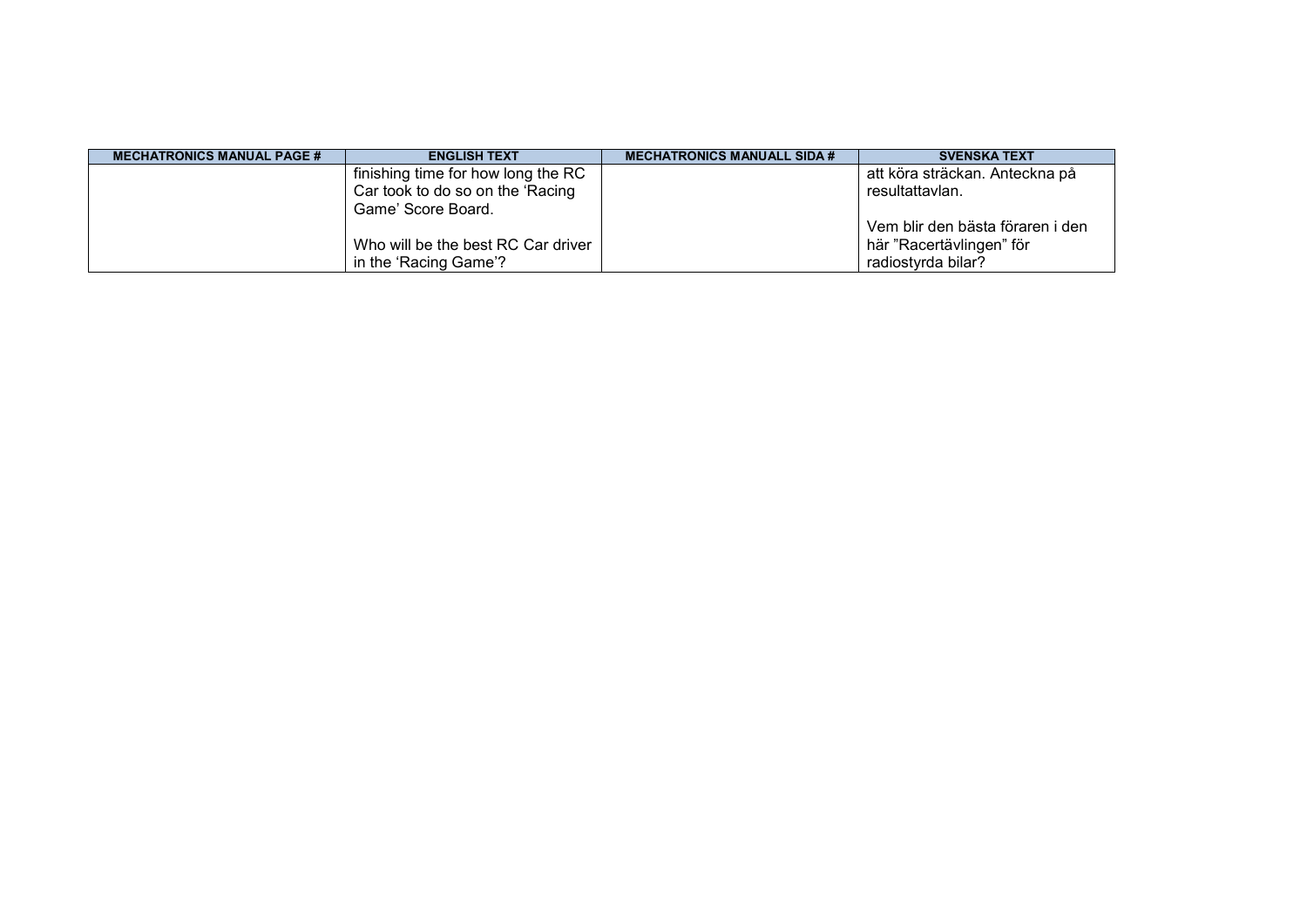| MECHATRONICS MANUAL PAGE # | ENGLISH TEXT | MECHATRONICS MANUALL SIDA # | SVENSKA TEXT |
|---|---|---|---|
| | finishing time for how long the RC Car took to do so on the 'Racing Game' Score Board.<br><br>Who will be the best RC Car driver in the 'Racing Game'? | | att köra sträckan. Anteckna på resultattavlan.<br><br>Vem blir den bästa föraren i den här "Racertävlingen" för radiostyrda bilar? |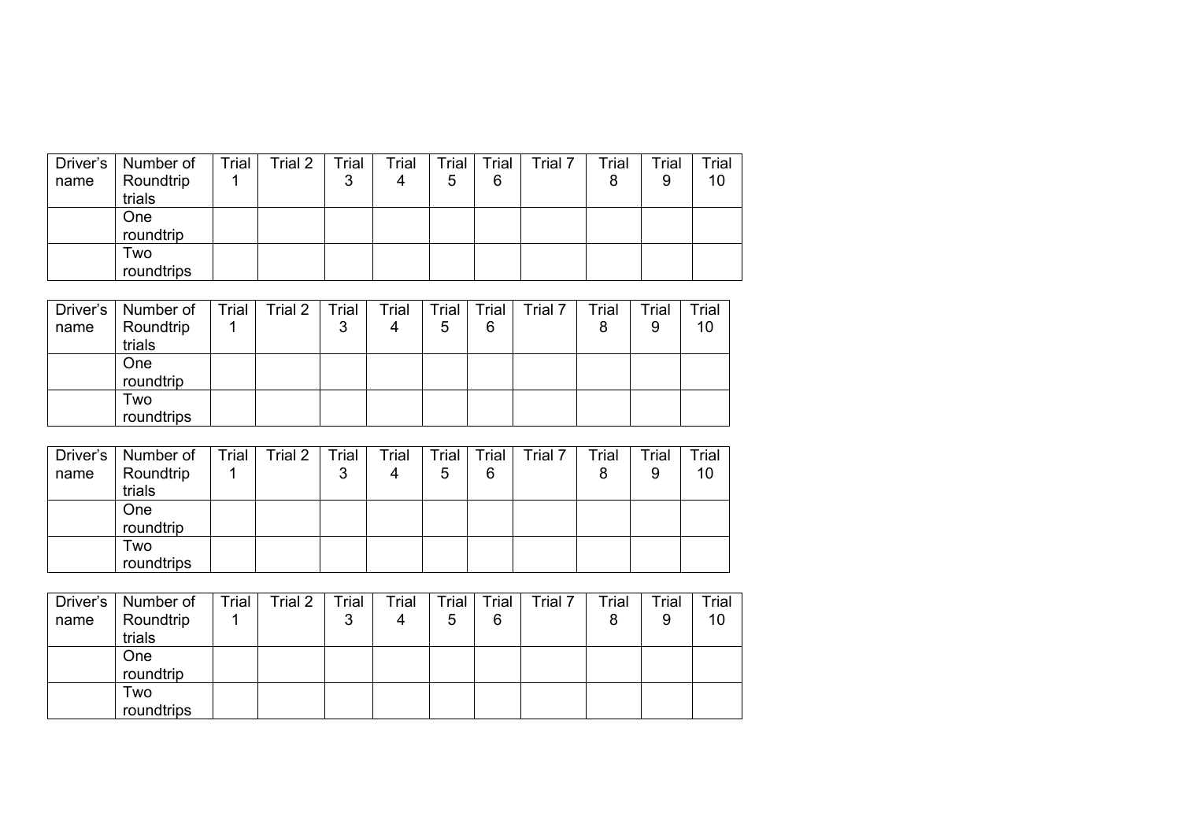| Driver's name | Number of Roundtrip trials | Trial 1 | Trial 2 | Trial 3 | Trial 4 | Trial 5 | Trial 6 | Trial 7 | Trial 8 | Trial 9 | Trial 10 |
|---|---|---|---|---|---|---|---|---|---|---|---|
| | One roundtrip | | | | | | | | | | |
| | Two roundtrips | | | | | | | | | | |

| Driver's name | Number of Roundtrip trials | Trial 1 | Trial 2 | Trial 3 | Trial 4 | Trial 5 | Trial 6 | Trial 7 | Trial 8 | Trial 9 | Trial 10 |
|---|---|---|---|---|---|---|---|---|---|---|---|
| | One roundtrip | | | | | | | | | | |
| | Two roundtrips | | | | | | | | | | |

| Driver's name | Number of Roundtrip trials | Trial 1 | Trial 2 | Trial 3 | Trial 4 | Trial 5 | Trial 6 | Trial 7 | Trial 8 | Trial 9 | Trial 10 |
|---|---|---|---|---|---|---|---|---|---|---|---|
| | One roundtrip | | | | | | | | | | |
| | Two roundtrips | | | | | | | | | | |

| Driver's name | Number of Roundtrip trials | Trial 1 | Trial 2 | Trial 3 | Trial 4 | Trial 5 | Trial 6 | Trial 7 | Trial 8 | Trial 9 | Trial 10 |
|---|---|---|---|---|---|---|---|---|---|---|---|
| | One roundtrip | | | | | | | | | | |
| | Two roundtrips | | | | | | | | | | |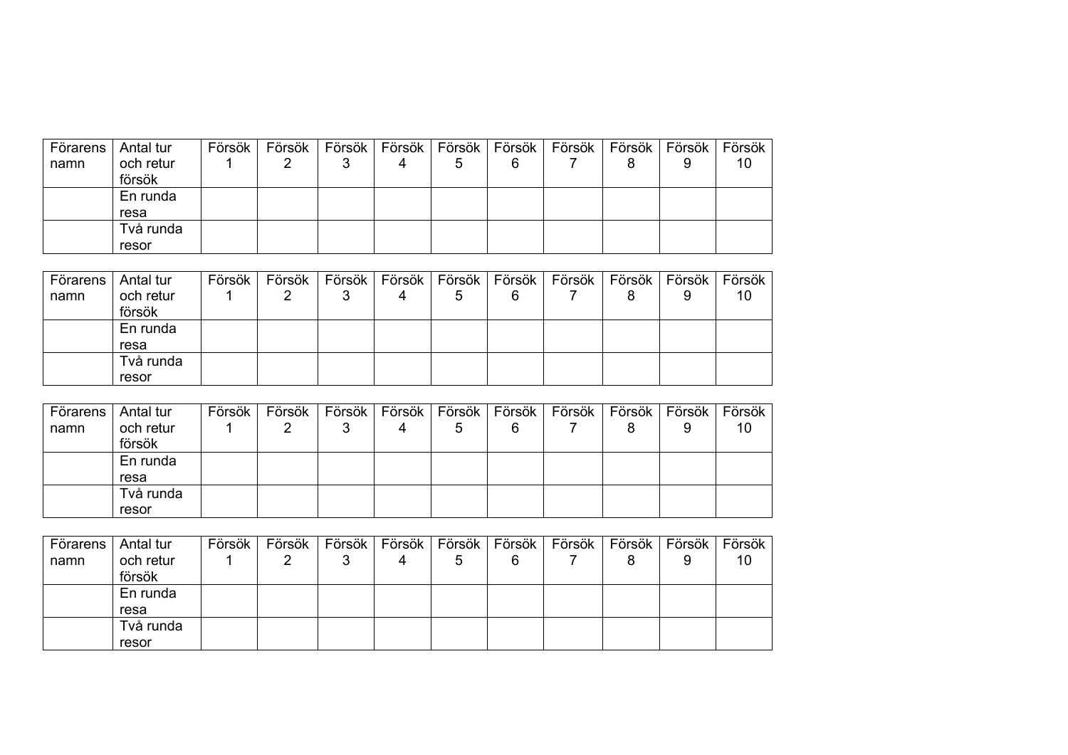| Förarens namn | Antal tur och retur försök | Försök 1 | Försök 2 | Försök 3 | Försök 4 | Försök 5 | Försök 6 | Försök 7 | Försök 8 | Försök 9 | Försök 10 |
|---|---|---|---|---|---|---|---|---|---|---|---|
| | En runda resa | | | | | | | | | | |
| | Två runda resor | | | | | | | | | | |

| Förarens namn | Antal tur och retur försök | Försök 1 | Försök 2 | Försök 3 | Försök 4 | Försök 5 | Försök 6 | Försök 7 | Försök 8 | Försök 9 | Försök 10 |
|---|---|---|---|---|---|---|---|---|---|---|---|
| | En runda resa | | | | | | | | | | |
| | Två runda resor | | | | | | | | | | |

| Förarens namn | Antal tur och retur försök | Försök 1 | Försök 2 | Försök 3 | Försök 4 | Försök 5 | Försök 6 | Försök 7 | Försök 8 | Försök 9 | Försök 10 |
|---|---|---|---|---|---|---|---|---|---|---|---|
| | En runda resa | | | | | | | | | | |
| | Två runda resor | | | | | | | | | | |

| Förarens namn | Antal tur och retur försök | Försök 1 | Försök 2 | Försök 3 | Försök 4 | Försök 5 | Försök 6 | Försök 7 | Försök 8 | Försök 9 | Försök 10 |
|---|---|---|---|---|---|---|---|---|---|---|---|
| | En runda resa | | | | | | | | | | |
| | Två runda resor | | | | | | | | | | |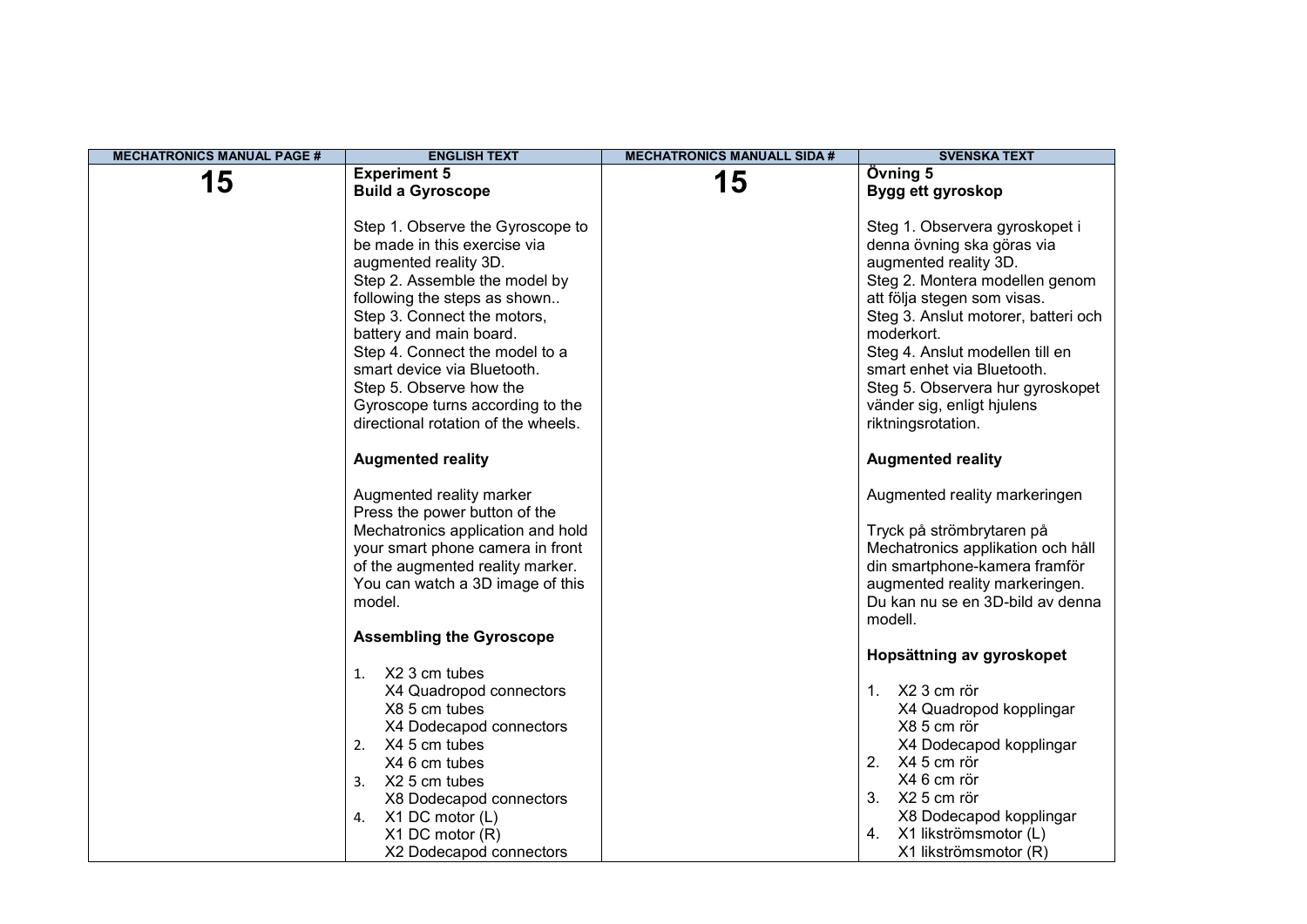| MECHATRONICS MANUAL PAGE # | ENGLISH TEXT | MECHATRONICS MANUALL SIDA # | SVENSKA TEXT |
|---|---|---|---|
| **15** | **Experiment 5**<br>**Build a Gyroscope**<br><br>Step 1. Observe the Gyroscope to be made in this exercise via augmented reality 3D.<br>Step 2. Assemble the model by following the steps as shown..<br>Step 3. Connect the motors, battery and main board.<br>Step 4. Connect the model to a smart device via Bluetooth.<br>Step 5. Observe how the Gyroscope turns according to the directional rotation of the wheels.<br><br>**Augmented reality**<br><br>Augmented reality marker<br>Press the power button of the Mechatronics application and hold your smart phone camera in front of the augmented reality marker. You can watch a 3D image of this model.<br><br>**Assembling the Gyroscope**<br><br>1. X2 3 cm tubes<br>X4 Quadropod connectors<br>X8 5 cm tubes<br>X4 Dodecapod connectors<br>2. X4 5 cm tubes<br>X4 6 cm tubes<br>3. X2 5 cm tubes<br>X8 Dodecapod connectors<br>4. X1 DC motor (L)<br>X1 DC motor (R)<br>X2 Dodecapod connectors | **15** | **Övning 5**<br>**Bygg ett gyroskop**<br><br>Steg 1. Observera gyroskopet i denna övning ska göras via augmented reality 3D.<br>Steg 2. Montera modellen genom att följa stegen som visas.<br>Steg 3. Anslut motorer, batteri och moderkort.<br>Steg 4. Anslut modellen till en smart enhet via Bluetooth.<br>Steg 5. Observera hur gyroskopet vänder sig, enligt hjulens riktningsrotation.<br><br>**Augmented reality**<br><br>Augmented reality markeringen<br><br>Tryck på strömbrytaren på Mechatronics applikation och håll din smartphone-kamera framför augmented reality markeringen. Du kan nu se en 3D-bild av denna modell.<br><br>**Hopsättning av gyroskopet**<br><br>1. X2 3 cm rör<br>X4 Quadropod kopplingar<br>X8 5 cm rör<br>X4 Dodecapod kopplingar<br>2. X4 5 cm rör<br>X4 6 cm rör<br>3. X2 5 cm rör<br>X8 Dodecapod kopplingar<br>4. X1 likströmsmotor (L)<br>X1 likströmsmotor (R) |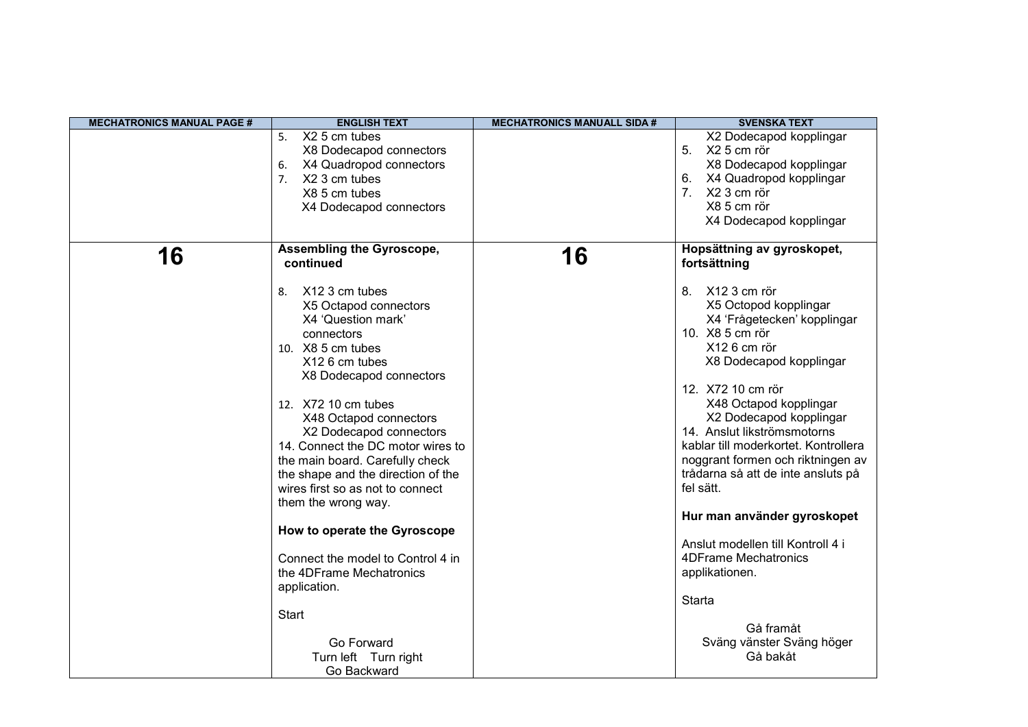| MECHATRONICS MANUAL PAGE # | ENGLISH TEXT | MECHATRONICS MANUALL SIDA # | SVENSKA TEXT |
| --- | --- | --- | --- |
| | 5. X2 5 cm tubes<br>X8 Dodecapod connectors<br>6. X4 Quadropod connectors<br>7. X2 3 cm tubes<br>X8 5 cm tubes<br>X4 Dodecapod connectors | | X2 Dodecapod kopplingar<br>5. X2 5 cm rör<br>X8 Dodecapod kopplingar<br>6. X4 Quadropod kopplingar<br>7. X2 3 cm rör<br>X8 5 cm rör<br>X4 Dodecapod kopplingar |
| **16** | **Assembling the Gyroscope, continued**<br><br>8. X12 3 cm tubes<br>X5 Octapod connectors<br>X4 'Question mark' connectors<br>10. X8 5 cm tubes<br>X12 6 cm tubes<br>X8 Dodecapod connectors<br><br>12. X72 10 cm tubes<br>X48 Octapod connectors<br>X2 Dodecapod connectors<br>14. Connect the DC motor wires to the main board. Carefully check the shape and the direction of the wires first so as not to connect them the wrong way.<br><br>**How to operate the Gyroscope**<br><br>Connect the model to Control 4 in the 4DFrame Mechatronics application.<br><br>Start<br><br>Go Forward<br>Turn left Turn right<br>Go Backward | **16** | **Hopsättning av gyroskopet, fortsättning**<br><br>8. X12 3 cm rör<br>X5 Octopod kopplingar<br>X4 'Frågetecken' kopplingar<br>10. X8 5 cm rör<br>X12 6 cm rör<br>X8 Dodecapod kopplingar<br><br>12. X72 10 cm rör<br>X48 Octapod kopplingar<br>X2 Dodecapod kopplingar<br>14. Anslut likströmsmotorns kablar till moderkortet. Kontrollera noggrant formen och riktningen av trådarna så att de inte ansluts på fel sätt.<br><br>**Hur man använder gyroskopet**<br><br>Anslut modellen till Kontroll 4 i 4DFrame Mechatronics applikationen.<br><br>Starta<br><br>Gå framåt<br>Sväng vänster Sväng höger<br>Gå bakåt |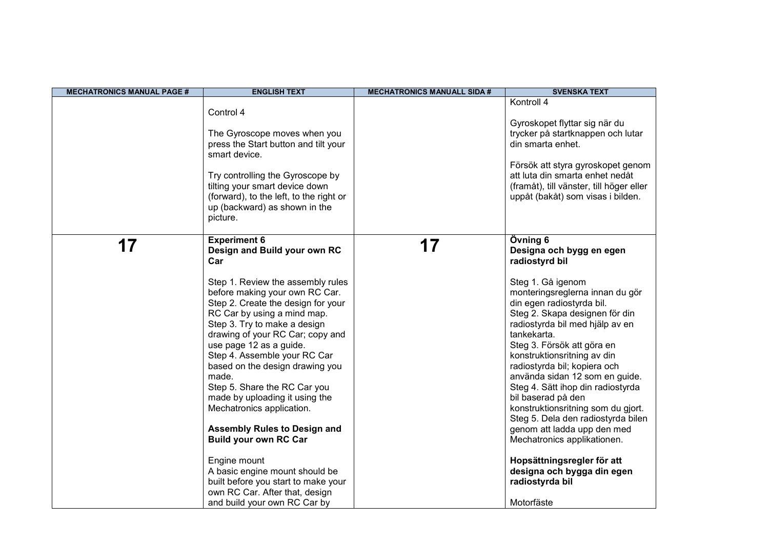| MECHATRONICS MANUAL PAGE # | ENGLISH TEXT | MECHATRONICS MANUALL SIDA # | SVENSKA TEXT |
|---|---|---|---|
| | Control 4<br><br>The Gyroscope moves when you press the Start button and tilt your smart device.<br><br>Try controlling the Gyroscope by tilting your smart device down (forward), to the left, to the right or up (backward) as shown in the picture. | | Kontroll 4<br><br>Gyroskopet flyttar sig när du trycker på startknappen och lutar din smarta enhet.<br><br>Försök att styra gyroskopet genom att luta din smarta enhet nedåt (framåt), till vänster, till höger eller uppåt (bakåt) som visas i bilden. |
| **17** | **Experiment 6**<br>**Design and Build your own RC Car**<br><br>Step 1. Review the assembly rules before making your own RC Car.<br>Step 2. Create the design for your RC Car by using a mind map.<br>Step 3. Try to make a design drawing of your RC Car; copy and use page 12 as a guide.<br>Step 4. Assemble your RC Car based on the design drawing you made.<br>Step 5. Share the RC Car you made by uploading it using the Mechatronics application.<br><br>**Assembly Rules to Design and Build your own RC Car**<br><br>Engine mount<br>A basic engine mount should be built before you start to make your own RC Car. After that, design and build your own RC Car by | **17** | **Övning 6**<br>**Designa och bygg en egen radiostyrd bil**<br><br>Steg 1. Gå igenom monteringsreglerna innan du gör din egen radiostyrda bil.<br>Steg 2. Skapa designen för din radiostyrda bil med hjälp av en tankekarta.<br>Steg 3. Försök att göra en konstruktionsritning av din radiostyrda bil; kopiera och använda sidan 12 som en guide.<br>Steg 4. Sätt ihop din radiostyrda bil baserad på den konstruktionsritning som du gjort.<br>Steg 5. Dela den radiostyrda bilen genom att ladda upp den med Mechatronics applikationen.<br><br>**Hopsättningsregler för att designa och bygga din egen radiostyrda bil**<br><br>Motorfäste |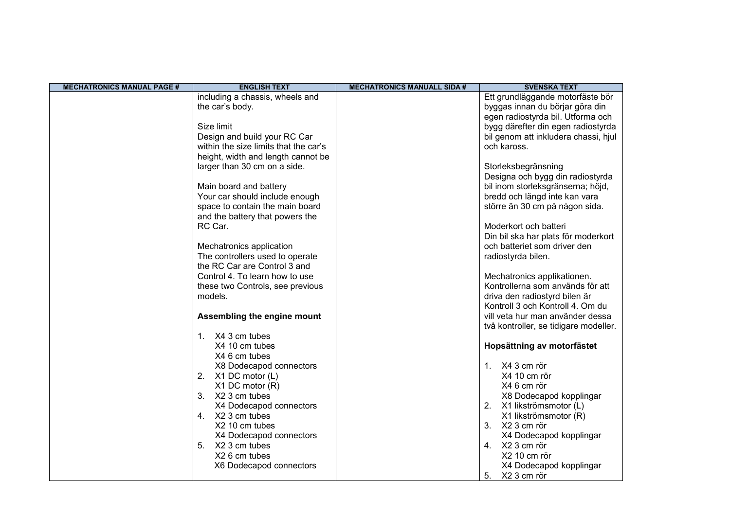| MECHATRONICS MANUAL PAGE # | ENGLISH TEXT | MECHATRONICS MANUALL SIDA # | SVENSKA TEXT |
|---|---|---|---|
| | including a chassis, wheels and the car's body.<br><br>Size limit<br>Design and build your RC Car within the size limits that the car's height, width and length cannot be larger than 30 cm on a side.<br><br>Main board and battery<br>Your car should include enough space to contain the main board and the battery that powers the RC Car.<br><br>Mechatronics application<br>The controllers used to operate the RC Car are Control 3 and Control 4. To learn how to use these two Controls, see previous models.<br><br>**Assembling the engine mount**<br><br>1. X4 3 cm tubes<br>X4 10 cm tubes<br>X4 6 cm tubes<br>X8 Dodecapod connectors<br>2. X1 DC motor (L)<br>X1 DC motor (R)<br>3. X2 3 cm tubes<br>X4 Dodecapod connectors<br>4. X2 3 cm tubes<br>X2 10 cm tubes<br>X4 Dodecapod connectors<br>5. X2 3 cm tubes<br>X2 6 cm tubes<br>X6 Dodecapod connectors | | Ett grundläggande motorfäste bör byggas innan du börjar göra din egen radiostyrda bil. Utforma och bygg därefter din egen radiostyrda bil genom att inkludera chassi, hjul och kaross.<br><br>Storleksbegränsning<br>Designa och bygg din radiostyrda bil inom storleksgränserna; höjd, bredd och längd inte kan vara större än 30 cm på någon sida.<br><br>Moderkort och batteri<br>Din bil ska har plats för moderkort och batteriet som driver den radiostyrda bilen.<br><br>Mechatronics applikationen.<br>Kontrollerna som används för att driva den radiostyrd bilen är Kontroll 3 och Kontroll 4. Om du vill veta hur man använder dessa två kontroller, se tidigare modeller.<br><br>**Hopsättning av motorfästet**<br><br>1. X4 3 cm rör<br>X4 10 cm rör<br>X4 6 cm rör<br>X8 Dodecapod kopplingar<br>2. X1 likströmsmotor (L)<br>X1 likströmsmotor (R)<br>3. X2 3 cm rör<br>X4 Dodecapod kopplingar<br>4. X2 3 cm rör<br>X2 10 cm rör<br>X4 Dodecapod kopplingar<br>5. X2 3 cm rör |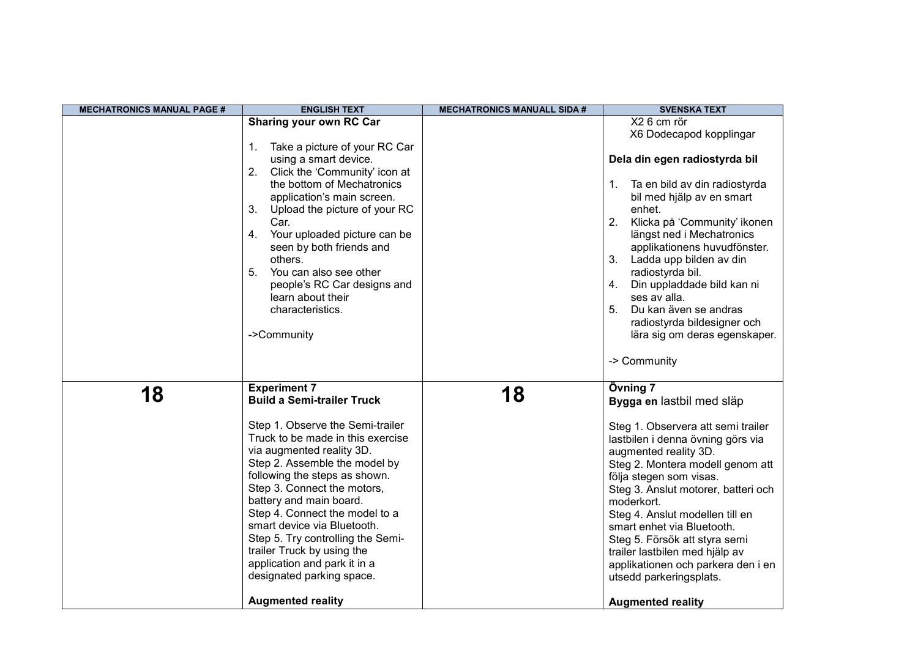| MECHATRONICS MANUAL PAGE # | ENGLISH TEXT | MECHATRONICS MANUALL SIDA # | SVENSKA TEXT |
| --- | --- | --- | --- |
| | **Sharing your own RC Car**<br><br>1. Take a picture of your RC Car using a smart device.<br>2. Click the 'Community' icon at the bottom of Mechatronics application's main screen.<br>3. Upload the picture of your RC Car.<br>4. Your uploaded picture can be seen by both friends and others.<br>5. You can also see other people's RC Car designs and learn about their characteristics.<br><br>->Community | | X2 6 cm rör<br>X6 Dodecapod kopplingar<br><br>**Dela din egen radiostyrda bil**<br><br>1. Ta en bild av din radiostyrda bil med hjälp av en smart enhet.<br>2. Klicka på 'Community' ikonen längst ned i Mechatronics applikationens huvudfönster.<br>3. Ladda upp bilden av din radiostyrda bil.<br>4. Din uppladdade bild kan ni ses av alla.<br>5. Du kan även se andras radiostyrda bildesigner och lära sig om deras egenskaper.<br><br>-> Community |
| **18** | **Experiment 7**<br>**Build a Semi-trailer Truck**<br><br>Step 1. Observe the Semi-trailer Truck to be made in this exercise via augmented reality 3D.<br>Step 2. Assemble the model by following the steps as shown.<br>Step 3. Connect the motors, battery and main board.<br>Step 4. Connect the model to a smart device via Bluetooth.<br>Step 5. Try controlling the Semi-trailer Truck by using the application and park it in a designated parking space.<br><br>**Augmented reality** | **18** | **Övning 7**<br>**Bygga en** lastbil med släp<br><br>Steg 1. Observera att semi trailer lastbilen i denna övning görs via augmented reality 3D.<br>Steg 2. Montera modell genom att följa stegen som visas.<br>Steg 3. Anslut motorer, batteri och moderkort.<br>Steg 4. Anslut modellen till en smart enhet via Bluetooth.<br>Steg 5. Försök att styra semi trailer lastbilen med hjälp av applikationen och parkera den i en utsedd parkeringsplats.<br><br>**Augmented reality** |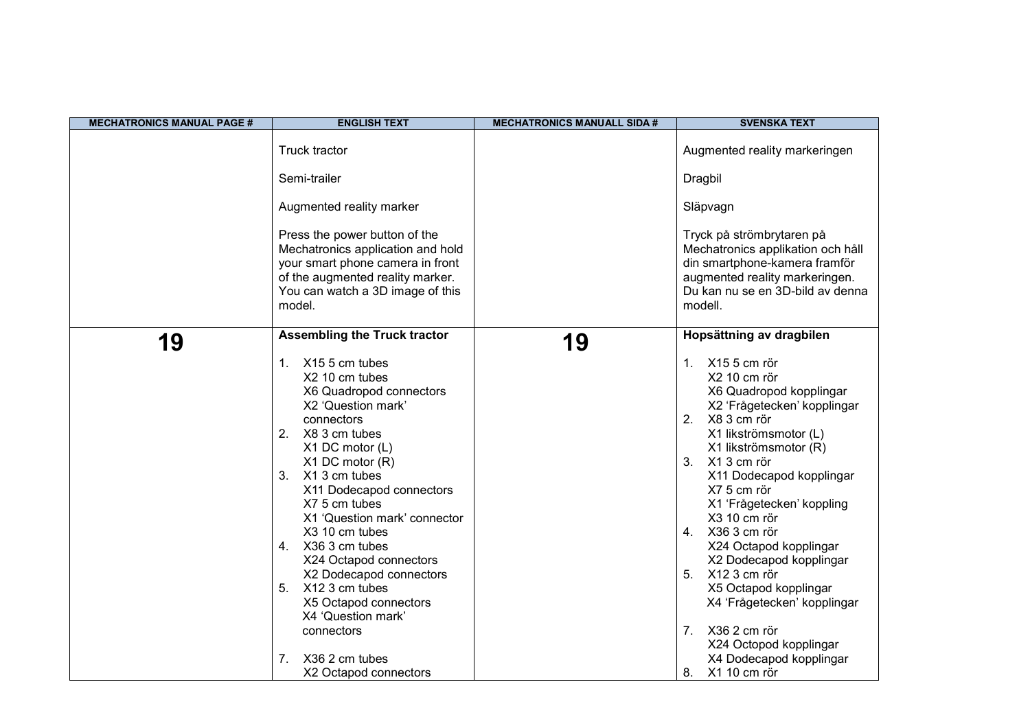| MECHATRONICS MANUAL PAGE # | ENGLISH TEXT | MECHATRONICS MANUALL SIDA # | SVENSKA TEXT |
|---|---|---|---|
| | Truck tractor<br><br>Semi-trailer<br><br>Augmented reality marker<br><br>Press the power button of the Mechatronics application and hold your smart phone camera in front of the augmented reality marker. You can watch a 3D image of this model. | | Augmented reality markeringen<br><br>Dragbil<br><br>Släpvagn<br><br>Tryck på strömbrytaren på Mechatronics applikation och håll din smartphone-kamera framför augmented reality markeringen. Du kan nu se en 3D-bild av denna modell. |
| **19** | **Assembling the Truck tractor**<br><br>1. X15 5 cm tubes<br>X2 10 cm tubes<br>X6 Quadropod connectors<br>X2 'Question mark' connectors<br>2. X8 3 cm tubes<br>X1 DC motor (L)<br>X1 DC motor (R)<br>3. X1 3 cm tubes<br>X11 Dodecapod connectors<br>X7 5 cm tubes<br>X1 'Question mark' connector<br>X3 10 cm tubes<br>4. X36 3 cm tubes<br>X24 Octapod connectors<br>X2 Dodecapod connectors<br>5. X12 3 cm tubes<br>X5 Octapod connectors<br>X4 'Question mark' connectors<br><br>7. X36 2 cm tubes<br>X2 Octapod connectors | **19** | **Hopsättning av dragbilen**<br><br>1. X15 5 cm rör<br>X2 10 cm rör<br>X6 Quadropod kopplingar<br>X2 'Frågetecken' kopplingar<br>2. X8 3 cm rör<br>X1 likströmsmotor (L)<br>X1 likströmsmotor (R)<br>3. X1 3 cm rör<br>X11 Dodecapod kopplingar<br>X7 5 cm rör<br>X1 'Frågetecken' koppling<br>X3 10 cm rör<br>4. X36 3 cm rör<br>X24 Octapod kopplingar<br>X2 Dodecapod kopplingar<br>5. X12 3 cm rör<br>X5 Octapod kopplingar<br>X4 'Frågetecken' kopplingar<br><br>7. X36 2 cm rör<br>X24 Octopod kopplingar<br>X4 Dodecapod kopplingar<br>8. X1 10 cm rör |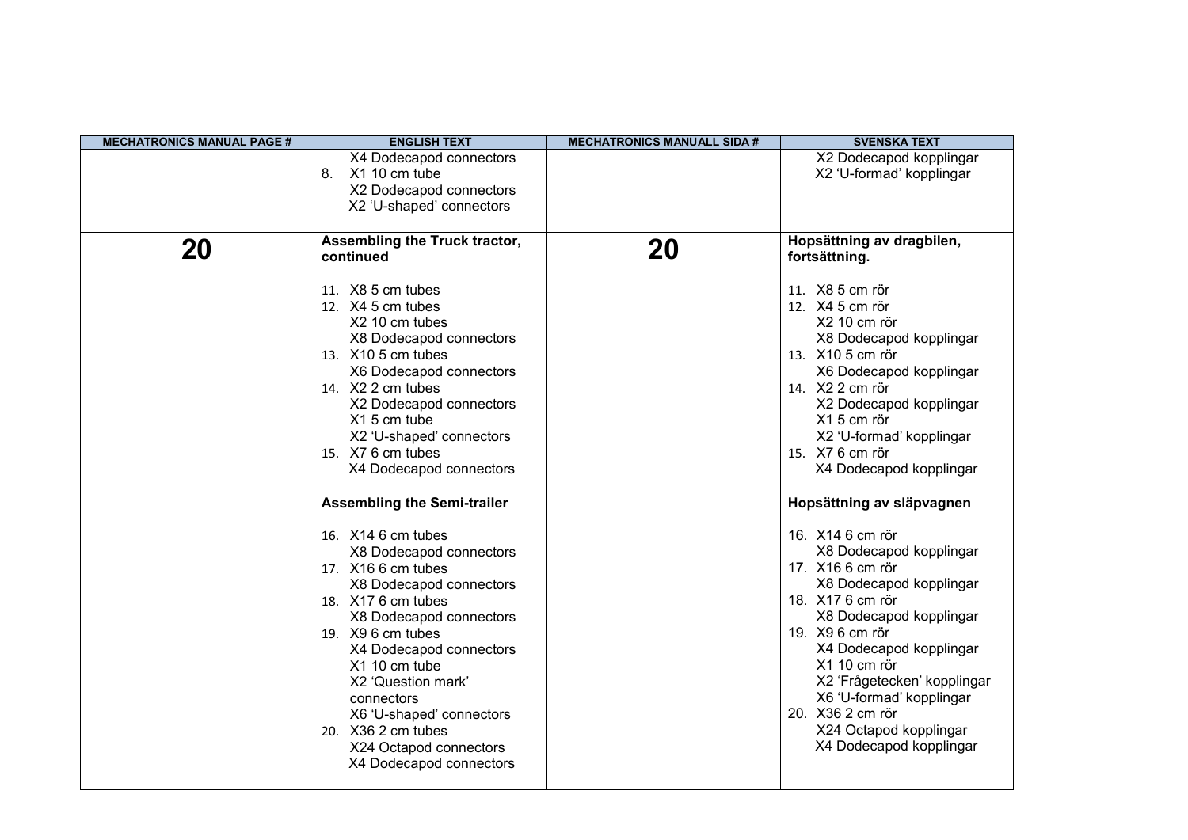| MECHATRONICS MANUAL PAGE # | ENGLISH TEXT | MECHATRONICS MANUALL SIDA # | SVENSKA TEXT |
|---|---|---|---|
| | X4 Dodecapod connectors<br>8. X1 10 cm tube<br>X2 Dodecapod connectors<br>X2 'U-shaped' connectors | | X2 Dodecapod kopplingar<br>X2 'U-formad' kopplingar |
| **20** | **Assembling the Truck tractor, continued**<br><br>11. X8 5 cm tubes<br>12. X4 5 cm tubes<br>X2 10 cm tubes<br>X8 Dodecapod connectors<br>13. X10 5 cm tubes<br>X6 Dodecapod connectors<br>14. X2 2 cm tubes<br>X2 Dodecapod connectors<br>X1 5 cm tube<br>X2 'U-shaped' connectors<br>15. X7 6 cm tubes<br>X4 Dodecapod connectors<br><br>**Assembling the Semi-trailer**<br><br>16. X14 6 cm tubes<br>X8 Dodecapod connectors<br>17. X16 6 cm tubes<br>X8 Dodecapod connectors<br>18. X17 6 cm tubes<br>X8 Dodecapod connectors<br>19. X9 6 cm tubes<br>X4 Dodecapod connectors<br>X1 10 cm tube<br>X2 'Question mark' connectors<br>X6 'U-shaped' connectors<br>20. X36 2 cm tubes<br>X24 Octapod connectors<br>X4 Dodecapod connectors | **20** | **Hopsättning av dragbilen, fortsättning.**<br><br>11. X8 5 cm rör<br>12. X4 5 cm rör<br>X2 10 cm rör<br>X8 Dodecapod kopplingar<br>13. X10 5 cm rör<br>X6 Dodecapod kopplingar<br>14. X2 2 cm rör<br>X2 Dodecapod kopplingar<br>X1 5 cm rör<br>X2 'U-formad' kopplingar<br>15. X7 6 cm rör<br>X4 Dodecapod kopplingar<br><br>**Hopsättning av släpvagnen**<br><br>16. X14 6 cm rör<br>X8 Dodecapod kopplingar<br>17. X16 6 cm rör<br>X8 Dodecapod kopplingar<br>18. X17 6 cm rör<br>X8 Dodecapod kopplingar<br>19. X9 6 cm rör<br>X4 Dodecapod kopplingar<br>X1 10 cm rör<br>X2 'Frågetecken' kopplingar<br>X6 'U-formad' kopplingar<br>20. X36 2 cm rör<br>X24 Octapod kopplingar<br>X4 Dodecapod kopplingar |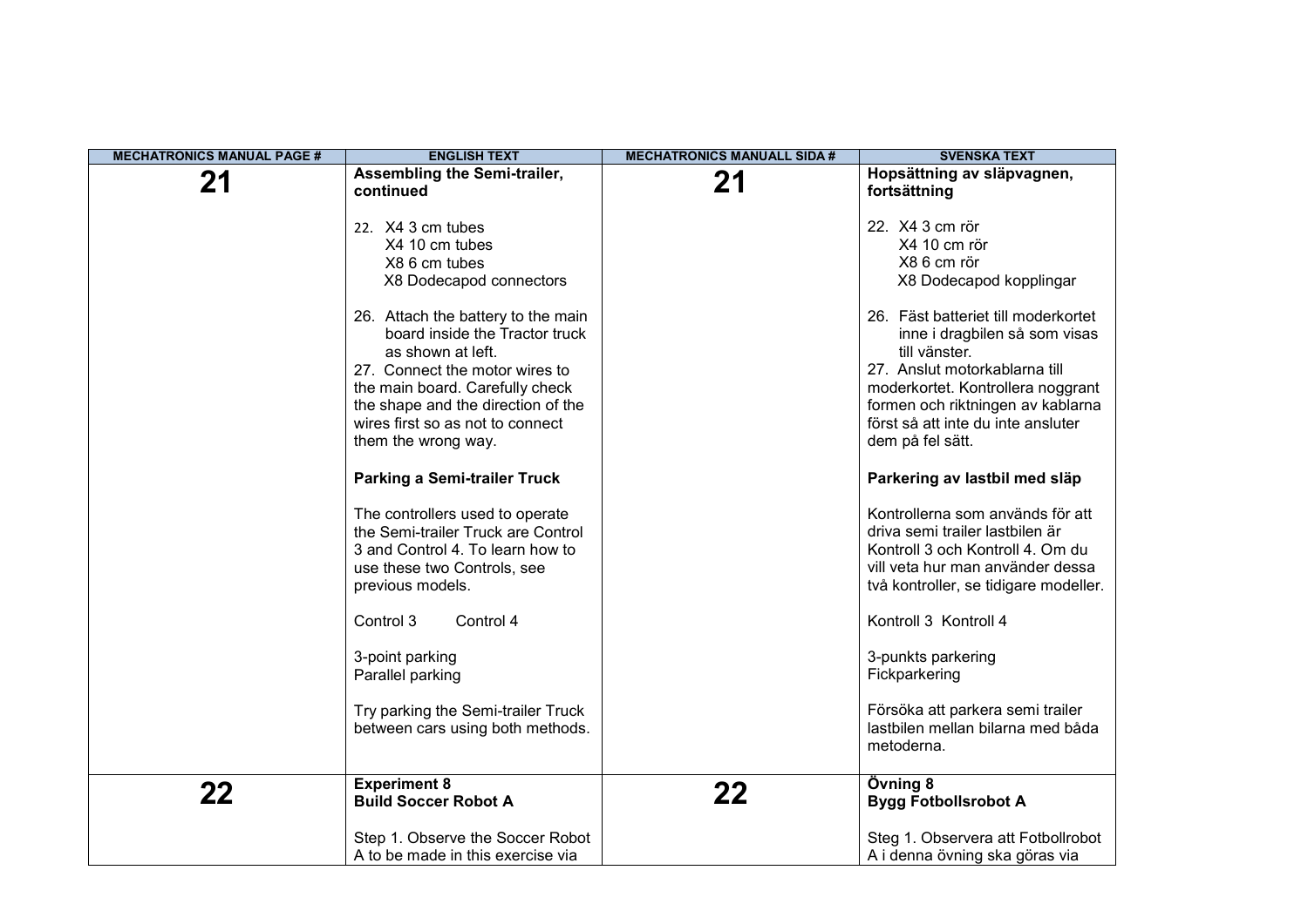| MECHATRONICS MANUAL PAGE # | ENGLISH TEXT | MECHATRONICS MANUALL SIDA # | SVENSKA TEXT |
|---|---|---|---|
| **21** | **Assembling the Semi-trailer, continued**<br><br>22. X4 3 cm tubes<br>X4 10 cm tubes<br>X8 6 cm tubes<br>X8 Dodecapod connectors<br><br>26. Attach the battery to the main board inside the Tractor truck as shown at left.<br>27. Connect the motor wires to the main board. Carefully check the shape and the direction of the wires first so as not to connect them the wrong way.<br><br>**Parking a Semi-trailer Truck**<br><br>The controllers used to operate the Semi-trailer Truck are Control 3 and Control 4. To learn how to use these two Controls, see previous models.<br><br>Control 3 Control 4<br><br>3-point parking<br>Parallel parking<br><br>Try parking the Semi-trailer Truck between cars using both methods. | **21** | **Hopsättning av släpvagnen, fortsättning**<br><br>22. X4 3 cm rör<br>X4 10 cm rör<br>X8 6 cm rör<br>X8 Dodecapod kopplingar<br><br>26. Fäst batteriet till moderkortet inne i dragbilen så som visas till vänster.<br>27. Anslut motorkablarna till moderkortet. Kontrollera noggrant formen och riktningen av kablarna först så att inte du inte ansluter dem på fel sätt.<br><br>**Parkering av lastbil med släp**<br><br>Kontrollerna som används för att driva semi trailer lastbilen är Kontroll 3 och Kontroll 4. Om du vill veta hur man använder dessa två kontroller, se tidigare modeller.<br><br>Kontroll 3 Kontroll 4<br><br>3-punkts parkering<br>Fickparkering<br><br>Försöka att parkera semi trailer lastbilen mellan bilarna med båda metoderna. |
| **22** | **Experiment 8**<br>**Build Soccer Robot A**<br><br>Step 1. Observe the Soccer Robot A to be made in this exercise via | **22** | **Övning 8**<br>**Bygg Fotbollsrobot A**<br><br>Steg 1. Observera att Fotbollrobot A i denna övning ska göras via |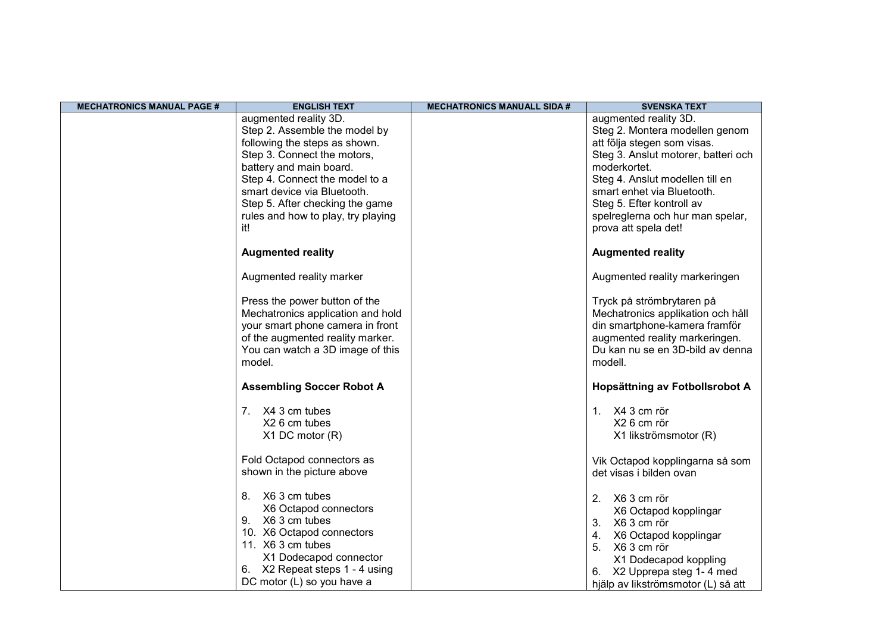| MECHATRONICS MANUAL PAGE # | ENGLISH TEXT | MECHATRONICS MANUALL SIDA # | SVENSKA TEXT |
|---|---|---|---|
| | augmented reality 3D.<br>Step 2. Assemble the model by following the steps as shown.<br>Step 3. Connect the motors, battery and main board.<br>Step 4. Connect the model to a smart device via Bluetooth.<br>Step 5. After checking the game rules and how to play, try playing it!<br><br>**Augmented reality**<br><br>Augmented reality marker<br><br>Press the power button of the Mechatronics application and hold your smart phone camera in front of the augmented reality marker. You can watch a 3D image of this model.<br><br>**Assembling Soccer Robot A**<br><br>7. X4 3 cm tubes<br>X2 6 cm tubes<br>X1 DC motor (R)<br><br>Fold Octapod connectors as shown in the picture above<br><br>8. X6 3 cm tubes<br>X6 Octapod connectors<br>9. X6 3 cm tubes<br>10. X6 Octapod connectors<br>11. X6 3 cm tubes<br>X1 Dodecapod connector<br>6. X2 Repeat steps 1 - 4 using DC motor (L) so you have a | | augmented reality 3D.<br>Steg 2. Montera modellen genom att följa stegen som visas.<br>Steg 3. Anslut motorer, batteri och moderkortet.<br>Steg 4. Anslut modellen till en smart enhet via Bluetooth.<br>Steg 5. Efter kontroll av spelreglerna och hur man spelar, prova att spela det!<br><br>**Augmented reality**<br><br>Augmented reality markeringen<br><br>Tryck på strömbrytaren på Mechatronics applikation och håll din smartphone-kamera framför augmented reality markeringen. Du kan nu se en 3D-bild av denna modell.<br><br>**Hopsättning av Fotbollsrobot A**<br><br>1. X4 3 cm rör<br>X2 6 cm rör<br>X1 likströmsmotor (R)<br><br>Vik Octapod kopplingarna så som det visas i bilden ovan<br><br>2. X6 3 cm rör<br>X6 Octapod kopplingar<br>3. X6 3 cm rör<br>4. X6 Octapod kopplingar<br>5. X6 3 cm rör<br>X1 Dodecapod koppling<br>6. X2 Upprepa steg 1- 4 med hjälp av likströmsmotor (L) så att |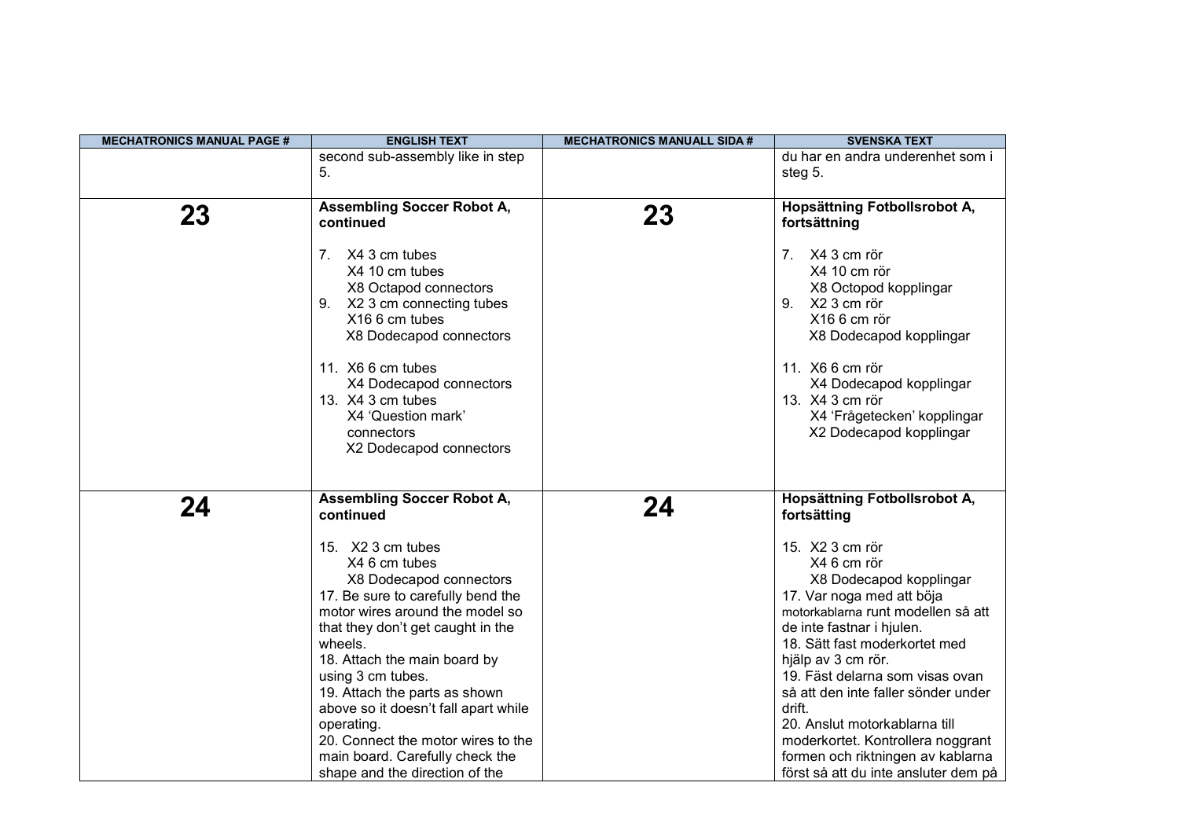| MECHATRONICS MANUAL PAGE # | ENGLISH TEXT | MECHATRONICS MANUALL SIDA # | SVENSKA TEXT |
|---|---|---|---|
| | second sub-assembly like in step 5. | | du har en andra underenhet som i steg 5. |
| **23** | **Assembling Soccer Robot A, continued**<br><br>7. X4 3 cm tubes<br>X4 10 cm tubes<br>X8 Octapod connectors<br>9. X2 3 cm connecting tubes<br>X16 6 cm tubes<br>X8 Dodecapod connectors<br><br>11. X6 6 cm tubes<br>X4 Dodecapod connectors<br>13. X4 3 cm tubes<br>X4 'Question mark' connectors<br>X2 Dodecapod connectors | **23** | **Hopsättning Fotbollsrobot A, fortsättning**<br><br>7. X4 3 cm rör<br>X4 10 cm rör<br>X8 Octopod kopplingar<br>9. X2 3 cm rör<br>X16 6 cm rör<br>X8 Dodecapod kopplingar<br><br>11. X6 6 cm rör<br>X4 Dodecapod kopplingar<br>13. X4 3 cm rör<br>X4 'Frågetecken' kopplingar<br>X2 Dodecapod kopplingar |
| **24** | **Assembling Soccer Robot A, continued**<br><br>15. X2 3 cm tubes<br>X4 6 cm tubes<br>X8 Dodecapod connectors<br>17. Be sure to carefully bend the motor wires around the model so that they don't get caught in the wheels.<br>18. Attach the main board by using 3 cm tubes.<br>19. Attach the parts as shown above so it doesn't fall apart while operating.<br>20. Connect the motor wires to the main board. Carefully check the shape and the direction of the | **24** | **Hopsättning Fotbollsrobot A, fortsätting**<br><br>15. X2 3 cm rör<br>X4 6 cm rör<br>X8 Dodecapod kopplingar<br>17. Var noga med att böja motorkablarna runt modellen så att de inte fastnar i hjulen.<br>18. Sätt fast moderkortet med hjälp av 3 cm rör.<br>19. Fäst delarna som visas ovan så att den inte faller sönder under drift.<br>20. Anslut motorkablarna till moderkortet. Kontrollera noggrant formen och riktningen av kablarna först så att du inte ansluter dem på |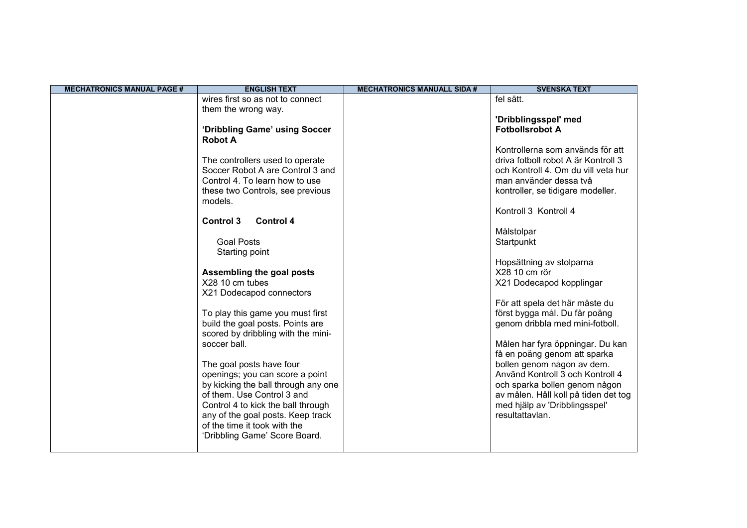| MECHATRONICS MANUAL PAGE # | ENGLISH TEXT | MECHATRONICS MANUALL SIDA # | SVENSKA TEXT |
|---|---|---|---|
| | wires first so as not to connect them the wrong way.<br><br>**'Dribbling Game' using Soccer Robot A**<br><br>The controllers used to operate Soccer Robot A are Control 3 and Control 4. To learn how to use these two Controls, see previous models.<br><br>**Control 3 Control 4**<br><br>Goal Posts<br>Starting point<br><br>**Assembling the goal posts**<br>X28 10 cm tubes<br>X21 Dodecapod connectors<br><br>To play this game you must first build the goal posts. Points are scored by dribbling with the mini-soccer ball.<br><br>The goal posts have four openings; you can score a point by kicking the ball through any one of them. Use Control 3 and Control 4 to kick the ball through any of the goal posts. Keep track of the time it took with the 'Dribbling Game' Score Board. | | fel sätt.<br><br>**'Dribblingsspel' med Fotbollsrobot A**<br><br>Kontrollerna som används för att driva fotboll robot A är Kontroll 3 och Kontroll 4. Om du vill veta hur man använder dessa två kontroller, se tidigare modeller.<br><br>Kontroll 3 Kontroll 4<br><br>Målstolpar<br>Startpunkt<br><br>Hopsättning av stolparna<br>X28 10 cm rör<br>X21 Dodecapod kopplingar<br><br>För att spela det här måste du först bygga mål. Du får poäng genom dribbla med mini-fotboll.<br><br>Målen har fyra öppningar. Du kan få en poäng genom att sparka bollen genom någon av dem. Använd Kontroll 3 och Kontroll 4 och sparka bollen genom någon av målen. Håll koll på tiden det tog med hjälp av 'Dribblingsspel' resultattavlan. |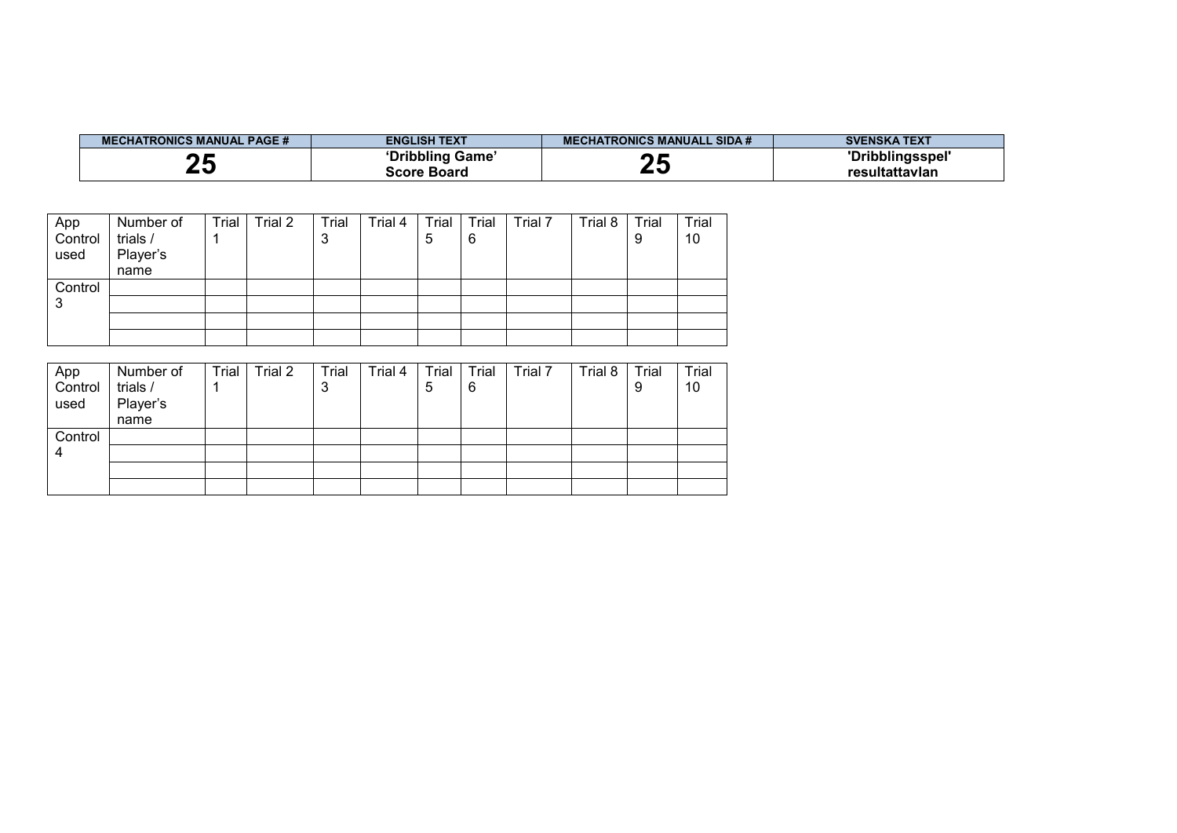| MECHATRONICS MANUAL PAGE # | ENGLISH TEXT | MECHATRONICS MANUALL SIDA # | SVENSKA TEXT |
|---|---|---|---|
| **25** | **'Dribbling Game' Score Board** | **25** | **'Dribblingsspel' resultattavlan** |

| App Control used | Number of trials / Player's name | Trial 1 | Trial 2 | Trial 3 | Trial 4 | Trial 5 | Trial 6 | Trial 7 | Trial 8 | Trial 9 | Trial 10 |
|---|---|---|---|---|---|---|---|---|---|---|---|
| Control 3 | | | | | | | | | | | |
| | | | | | | | | | | | |
| | | | | | | | | | | | |
| | | | | | | | | | | | |

| App Control used | Number of trials / Player's name | Trial 1 | Trial 2 | Trial 3 | Trial 4 | Trial 5 | Trial 6 | Trial 7 | Trial 8 | Trial 9 | Trial 10 |
|---|---|---|---|---|---|---|---|---|---|---|---|
| Control 4 | | | | | | | | | | | |
| | | | | | | | | | | | |
| | | | | | | | | | | | |
| | | | | | | | | | | | |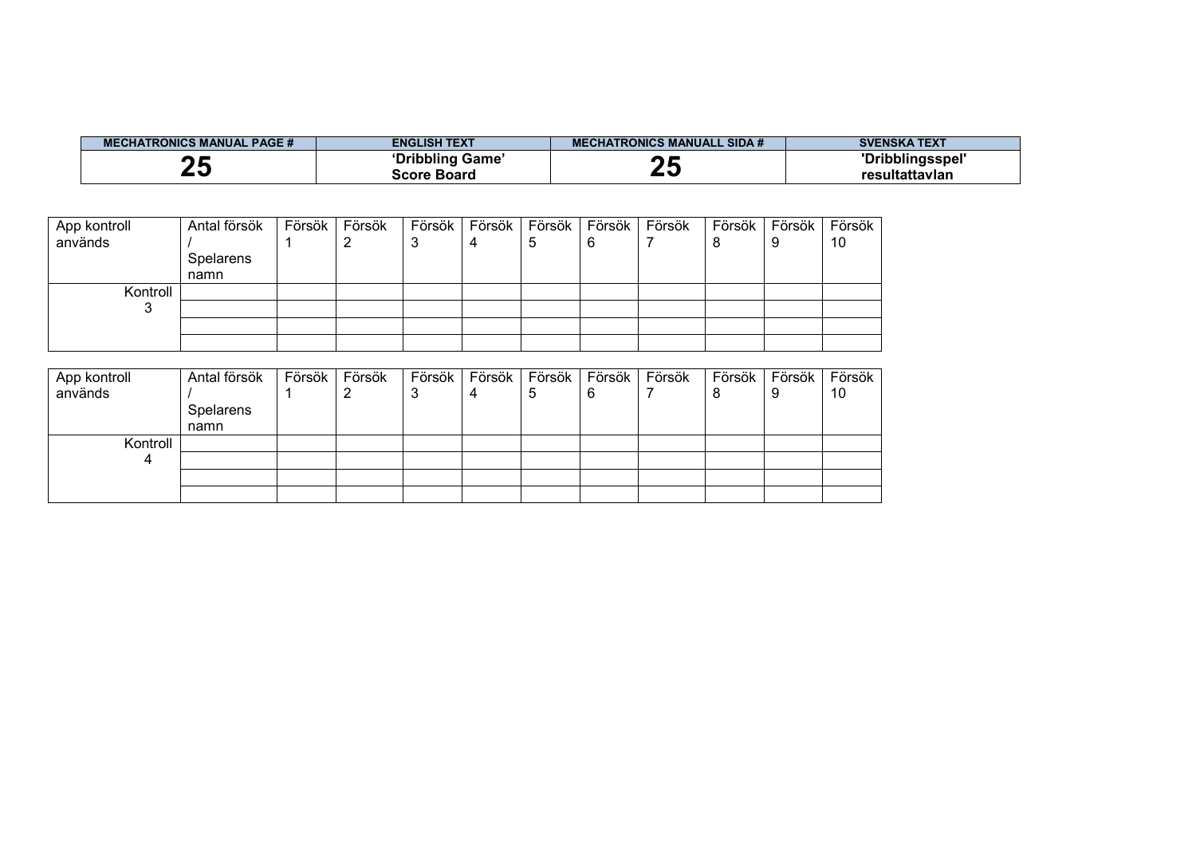| MECHATRONICS MANUAL PAGE # | ENGLISH TEXT | MECHATRONICS MANUALL SIDA # | SVENSKA TEXT |
|---|---|---|---|
| 25 | 'Dribbling Game' Score Board | 25 | 'Dribblingsspel' resultattavlan |

| App kontroll används | Antal försök / Spelarens namn | Försök 1 | Försök 2 | Försök 3 | Försök 4 | Försök 5 | Försök 6 | Försök 7 | Försök 8 | Försök 9 | Försök 10 |
|---|---|---|---|---|---|---|---|---|---|---|---|
| Kontroll 3 | | | | | | | | | | | |
| | | | | | | | | | | | |
| | | | | | | | | | | | |
| | | | | | | | | | | | |

| App kontroll används | Antal försök / Spelarens namn | Försök 1 | Försök 2 | Försök 3 | Försök 4 | Försök 5 | Försök 6 | Försök 7 | Försök 8 | Försök 9 | Försök 10 |
|---|---|---|---|---|---|---|---|---|---|---|---|
| Kontroll 4 | | | | | | | | | | | |
| | | | | | | | | | | | |
| | | | | | | | | | | | |
| | | | | | | | | | | | |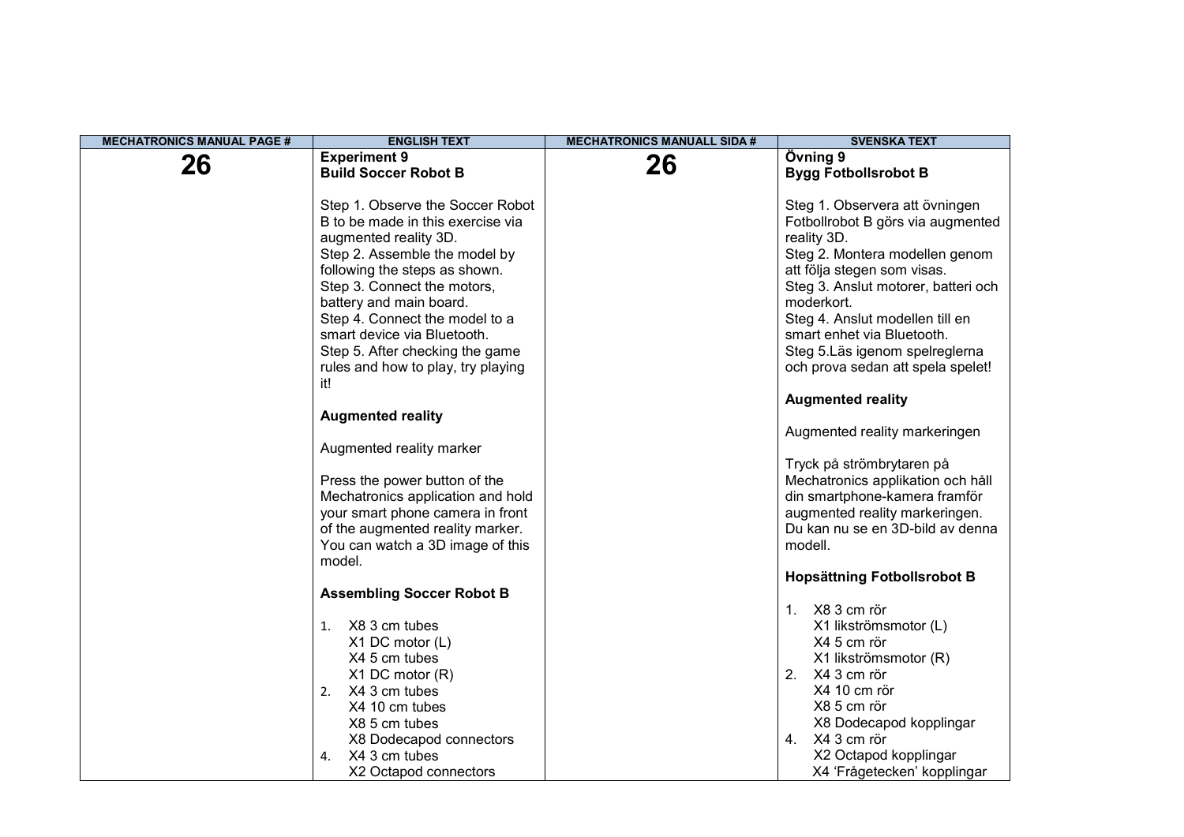| MECHATRONICS MANUAL PAGE # | ENGLISH TEXT | MECHATRONICS MANUALL SIDA # | SVENSKA TEXT |
|---|---|---|---|
| **26** | **Experiment 9**<br>**Build Soccer Robot B**<br><br>Step 1. Observe the Soccer Robot B to be made in this exercise via augmented reality 3D.<br>Step 2. Assemble the model by following the steps as shown.<br>Step 3. Connect the motors, battery and main board.<br>Step 4. Connect the model to a smart device via Bluetooth.<br>Step 5. After checking the game rules and how to play, try playing it!<br><br>**Augmented reality**<br><br>Augmented reality marker<br><br>Press the power button of the Mechatronics application and hold your smart phone camera in front of the augmented reality marker. You can watch a 3D image of this model.<br><br>**Assembling Soccer Robot B**<br><br>1. X8 3 cm tubes<br>X1 DC motor (L)<br>X4 5 cm tubes<br>X1 DC motor (R)<br>2. X4 3 cm tubes<br>X4 10 cm tubes<br>X8 5 cm tubes<br>X8 Dodecapod connectors<br>4. X4 3 cm tubes<br>X2 Octapod connectors | **26** | **Övning 9**<br>**Bygg Fotbollsrobot B**<br><br>Steg 1. Observera att övningen Fotbollrobot B görs via augmented reality 3D.<br>Steg 2. Montera modellen genom att följa stegen som visas.<br>Steg 3. Anslut motorer, batteri och moderkort.<br>Steg 4. Anslut modellen till en smart enhet via Bluetooth.<br>Steg 5.Läs igenom spelreglerna och prova sedan att spela spelet!<br><br>**Augmented reality**<br><br>Augmented reality markeringen<br><br>Tryck på strömbrytaren på Mechatronics applikation och håll din smartphone-kamera framför augmented reality markeringen. Du kan nu se en 3D-bild av denna modell.<br><br>**Hopsättning Fotbollsrobot B**<br><br>1. X8 3 cm rör<br>X1 likströmsmotor (L)<br>X4 5 cm rör<br>X1 likströmsmotor (R)<br>2. X4 3 cm rör<br>X4 10 cm rör<br>X8 5 cm rör<br>X8 Dodecapod kopplingar<br>4. X4 3 cm rör<br>X2 Octapod kopplingar<br>X4 'Frågetecken' kopplingar |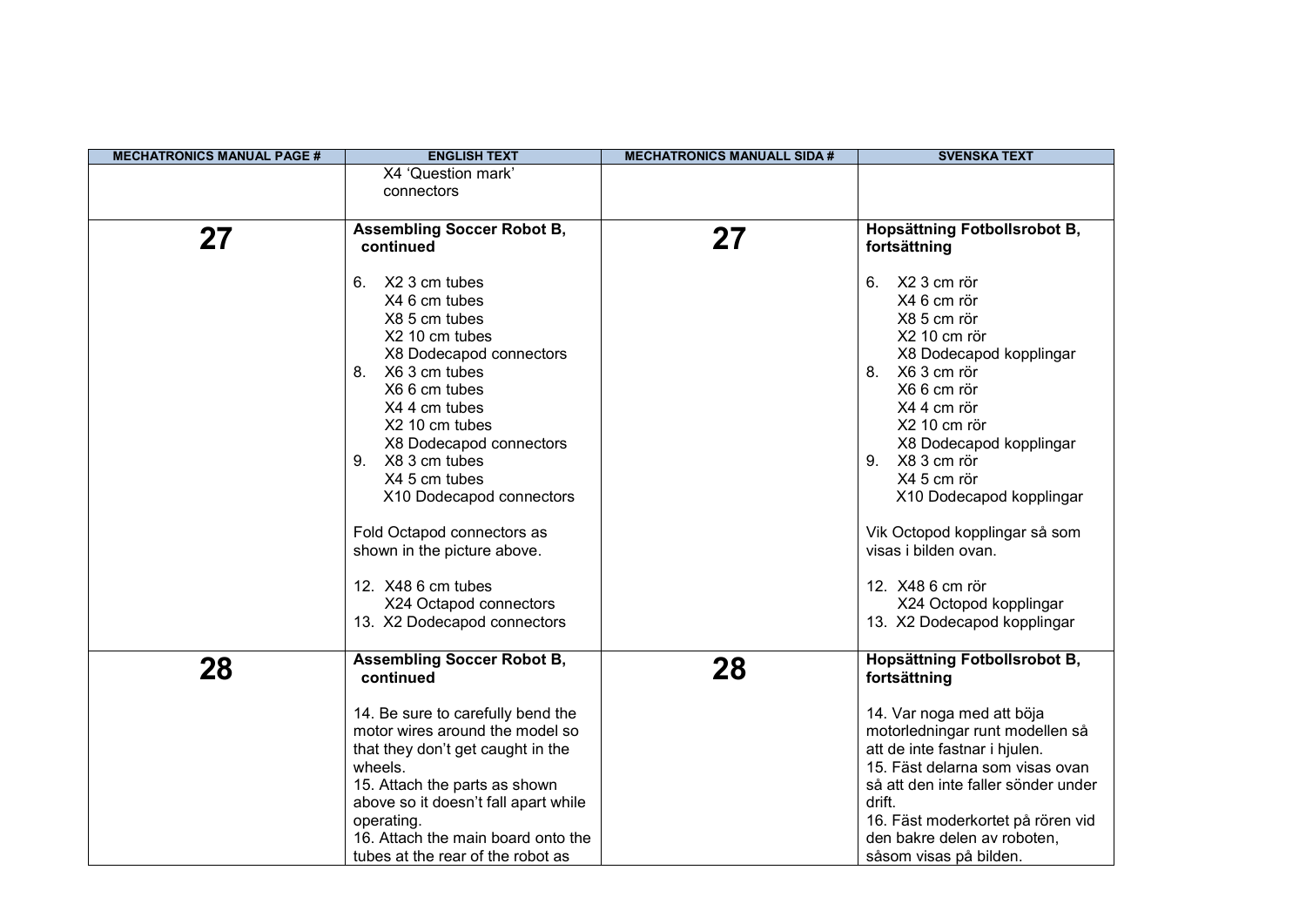| MECHATRONICS MANUAL PAGE # | ENGLISH TEXT | MECHATRONICS MANUALL SIDA # | SVENSKA TEXT |
|---|---|---|---|
| | X4 'Question mark' connectors | | |
| **27** | **Assembling Soccer Robot B, continued**<br><br>6. X2 3 cm tubes<br>X4 6 cm tubes<br>X8 5 cm tubes<br>X2 10 cm tubes<br>X8 Dodecapod connectors<br>8. X6 3 cm tubes<br>X6 6 cm tubes<br>X4 4 cm tubes<br>X2 10 cm tubes<br>X8 Dodecapod connectors<br>9. X8 3 cm tubes<br>X4 5 cm tubes<br>X10 Dodecapod connectors<br><br>Fold Octapod connectors as shown in the picture above.<br><br>12. X48 6 cm tubes<br>X24 Octapod connectors<br>13. X2 Dodecapod connectors | **27** | **Hopsättning Fotbollsrobot B, fortsättning**<br><br>6. X2 3 cm rör<br>X4 6 cm rör<br>X8 5 cm rör<br>X2 10 cm rör<br>X8 Dodecapod kopplingar<br>8. X6 3 cm rör<br>X6 6 cm rör<br>X4 4 cm rör<br>X2 10 cm rör<br>X8 Dodecapod kopplingar<br>9. X8 3 cm rör<br>X4 5 cm rör<br>X10 Dodecapod kopplingar<br><br>Vik Octopod kopplingar så som visas i bilden ovan.<br><br>12. X48 6 cm rör<br>X24 Octopod kopplingar<br>13. X2 Dodecapod kopplingar |
| **28** | **Assembling Soccer Robot B, continued**<br><br>14. Be sure to carefully bend the motor wires around the model so that they don't get caught in the wheels.<br>15. Attach the parts as shown above so it doesn't fall apart while operating.<br>16. Attach the main board onto the tubes at the rear of the robot as | **28** | **Hopsättning Fotbollsrobot B, fortsättning**<br><br>14. Var noga med att böja motorledningar runt modellen så att de inte fastnar i hjulen.<br>15. Fäst delarna som visas ovan så att den inte faller sönder under drift.<br>16. Fäst moderkortet på rören vid den bakre delen av roboten, såsom visas på bilden. |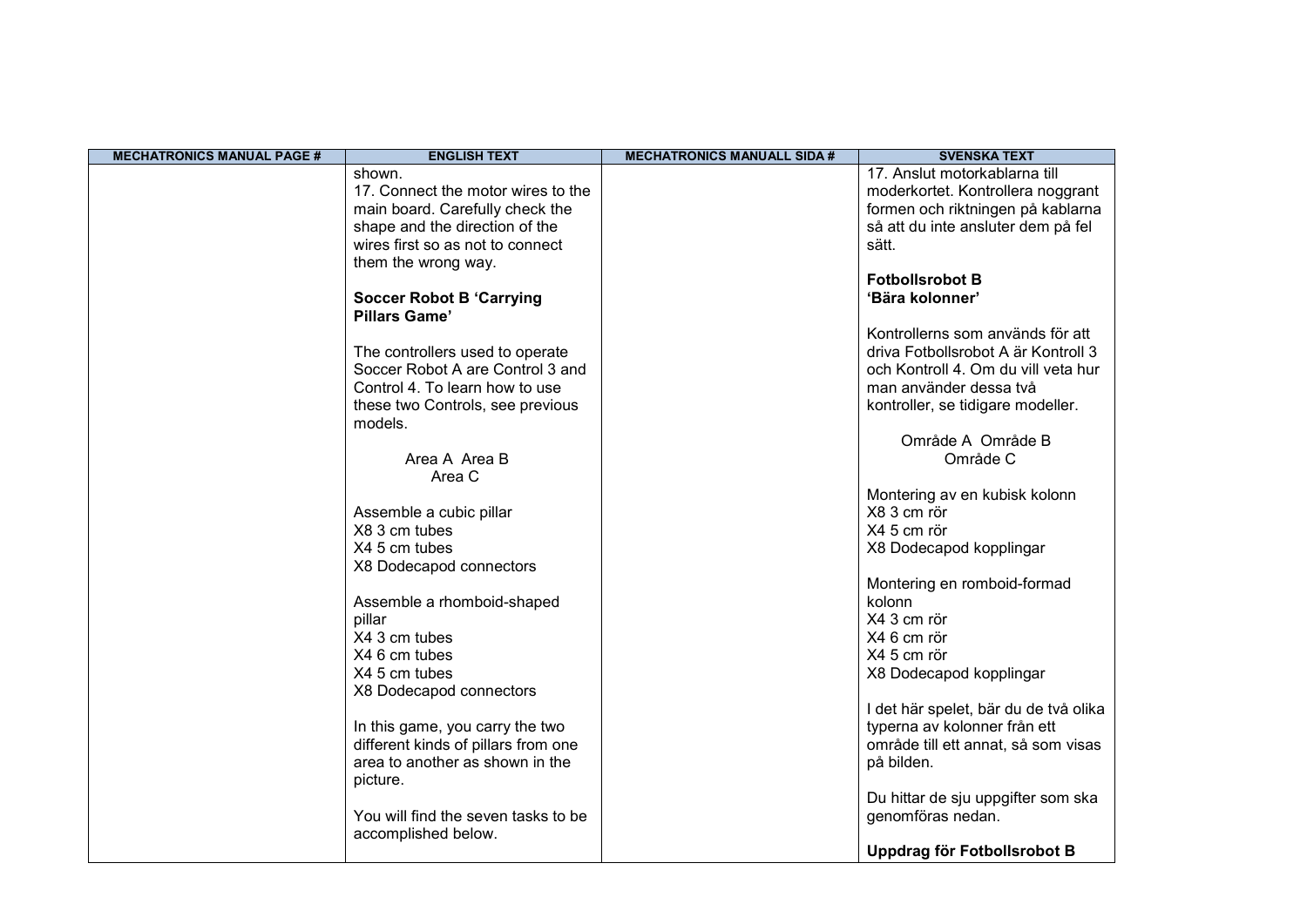| MECHATRONICS MANUAL PAGE # | ENGLISH TEXT | MECHATRONICS MANUALL SIDA # | SVENSKA TEXT |
|---|---|---|---|
| | shown.<br>17. Connect the motor wires to the main board. Carefully check the shape and the direction of the wires first so as not to connect them the wrong way.<br><br>**Soccer Robot B 'Carrying Pillars Game'**<br><br>The controllers used to operate Soccer Robot A are Control 3 and Control 4. To learn how to use these two Controls, see previous models.<br><br>Area A Area B<br>Area C<br><br>Assemble a cubic pillar<br>X8 3 cm tubes<br>X4 5 cm tubes<br>X8 Dodecapod connectors<br><br>Assemble a rhomboid-shaped pillar<br>X4 3 cm tubes<br>X4 6 cm tubes<br>X4 5 cm tubes<br>X8 Dodecapod connectors<br><br>In this game, you carry the two different kinds of pillars from one area to another as shown in the picture.<br><br>You will find the seven tasks to be accomplished below. | | 17. Anslut motorkablarna till moderkortet. Kontrollera noggrant formen och riktningen på kablarna så att du inte ansluter dem på fel sätt.<br><br>**Fotbollsrobot B 'Bära kolonner'**<br><br>Kontrollerns som används för att driva Fotbollsrobot A är Kontroll 3 och Kontroll 4. Om du vill veta hur man använder dessa två kontroller, se tidigare modeller.<br><br>Område A Område B<br>Område C<br><br>Montering av en kubisk kolonn<br>X8 3 cm rör<br>X4 5 cm rör<br>X8 Dodecapod kopplingar<br><br>Montering en romboid-formad kolonn<br>X4 3 cm rör<br>X4 6 cm rör<br>X4 5 cm rör<br>X8 Dodecapod kopplingar<br><br>I det här spelet, bär du de två olika typerna av kolonner från ett område till ett annat, så som visas på bilden.<br><br>Du hittar de sju uppgifter som ska genomföras nedan.<br><br>**Uppdrag för Fotbollsrobot B** |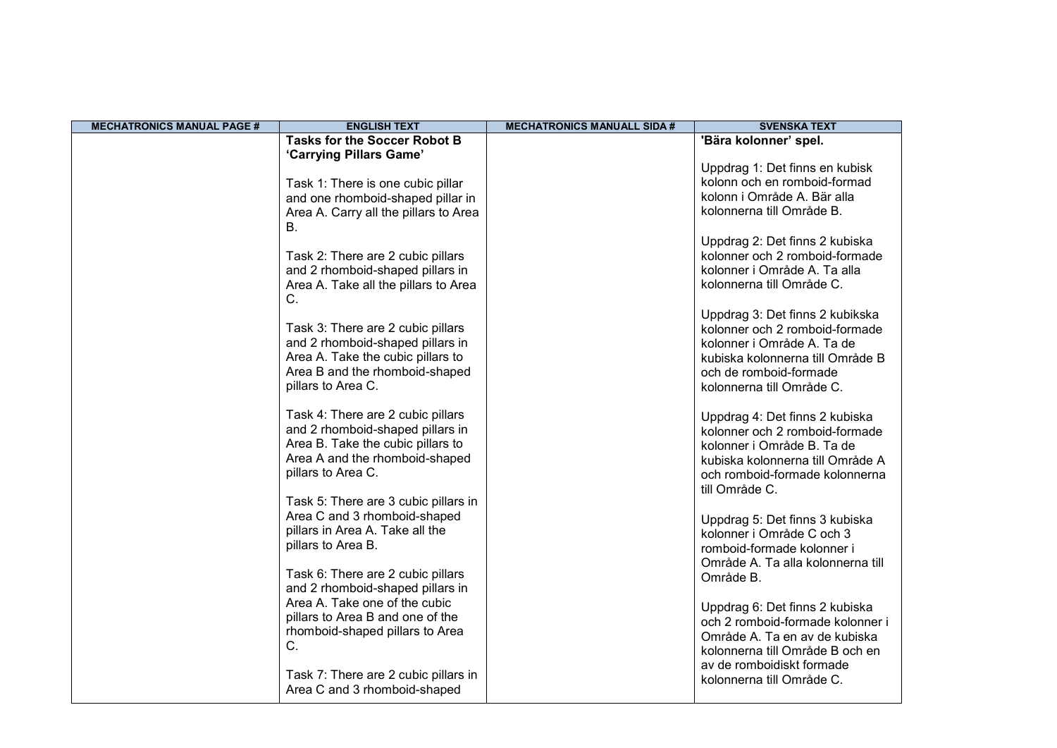| MECHATRONICS MANUAL PAGE # | ENGLISH TEXT | MECHATRONICS MANUALL SIDA # | SVENSKA TEXT |
|---|---|---|---|
| | **Tasks for the Soccer Robot B 'Carrying Pillars Game'**<br><br>Task 1: There is one cubic pillar and one rhomboid-shaped pillar in Area A. Carry all the pillars to Area B.<br><br>Task 2: There are 2 cubic pillars and 2 rhomboid-shaped pillars in Area A. Take all the pillars to Area C.<br><br>Task 3: There are 2 cubic pillars and 2 rhomboid-shaped pillars in Area A. Take the cubic pillars to Area B and the rhomboid-shaped pillars to Area C.<br><br>Task 4: There are 2 cubic pillars and 2 rhomboid-shaped pillars in Area B. Take the cubic pillars to Area A and the rhomboid-shaped pillars to Area C.<br><br>Task 5: There are 3 cubic pillars in Area C and 3 rhomboid-shaped pillars in Area A. Take all the pillars to Area B.<br><br>Task 6: There are 2 cubic pillars and 2 rhomboid-shaped pillars in Area A. Take one of the cubic pillars to Area B and one of the rhomboid-shaped pillars to Area C.<br><br>Task 7: There are 2 cubic pillars in Area C and 3 rhomboid-shaped | | **'Bära kolonner' spel.**<br><br>Uppdrag 1: Det finns en kubisk kolonn och en romboid-formad kolonn i Område A. Bär alla kolonnerna till Område B.<br><br>Uppdrag 2: Det finns 2 kubiska kolonner och 2 romboid-formade kolonner i Område A. Ta alla kolonnerna till Område C.<br><br>Uppdrag 3: Det finns 2 kubikska kolonner och 2 romboid-formade kolonner i Område A. Ta de kubiska kolonnerna till Område B och de romboid-formade kolonnerna till Område C.<br><br>Uppdrag 4: Det finns 2 kubiska kolonner och 2 romboid-formade kolonner i Område B. Ta de kubiska kolonnerna till Område A och romboid-formade kolonnerna till Område C.<br><br>Uppdrag 5: Det finns 3 kubiska kolonner i Område C och 3 romboid-formade kolonner i Område A. Ta alla kolonnerna till Område B.<br><br>Uppdrag 6: Det finns 2 kubiska och 2 romboid-formade kolonner i Område A. Ta en av de kubiska kolonnerna till Område B och en av de romboidiskt formade kolonnerna till Område C. |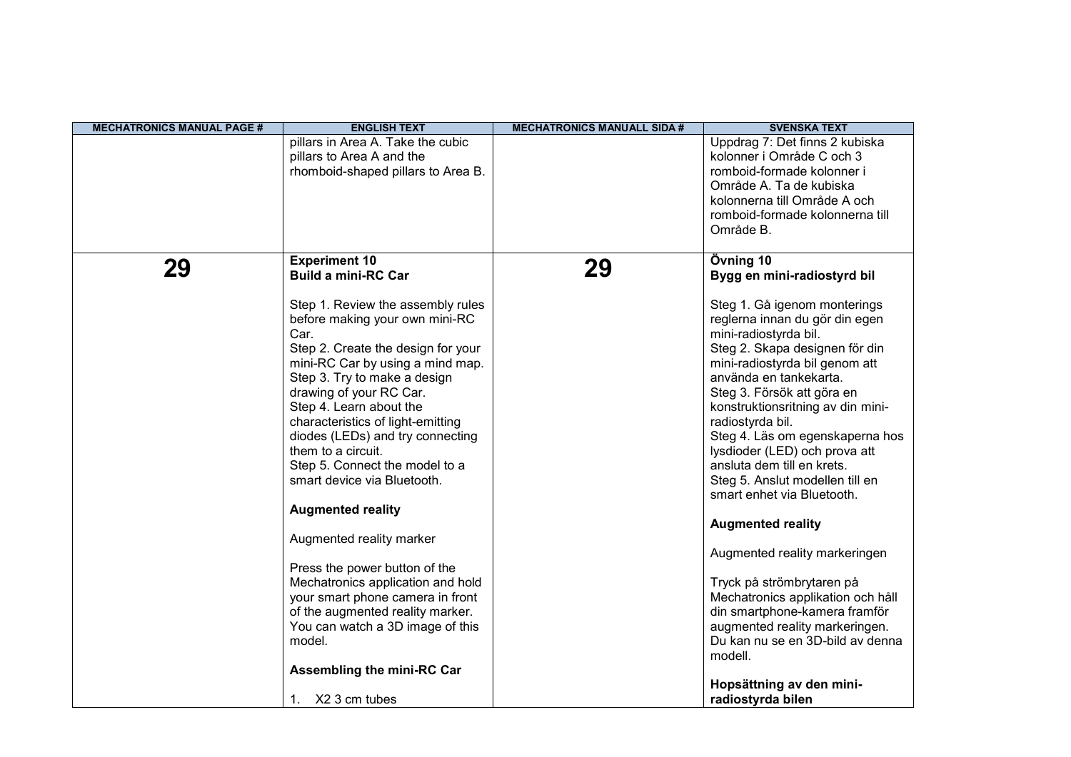| MECHATRONICS MANUAL PAGE # | ENGLISH TEXT | MECHATRONICS MANUALL SIDA # | SVENSKA TEXT |
|---|---|---|---|
| | pillars in Area A. Take the cubic pillars to Area A and the rhomboid-shaped pillars to Area B. | | Uppdrag 7: Det finns 2 kubiska kolonner i Område C och 3 romboid-formade kolonner i Område A. Ta de kubiska kolonnerna till Område A och romboid-formade kolonnerna till Område B. |
| **29** | **Experiment 10**<br>**Build a mini-RC Car**<br><br>Step 1. Review the assembly rules before making your own mini-RC Car.<br>Step 2. Create the design for your mini-RC Car by using a mind map.<br>Step 3. Try to make a design drawing of your RC Car.<br>Step 4. Learn about the characteristics of light-emitting diodes (LEDs) and try connecting them to a circuit.<br>Step 5. Connect the model to a smart device via Bluetooth.<br><br>**Augmented reality**<br><br>Augmented reality marker<br><br>Press the power button of the Mechatronics application and hold your smart phone camera in front of the augmented reality marker. You can watch a 3D image of this model.<br><br>**Assembling the mini-RC Car**<br><br>1. X2 3 cm tubes | **29** | **Övning 10**<br>**Bygg en mini-radiostyrd bil**<br><br>Steg 1. Gå igenom monterings reglerna innan du gör din egen mini-radiostyrda bil.<br>Steg 2. Skapa designen för din mini-radiostyrda bil genom att använda en tankekarta.<br>Steg 3. Försök att göra en konstruktionsritning av din mini-radiostyrda bil.<br>Steg 4. Läs om egenskaperna hos lysdioder (LED) och prova att ansluta dem till en krets.<br>Steg 5. Anslut modellen till en smart enhet via Bluetooth.<br><br>**Augmented reality**<br><br>Augmented reality markeringen<br><br>Tryck på strömbrytaren på Mechatronics applikation och håll din smartphone-kamera framför augmented reality markeringen. Du kan nu se en 3D-bild av denna modell.<br><br>**Hopsättning av den mini-radiostyrda bilen** |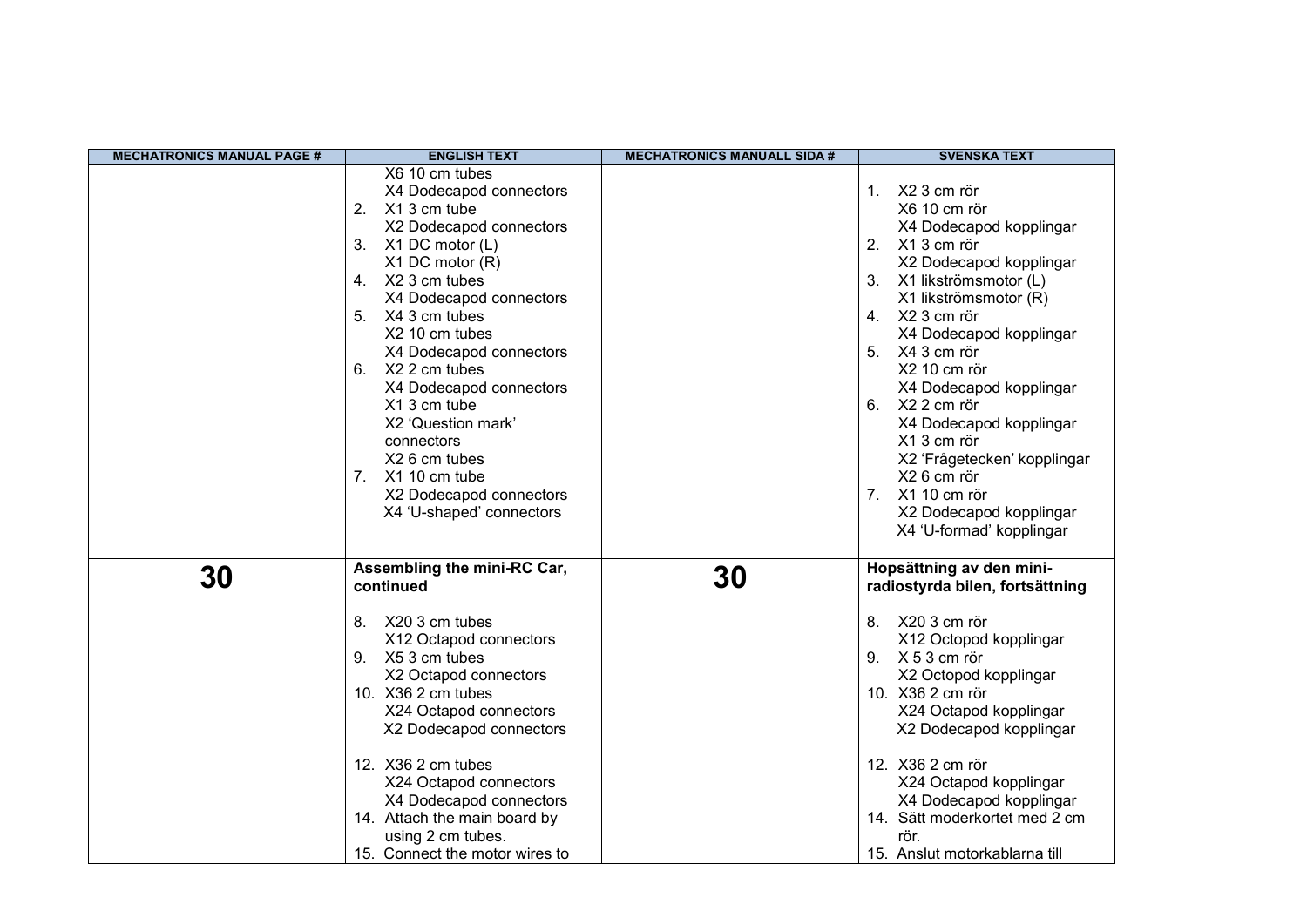| MECHATRONICS MANUAL PAGE # | ENGLISH TEXT | MECHATRONICS MANUALL SIDA # | SVENSKA TEXT |
|---|---|---|---|
| | X6 10 cm tubes<br>X4 Dodecapod connectors<br>2. X1 3 cm tube<br>X2 Dodecapod connectors<br>3. X1 DC motor (L)<br>X1 DC motor (R)<br>4. X2 3 cm tubes<br>X4 Dodecapod connectors<br>5. X4 3 cm tubes<br>X2 10 cm tubes<br>X4 Dodecapod connectors<br>6. X2 2 cm tubes<br>X4 Dodecapod connectors<br>X1 3 cm tube<br>X2 'Question mark' connectors<br>X2 6 cm tubes<br>7. X1 10 cm tube<br>X2 Dodecapod connectors<br>X4 'U-shaped' connectors | | 1. X2 3 cm rör<br>X6 10 cm rör<br>X4 Dodecapod kopplingar<br>2. X1 3 cm rör<br>X2 Dodecapod kopplingar<br>3. X1 likströmsmotor (L)<br>X1 likströmsmotor (R)<br>4. X2 3 cm rör<br>X4 Dodecapod kopplingar<br>5. X4 3 cm rör<br>X2 10 cm rör<br>X4 Dodecapod kopplingar<br>6. X2 2 cm rör<br>X4 Dodecapod kopplingar<br>X1 3 cm rör<br>X2 'Frågetecken' kopplingar<br>X2 6 cm rör<br>7. X1 10 cm rör<br>X2 Dodecapod kopplingar<br>X4 'U-formad' kopplingar |
| **30** | **Assembling the mini-RC Car, continued**<br><br>8. X20 3 cm tubes<br>X12 Octapod connectors<br>9. X5 3 cm tubes<br>X2 Octapod connectors<br>10. X36 2 cm tubes<br>X24 Octapod connectors<br>X2 Dodecapod connectors<br><br>12. X36 2 cm tubes<br>X24 Octapod connectors<br>X4 Dodecapod connectors<br>14. Attach the main board by using 2 cm tubes.<br>15. Connect the motor wires to | **30** | **Hopsättning av den mini-radiostyrda bilen, fortsättning**<br><br>8. X20 3 cm rör<br>X12 Octopod kopplingar<br>9. X 5 3 cm rör<br>X2 Octopod kopplingar<br>10. X36 2 cm rör<br>X24 Octapod kopplingar<br>X2 Dodecapod kopplingar<br><br>12. X36 2 cm rör<br>X24 Octapod kopplingar<br>X4 Dodecapod kopplingar<br>14. Sätt moderkortet med 2 cm rör.<br>15. Anslut motorkablarna till |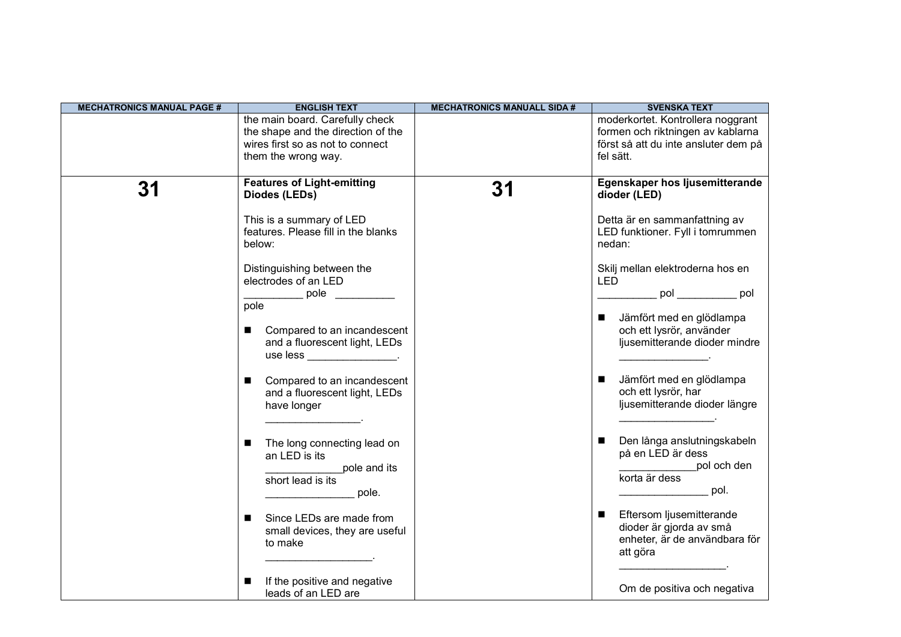| MECHATRONICS MANUAL PAGE # | ENGLISH TEXT | MECHATRONICS MANUALL SIDA # | SVENSKA TEXT |
|---|---|---|---|
| | the main board. Carefully check the shape and the direction of the wires first so as not to connect them the wrong way. | | moderkortet. Kontrollera noggrant formen och riktningen av kablarna först så att du inte ansluter dem på fel sätt. |
| **31** | **Features of Light-emitting Diodes (LEDs)**<br><br>This is a summary of LED features. Please fill in the blanks below:<br><br>Distinguishing between the electrodes of an LED<br>__________ pole __________ pole<br><br>■ Compared to an incandescent and a fluorescent light, LEDs use less _______________.<br><br>■ Compared to an incandescent and a fluorescent light, LEDs have longer ________________.<br><br>■ The long connecting lead on an LED is its _____________pole and its short lead is its _______________ pole.<br><br>■ Since LEDs are made from small devices, they are useful to make __________________.<br><br>■ If the positive and negative leads of an LED are | **31** | **Egenskaper hos ljusemitterande dioder (LED)**<br><br>Detta är en sammanfattning av LED funktioner. Fyll i tomrummen nedan:<br><br>Skilj mellan elektroderna hos en LED<br>__________ pol __________ pol<br><br>■ Jämfört med en glödlampa och ett lysrör, använder ljusemitterande dioder mindre _______________.<br><br>■ Jämfört med en glödlampa och ett lysrör, har ljusemitterande dioder längre ________________.<br><br>■ Den långa anslutningskabeln på en LED är dess _____________pol och den korta är dess _______________ pol.<br><br>■ Eftersom ljusemitterande dioder är gjorda av små enheter, är de användbara för att göra __________________.<br><br>Om de positiva och negativa |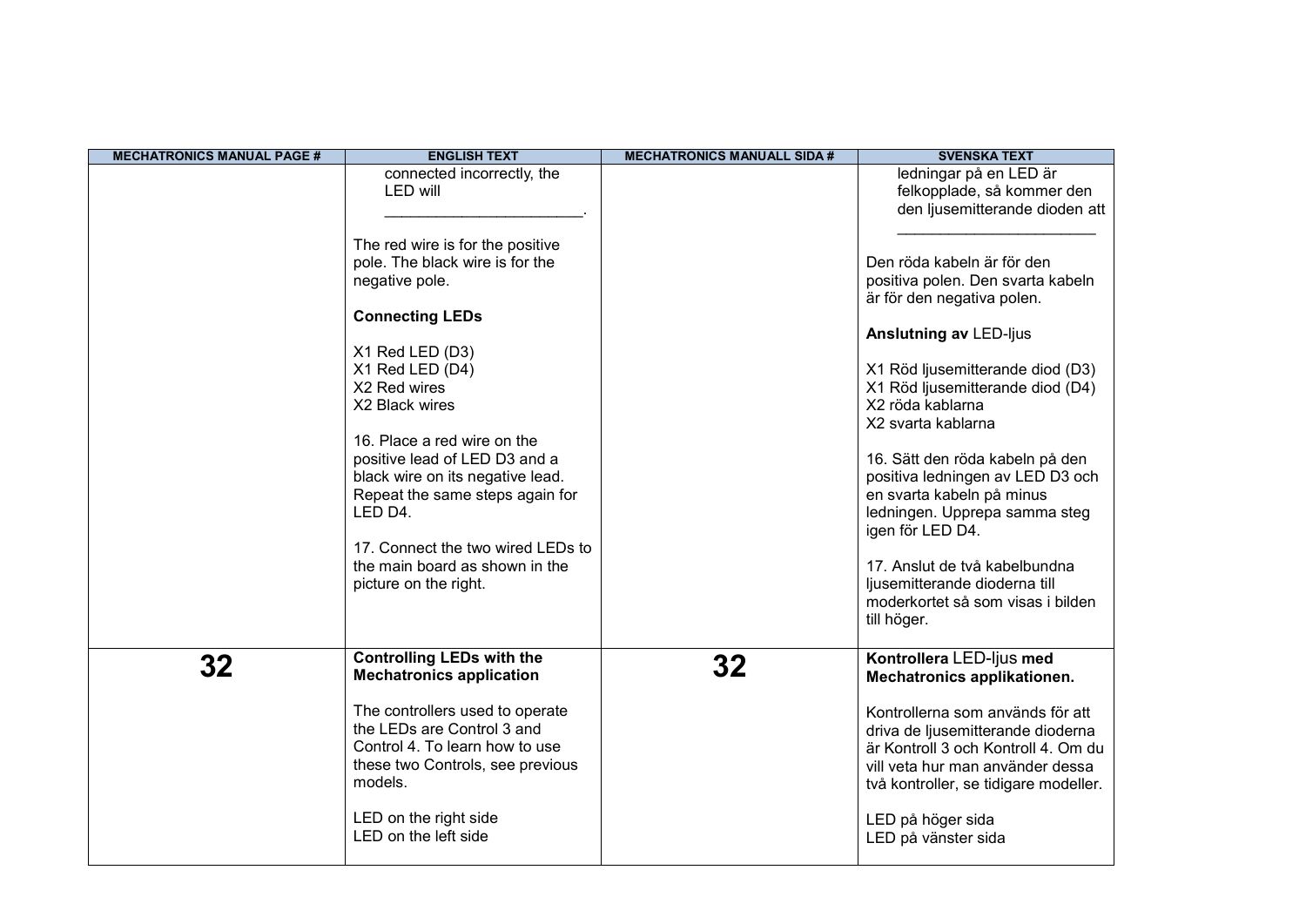| MECHATRONICS MANUAL PAGE # | ENGLISH TEXT | MECHATRONICS MANUALL SIDA # | SVENSKA TEXT |
|---|---|---|---|
| | connected incorrectly, the LED will _______________________.<br><br>The red wire is for the positive pole. The black wire is for the negative pole.<br><br>**Connecting LEDs**<br><br>X1 Red LED (D3)<br>X1 Red LED (D4)<br>X2 Red wires<br>X2 Black wires<br><br>16. Place a red wire on the positive lead of LED D3 and a black wire on its negative lead. Repeat the same steps again for LED D4.<br><br>17. Connect the two wired LEDs to the main board as shown in the picture on the right. | | ledningar på en LED är felkopplade, så kommer den den ljusemitterande dioden att _______________________<br><br>Den röda kabeln är för den positiva polen. Den svarta kabeln är för den negativa polen.<br><br>**Anslutning av** LED-ljus<br><br>X1 Röd ljusemitterande diod (D3)<br>X1 Röd ljusemitterande diod (D4)<br>X2 röda kablarna<br>X2 svarta kablarna<br><br>16. Sätt den röda kabeln på den positiva ledningen av LED D3 och en svarta kabeln på minus ledningen. Upprepa samma steg igen för LED D4.<br><br>17. Anslut de två kabelbundna ljusemitterande dioderna till moderkortet så som visas i bilden till höger. |
| **32** | **Controlling LEDs with the Mechatronics application**<br><br>The controllers used to operate the LEDs are Control 3 and Control 4. To learn how to use these two Controls, see previous models.<br><br>LED on the right side<br>LED on the left side | **32** | **Kontrollera** LED-ljus **med Mechatronics applikationen.**<br><br>Kontrollerna som används för att driva de ljusemitterande dioderna är Kontroll 3 och Kontroll 4. Om du vill veta hur man använder dessa två kontroller, se tidigare modeller.<br><br>LED på höger sida<br>LED på vänster sida |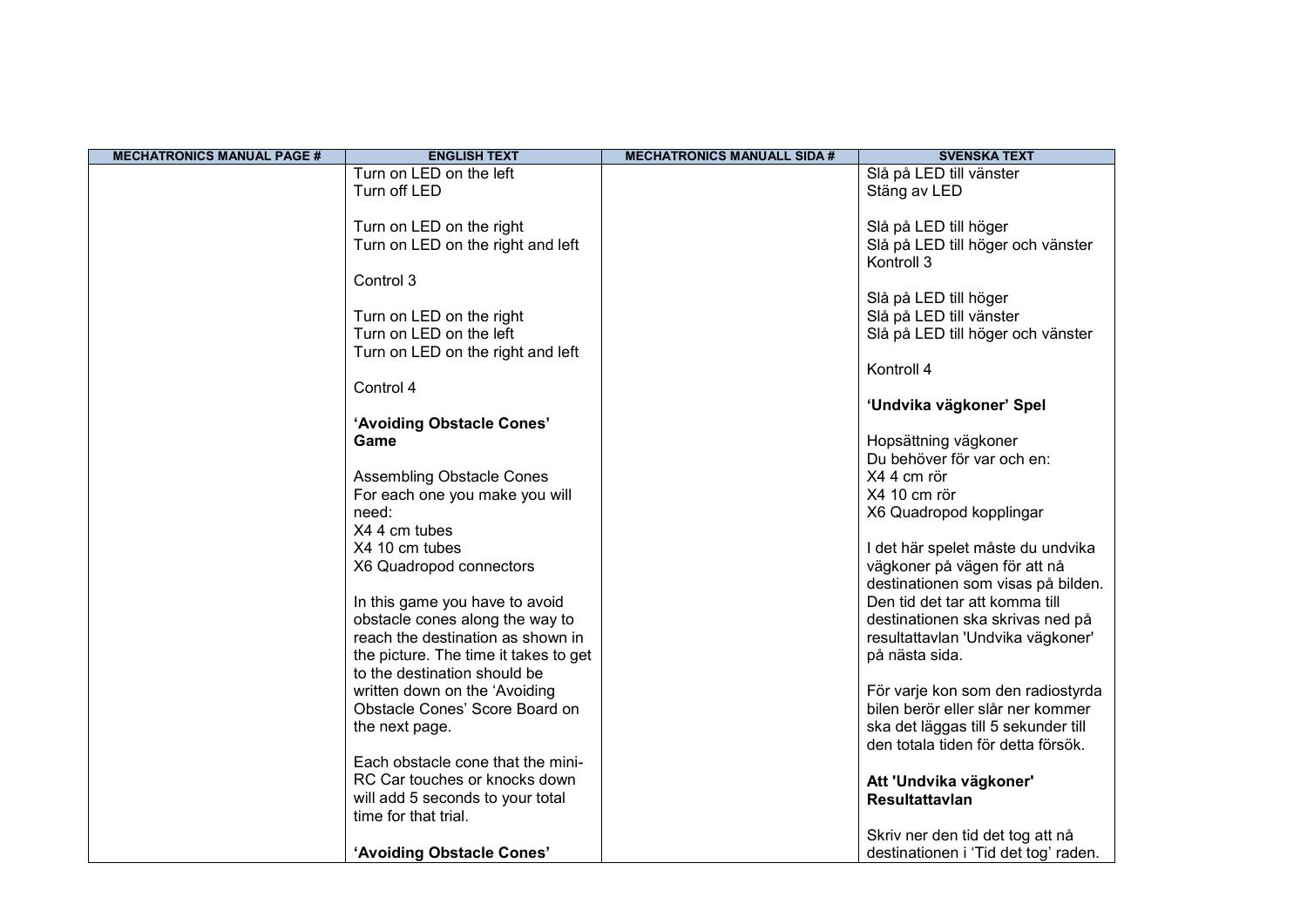| MECHATRONICS MANUAL PAGE # | ENGLISH TEXT | MECHATRONICS MANUALL SIDA # | SVENSKA TEXT |
|---|---|---|---|
| | Turn on LED on the left<br>Turn off LED<br><br>Turn on LED on the right<br>Turn on LED on the right and left<br><br>Control 3<br><br>Turn on LED on the right<br>Turn on LED on the left<br>Turn on LED on the right and left<br><br>Control 4<br><br>**'Avoiding Obstacle Cones' Game**<br><br>Assembling Obstacle Cones<br>For each one you make you will need:<br>X4 4 cm tubes<br>X4 10 cm tubes<br>X6 Quadropod connectors<br><br>In this game you have to avoid obstacle cones along the way to reach the destination as shown in the picture. The time it takes to get to the destination should be written down on the 'Avoiding Obstacle Cones' Score Board on the next page.<br><br>Each obstacle cone that the mini-RC Car touches or knocks down will add 5 seconds to your total time for that trial.<br><br>**'Avoiding Obstacle Cones'** | | Slå på LED till vänster<br>Stäng av LED<br><br>Slå på LED till höger<br>Slå på LED till höger och vänster<br>Kontroll 3<br><br>Slå på LED till höger<br>Slå på LED till vänster<br>Slå på LED till höger och vänster<br><br>Kontroll 4<br><br>**'Undvika vägkoner' Spel**<br><br>Hopsättning vägkoner<br>Du behöver för var och en:<br>X4 4 cm rör<br>X4 10 cm rör<br>X6 Quadropod kopplingar<br><br>I det här spelet måste du undvika vägkoner på vägen för att nå destinationen som visas på bilden. Den tid det tar att komma till destinationen ska skrivas ned på resultattavlan 'Undvika vägkoner' på nästa sida.<br><br>För varje kon som den radiostyrda bilen berör eller slår ner kommer ska det läggas till 5 sekunder till den totala tiden för detta försök.<br><br>**Att 'Undvika vägkoner' Resultattavlan**<br><br>Skriv ner den tid det tog att nå destinationen i 'Tid det tog' raden. |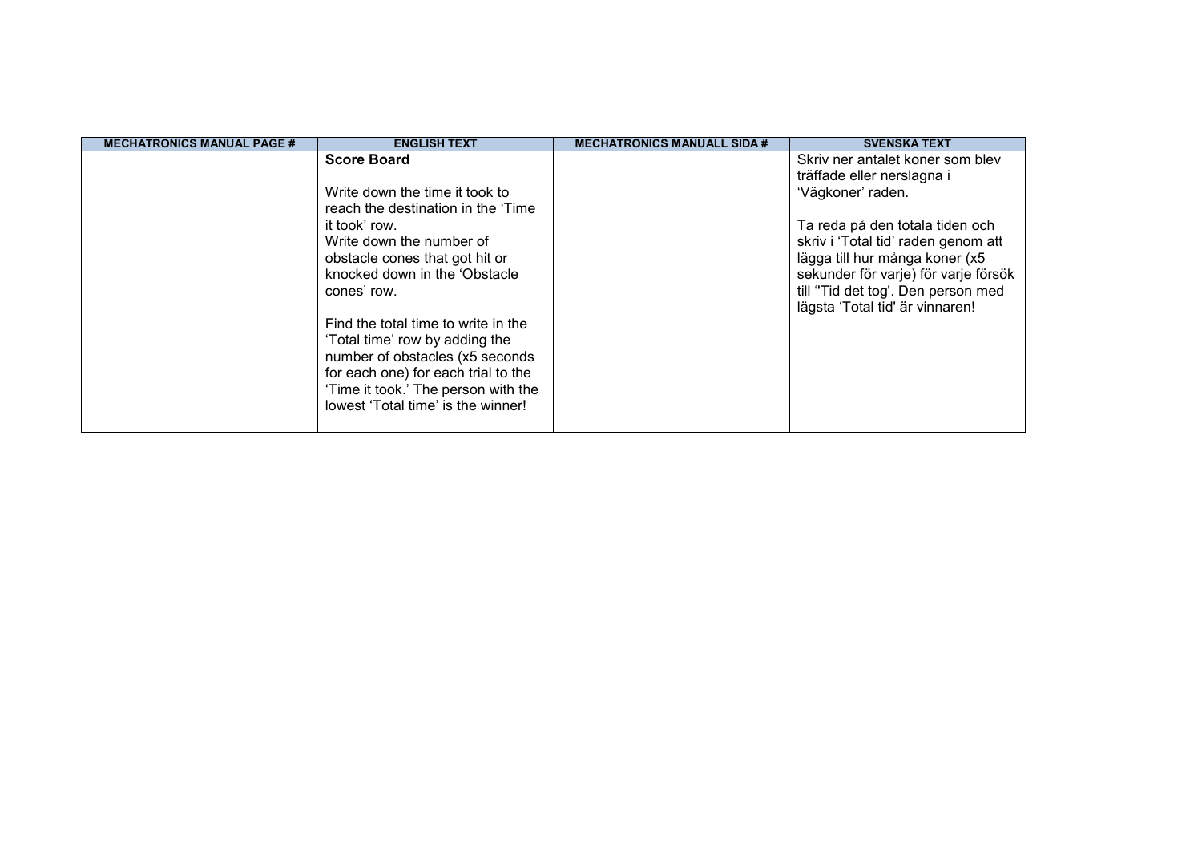| MECHATRONICS MANUAL PAGE # | ENGLISH TEXT | MECHATRONICS MANUALL SIDA # | SVENSKA TEXT |
| --- | --- | --- | --- |
| | **Score Board**<br><br>Write down the time it took to reach the destination in the 'Time it took' row.<br>Write down the number of obstacle cones that got hit or knocked down in the 'Obstacle cones' row.<br><br>Find the total time to write in the 'Total time' row by adding the number of obstacles (x5 seconds for each one) for each trial to the 'Time it took.' The person with the lowest 'Total time' is the winner! | | Skriv ner antalet koner som blev träffade eller nerslagna i 'Vägkoner' raden.<br><br>Ta reda på den totala tiden och skriv i 'Total tid' raden genom att lägga till hur många koner (x5 sekunder för varje) för varje försök till ''Tid det tog'. Den person med lägsta 'Total tid' är vinnaren! |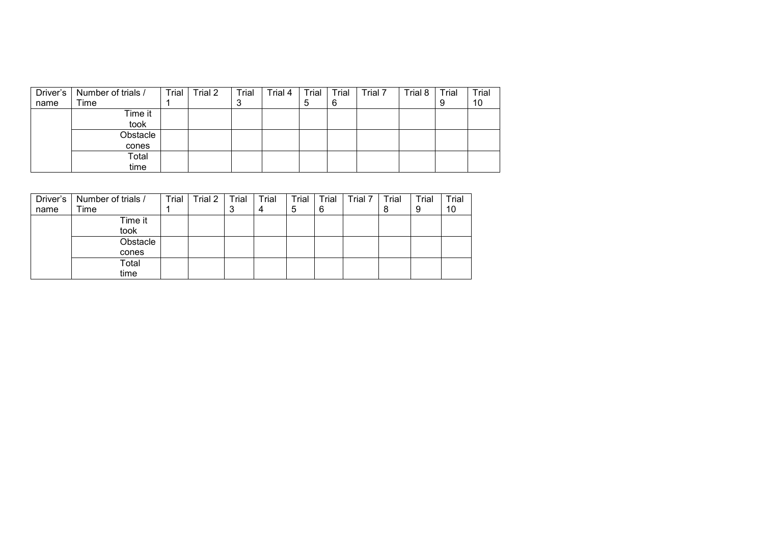| Driver's name | Number of trials / Time | Trial 1 | Trial 2 | Trial 3 | Trial 4 | Trial 5 | Trial 6 | Trial 7 | Trial 8 | Trial 9 | Trial 10 |
|---|---|---|---|---|---|---|---|---|---|---|---|
| | Time it took | | | | | | | | | | |
| | Obstacle cones | | | | | | | | | | |
| | Total time | | | | | | | | | | |

| Driver's name | Number of trials / Time | Trial 1 | Trial 2 | Trial 3 | Trial 4 | Trial 5 | Trial 6 | Trial 7 | Trial 8 | Trial 9 | Trial 10 |
|---|---|---|---|---|---|---|---|---|---|---|---|
| | Time it took | | | | | | | | | | |
| | Obstacle cones | | | | | | | | | | |
| | Total time | | | | | | | | | | |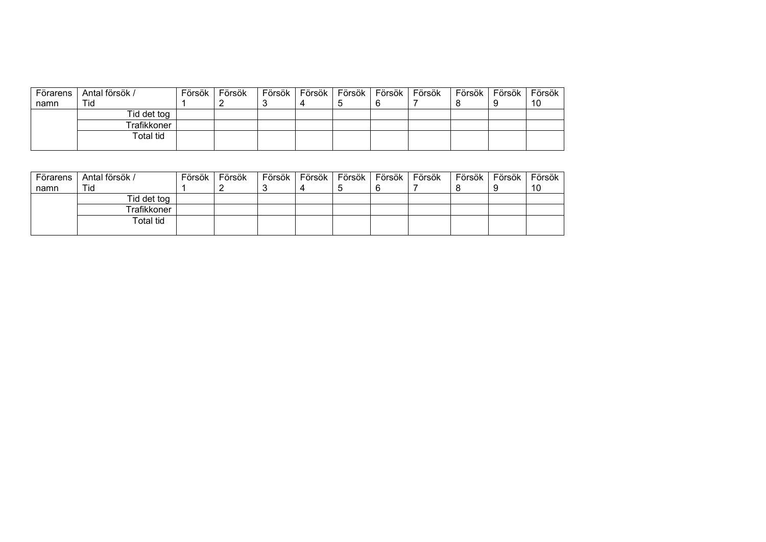| Förarens namn | Antal försök / Tid | Försök 1 | Försök 2 | Försök 3 | Försök 4 | Försök 5 | Försök 6 | Försök 7 | Försök 8 | Försök 9 | Försök 10 |
|---|---|---|---|---|---|---|---|---|---|---|---|
| | Tid det tog | | | | | | | | | | |
| | Trafikkoner | | | | | | | | | | |
| | Total tid | | | | | | | | | | |

| Förarens namn | Antal försök / Tid | Försök 1 | Försök 2 | Försök 3 | Försök 4 | Försök 5 | Försök 6 | Försök 7 | Försök 8 | Försök 9 | Försök 10 |
|---|---|---|---|---|---|---|---|---|---|---|---|
| | Tid det tog | | | | | | | | | | |
| | Trafikkoner | | | | | | | | | | |
| | Total tid | | | | | | | | | | |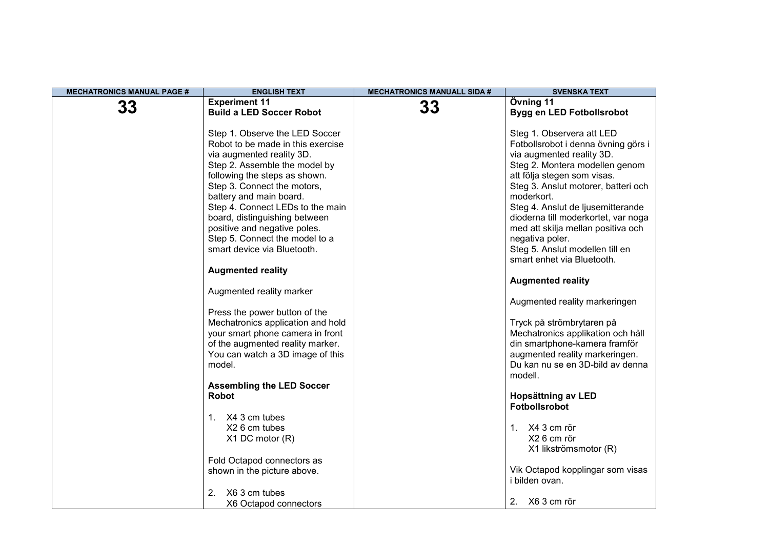| MECHATRONICS MANUAL PAGE # | ENGLISH TEXT | MECHATRONICS MANUALL SIDA # | SVENSKA TEXT |
|---|---|---|---|
| **33** | **Experiment 11**<br>**Build a LED Soccer Robot**<br><br>Step 1. Observe the LED Soccer Robot to be made in this exercise via augmented reality 3D.<br>Step 2. Assemble the model by following the steps as shown.<br>Step 3. Connect the motors, battery and main board.<br>Step 4. Connect LEDs to the main board, distinguishing between positive and negative poles.<br>Step 5. Connect the model to a smart device via Bluetooth.<br><br>**Augmented reality**<br><br>Augmented reality marker<br><br>Press the power button of the Mechatronics application and hold your smart phone camera in front of the augmented reality marker. You can watch a 3D image of this model.<br><br>**Assembling the LED Soccer Robot**<br><br>1. X4 3 cm tubes<br>X2 6 cm tubes<br>X1 DC motor (R)<br><br>Fold Octapod connectors as shown in the picture above.<br><br>2. X6 3 cm tubes<br>X6 Octapod connectors | **33** | **Övning 11**<br>**Bygg en LED Fotbollsrobot**<br><br>Steg 1. Observera att LED Fotbollsrobot i denna övning görs i via augmented reality 3D.<br>Steg 2. Montera modellen genom att följa stegen som visas.<br>Steg 3. Anslut motorer, batteri och moderkort.<br>Steg 4. Anslut de ljusemitterande dioderna till moderkortet, var noga med att skilja mellan positiva och negativa poler.<br>Steg 5. Anslut modellen till en smart enhet via Bluetooth.<br><br>**Augmented reality**<br><br>Augmented reality markeringen<br><br>Tryck på strömbrytaren på Mechatronics applikation och håll din smartphone-kamera framför augmented reality markeringen. Du kan nu se en 3D-bild av denna modell.<br><br>**Hopsättning av LED Fotbollsrobot**<br><br>1. X4 3 cm rör<br>X2 6 cm rör<br>X1 likströmsmotor (R)<br><br>Vik Octapod kopplingar som visas i bilden ovan.<br><br>2. X6 3 cm rör |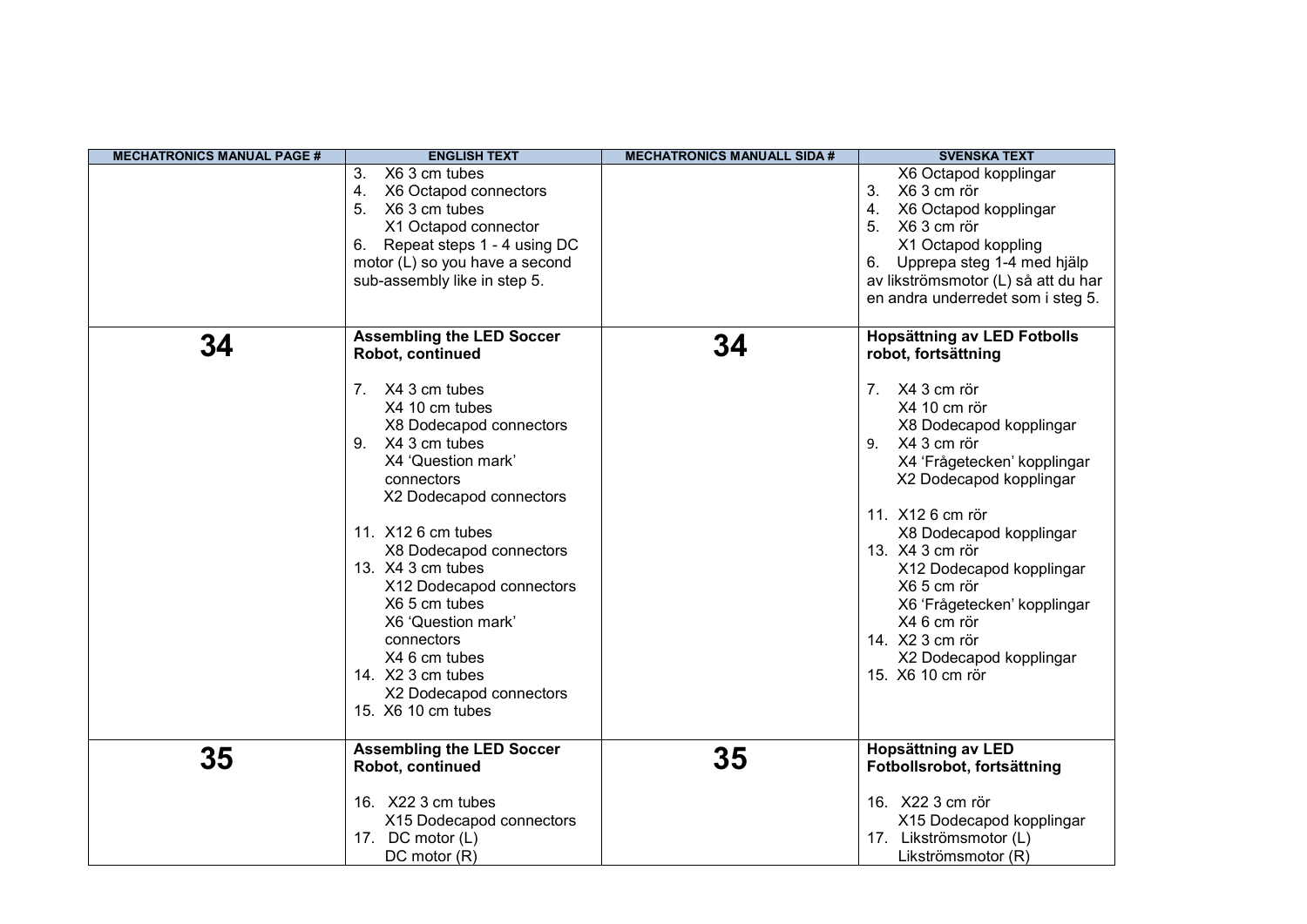| MECHATRONICS MANUAL PAGE # | ENGLISH TEXT | MECHATRONICS MANUALL SIDA # | SVENSKA TEXT |
|---|---|---|---|
| | 3. X6 3 cm tubes<br>4. X6 Octapod connectors<br>5. X6 3 cm tubes<br>X1 Octapod connector<br>6. Repeat steps 1 - 4 using DC motor (L) so you have a second sub-assembly like in step 5. | | X6 Octapod kopplingar<br>3. X6 3 cm rör<br>4. X6 Octapod kopplingar<br>5. X6 3 cm rör<br>X1 Octapod koppling<br>6. Upprepa steg 1-4 med hjälp av likströmsmotor (L) så att du har en andra underredet som i steg 5. |
| **34** | **Assembling the LED Soccer Robot, continued**<br><br>7. X4 3 cm tubes<br>X4 10 cm tubes<br>X8 Dodecapod connectors<br>9. X4 3 cm tubes<br>X4 'Question mark' connectors<br>X2 Dodecapod connectors<br><br>11. X12 6 cm tubes<br>X8 Dodecapod connectors<br>13. X4 3 cm tubes<br>X12 Dodecapod connectors<br>X6 5 cm tubes<br>X6 'Question mark' connectors<br>X4 6 cm tubes<br>14. X2 3 cm tubes<br>X2 Dodecapod connectors<br>15. X6 10 cm tubes | **34** | **Hopsättning av LED Fotbolls robot, fortsättning**<br><br>7. X4 3 cm rör<br>X4 10 cm rör<br>X8 Dodecapod kopplingar<br>9. X4 3 cm rör<br>X4 'Frågetecken' kopplingar<br>X2 Dodecapod kopplingar<br><br>11. X12 6 cm rör<br>X8 Dodecapod kopplingar<br>13. X4 3 cm rör<br>X12 Dodecapod kopplingar<br>X6 5 cm rör<br>X6 'Frågetecken' kopplingar<br>X4 6 cm rör<br>14. X2 3 cm rör<br>X2 Dodecapod kopplingar<br>15. X6 10 cm rör |
| **35** | **Assembling the LED Soccer Robot, continued**<br><br>16. X22 3 cm tubes<br>X15 Dodecapod connectors<br>17. DC motor (L)<br>DC motor (R) | **35** | **Hopsättning av LED Fotbollsrobot, fortsättning**<br><br>16. X22 3 cm rör<br>X15 Dodecapod kopplingar<br>17. Likströmsmotor (L)<br>Likströmsmotor (R) |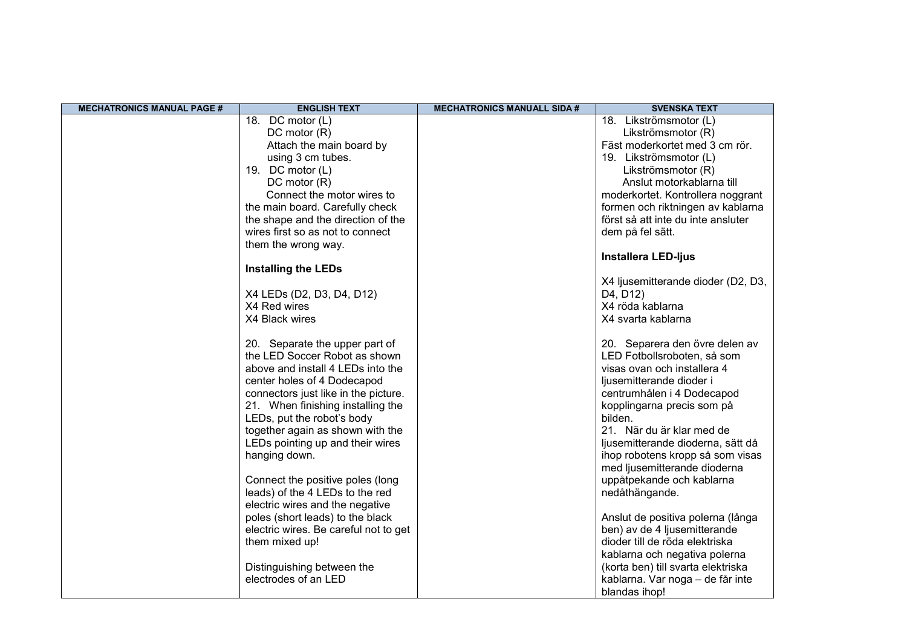| MECHATRONICS MANUAL PAGE # | ENGLISH TEXT | MECHATRONICS MANUALL SIDA # | SVENSKA TEXT |
|---|---|---|---|
| | 18. DC motor (L)<br>DC motor (R)<br>Attach the main board by using 3 cm tubes.<br>19. DC motor (L)<br>DC motor (R)<br>Connect the motor wires to the main board. Carefully check the shape and the direction of the wires first so as not to connect them the wrong way.<br><br>**Installing the LEDs**<br><br>X4 LEDs (D2, D3, D4, D12)<br>X4 Red wires<br>X4 Black wires<br><br>20. Separate the upper part of the LED Soccer Robot as shown above and install 4 LEDs into the center holes of 4 Dodecapod connectors just like in the picture.<br>21. When finishing installing the LEDs, put the robot's body together again as shown with the LEDs pointing up and their wires hanging down.<br><br>Connect the positive poles (long leads) of the 4 LEDs to the red electric wires and the negative poles (short leads) to the black electric wires. Be careful not to get them mixed up!<br><br>Distinguishing between the electrodes of an LED | | 18. Likströmsmotor (L)<br>Likströmsmotor (R)<br>Fäst moderkortet med 3 cm rör.<br>19. Likströmsmotor (L)<br>Likströmsmotor (R)<br>Anslut motorkablarna till moderkortet. Kontrollera noggrant formen och riktningen av kablarna först så att inte du inte ansluter dem på fel sätt.<br><br>**Installera LED-ljus**<br><br>X4 ljusemitterande dioder (D2, D3, D4, D12)<br>X4 röda kablarna<br>X4 svarta kablarna<br><br>20. Separera den övre delen av LED Fotbollsroboten, så som visas ovan och installera 4 ljusemitterande dioder i centrumhålen i 4 Dodecapod kopplingarna precis som på bilden.<br>21. När du är klar med de ljusemitterande dioderna, sätt då ihop robotens kropp så som visas med ljusemitterande dioderna uppåtpekande och kablarna nedåthängande.<br><br>Anslut de positiva polerna (långa ben) av de 4 ljusemitterande dioder till de röda elektriska kablarna och negativa polerna (korta ben) till svarta elektriska kablarna. Var noga – de får inte blandas ihop! |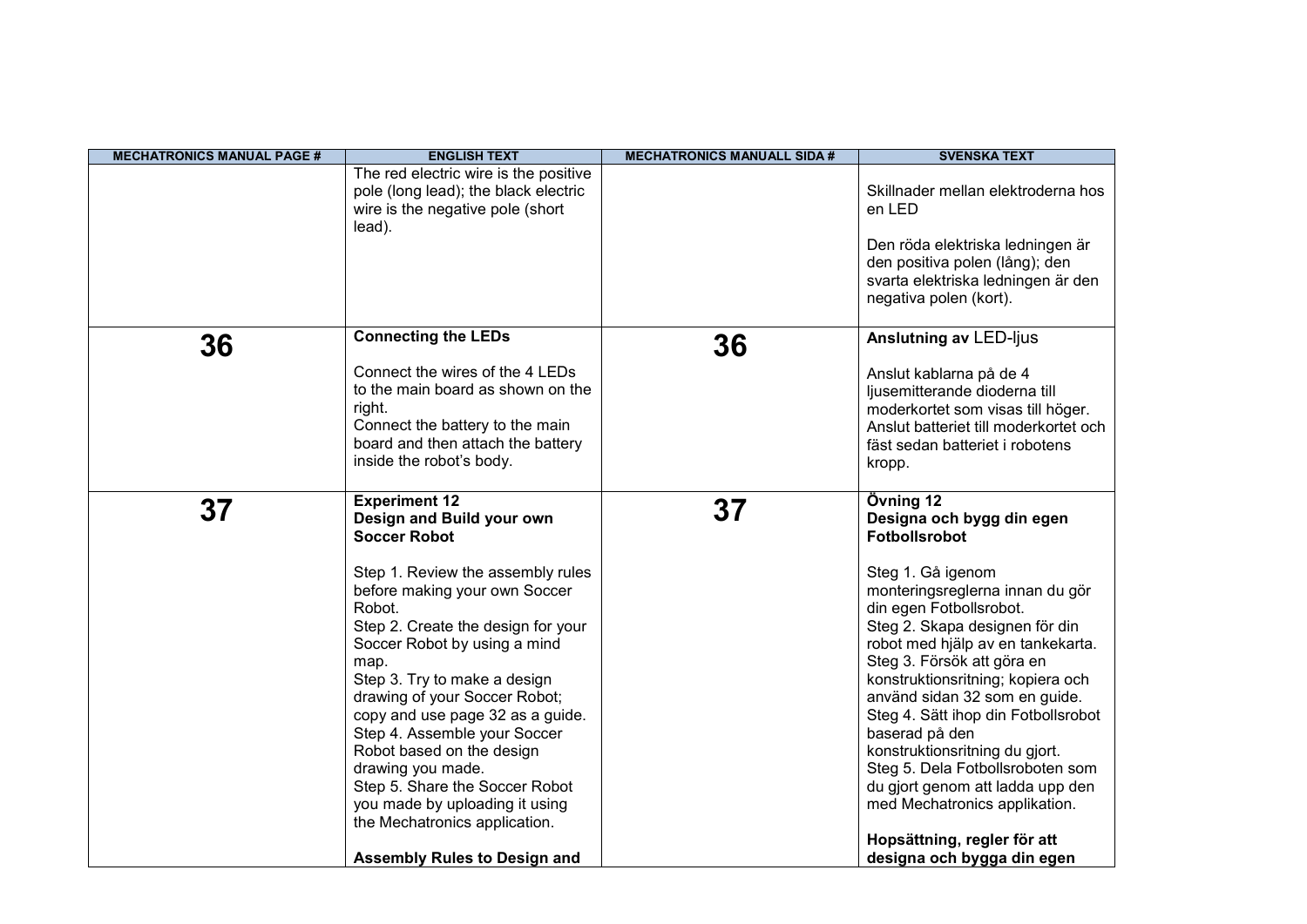| MECHATRONICS MANUAL PAGE # | ENGLISH TEXT | MECHATRONICS MANUALL SIDA # | SVENSKA TEXT |
|---|---|---|---|
| | The red electric wire is the positive pole (long lead); the black electric wire is the negative pole (short lead). | | Skillnader mellan elektroderna hos en LED<br><br>Den röda elektriska ledningen är den positiva polen (lång); den svarta elektriska ledningen är den negativa polen (kort). |
| **36** | **Connecting the LEDs**<br><br>Connect the wires of the 4 LEDs to the main board as shown on the right.<br>Connect the battery to the main board and then attach the battery inside the robot's body. | **36** | **Anslutning av** LED-ljus<br><br>Anslut kablarna på de 4 ljusemitterande dioderna till moderkortet som visas till höger.<br>Anslut batteriet till moderkortet och fäst sedan batteriet i robotens kropp. |
| **37** | **Experiment 12**<br>**Design and Build your own Soccer Robot**<br><br>Step 1. Review the assembly rules before making your own Soccer Robot.<br>Step 2. Create the design for your Soccer Robot by using a mind map.<br>Step 3. Try to make a design drawing of your Soccer Robot; copy and use page 32 as a guide.<br>Step 4. Assemble your Soccer Robot based on the design drawing you made.<br>Step 5. Share the Soccer Robot you made by uploading it using the Mechatronics application.<br><br>**Assembly Rules to Design and** | **37** | **Övning 12**<br>**Designa och bygg din egen Fotbollsrobot**<br><br>Steg 1. Gå igenom monteringsreglerna innan du gör din egen Fotbollsrobot.<br>Steg 2. Skapa designen för din robot med hjälp av en tankekarta.<br>Steg 3. Försök att göra en konstruktionsritning; kopiera och använd sidan 32 som en guide.<br>Steg 4. Sätt ihop din Fotbollsrobot baserad på den konstruktionsritning du gjort.<br>Steg 5. Dela Fotbollsroboten som du gjort genom att ladda upp den med Mechatronics applikation.<br><br>**Hopsättning, regler för att designa och bygga din egen** |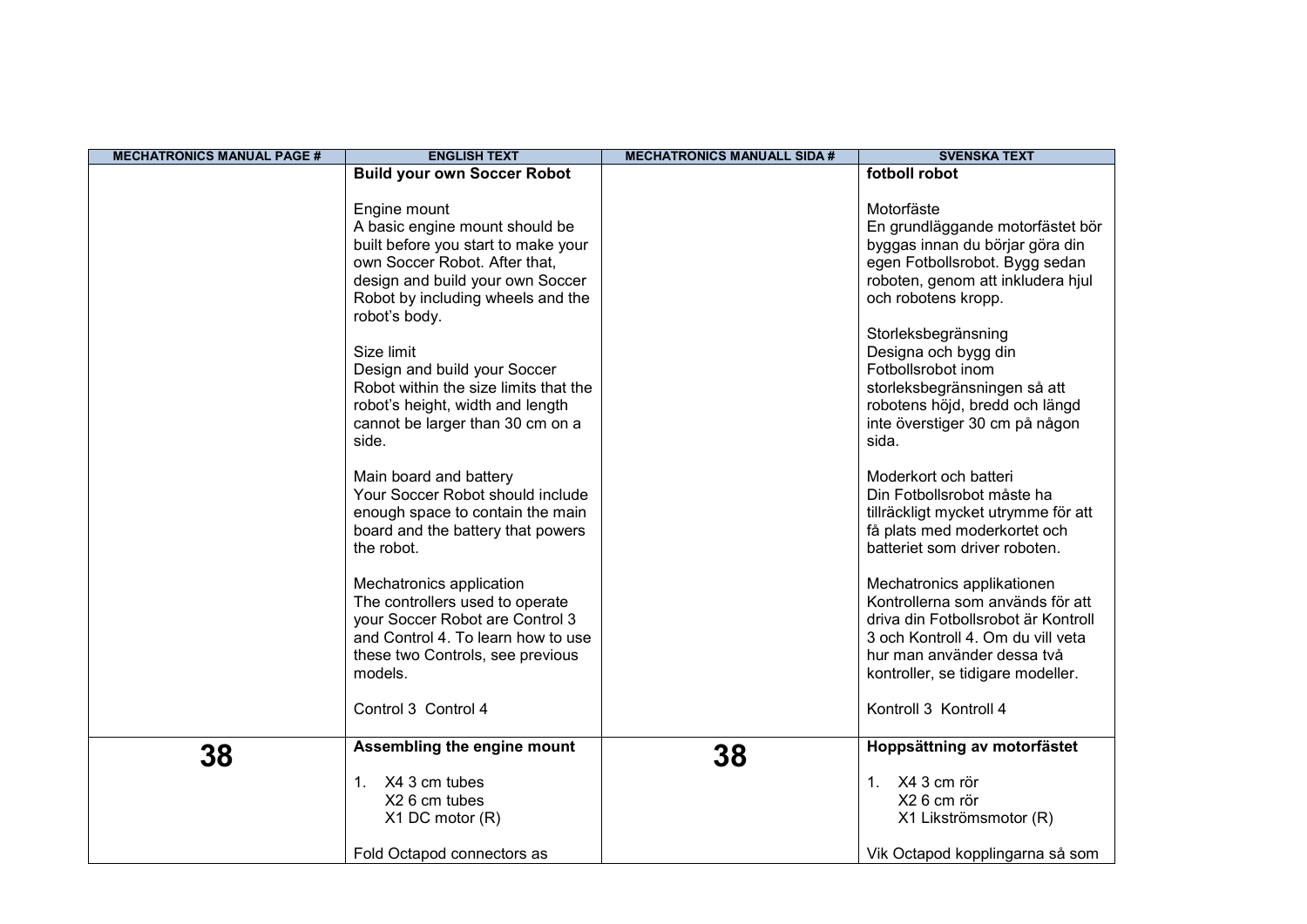| MECHATRONICS MANUAL PAGE # | ENGLISH TEXT | MECHATRONICS MANUALL SIDA # | SVENSKA TEXT |
| --- | --- | --- | --- |
| | **Build your own Soccer Robot**<br><br>Engine mount<br>A basic engine mount should be built before you start to make your own Soccer Robot. After that, design and build your own Soccer Robot by including wheels and the robot's body.<br><br>Size limit<br>Design and build your Soccer Robot within the size limits that the robot's height, width and length cannot be larger than 30 cm on a side.<br><br>Main board and battery<br>Your Soccer Robot should include enough space to contain the main board and the battery that powers the robot.<br><br>Mechatronics application<br>The controllers used to operate your Soccer Robot are Control 3 and Control 4. To learn how to use these two Controls, see previous models.<br><br>Control 3 Control 4 | | **fotboll robot**<br><br>Motorfäste<br>En grundläggande motorfästet bör byggas innan du börjar göra din egen Fotbollsrobot. Bygg sedan roboten, genom att inkludera hjul och robotens kropp.<br><br>Storleksbegränsning<br>Designa och bygg din Fotbollsrobot inom storleksbegränsningen så att robotens höjd, bredd och längd inte överstiger 30 cm på någon sida.<br><br>Moderkort och batteri<br>Din Fotbollsrobot måste ha tillräckligt mycket utrymme för att få plats med moderkortet och batteriet som driver roboten.<br><br>Mechatronics applikationen<br>Kontrollerna som används för att driva din Fotbollsrobot är Kontroll 3 och Kontroll 4. Om du vill veta hur man använder dessa två kontroller, se tidigare modeller.<br><br>Kontroll 3 Kontroll 4 |
| **38** | **Assembling the engine mount**<br><br>1. X4 3 cm tubes<br>X2 6 cm tubes<br>X1 DC motor (R)<br><br>Fold Octapod connectors as | **38** | **Hoppsättning av motorfästet**<br><br>1. X4 3 cm rör<br>X2 6 cm rör<br>X1 Likströmsmotor (R)<br><br>Vik Octapod kopplingarna så som |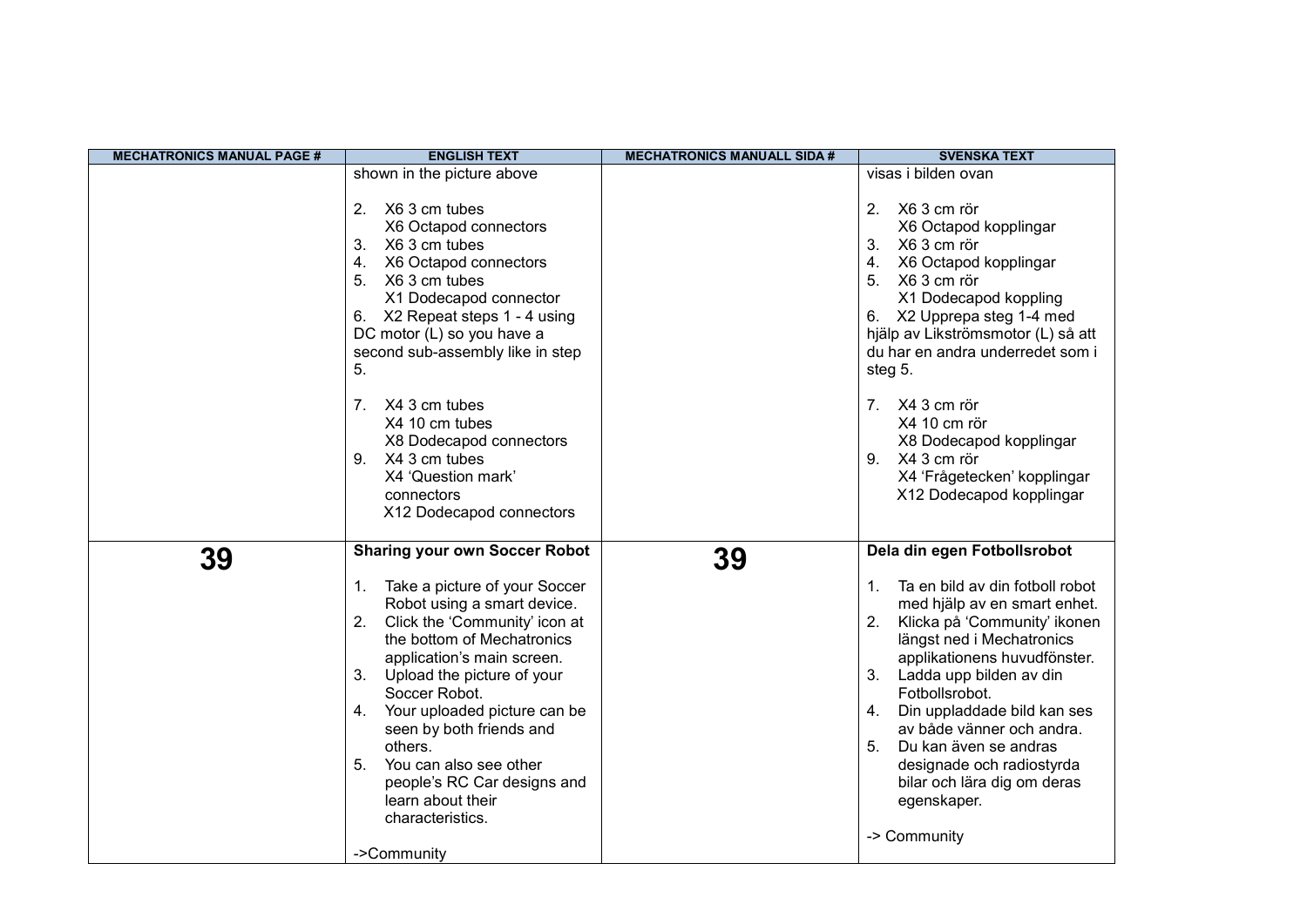| MECHATRONICS MANUAL PAGE # | ENGLISH TEXT | MECHATRONICS MANUALL SIDA # | SVENSKA TEXT |
|---|---|---|---|
| | shown in the picture above<br><br>2. X6 3 cm tubes<br>X6 Octapod connectors<br>3. X6 3 cm tubes<br>4. X6 Octapod connectors<br>5. X6 3 cm tubes<br>X1 Dodecapod connector<br>6. X2 Repeat steps 1 - 4 using DC motor (L) so you have a second sub-assembly like in step 5.<br><br>7. X4 3 cm tubes<br>X4 10 cm tubes<br>X8 Dodecapod connectors<br>9. X4 3 cm tubes<br>X4 'Question mark' connectors<br>X12 Dodecapod connectors | | visas i bilden ovan<br><br>2. X6 3 cm rör<br>X6 Octapod kopplingar<br>3. X6 3 cm rör<br>4. X6 Octapod kopplingar<br>5. X6 3 cm rör<br>X1 Dodecapod koppling<br>6. X2 Upprepa steg 1-4 med hjälp av Likströmsmotor (L) så att du har en andra underredet som i steg 5.<br><br>7. X4 3 cm rör<br>X4 10 cm rör<br>X8 Dodecapod kopplingar<br>9. X4 3 cm rör<br>X4 'Frågetecken' kopplingar<br>X12 Dodecapod kopplingar |
| **39** | **Sharing your own Soccer Robot**<br><br>1. Take a picture of your Soccer Robot using a smart device.<br>2. Click the 'Community' icon at the bottom of Mechatronics application's main screen.<br>3. Upload the picture of your Soccer Robot.<br>4. Your uploaded picture can be seen by both friends and others.<br>5. You can also see other people's RC Car designs and learn about their characteristics.<br><br>->Community | **39** | **Dela din egen Fotbollsrobot**<br><br>1. Ta en bild av din fotboll robot med hjälp av en smart enhet.<br>2. Klicka på 'Community' ikonen längst ned i Mechatronics applikationens huvudfönster.<br>3. Ladda upp bilden av din Fotbollsrobot.<br>4. Din uppladdade bild kan ses av både vänner och andra.<br>5. Du kan även se andras designade och radiostyrda bilar och lära dig om deras egenskaper.<br><br>-> Community |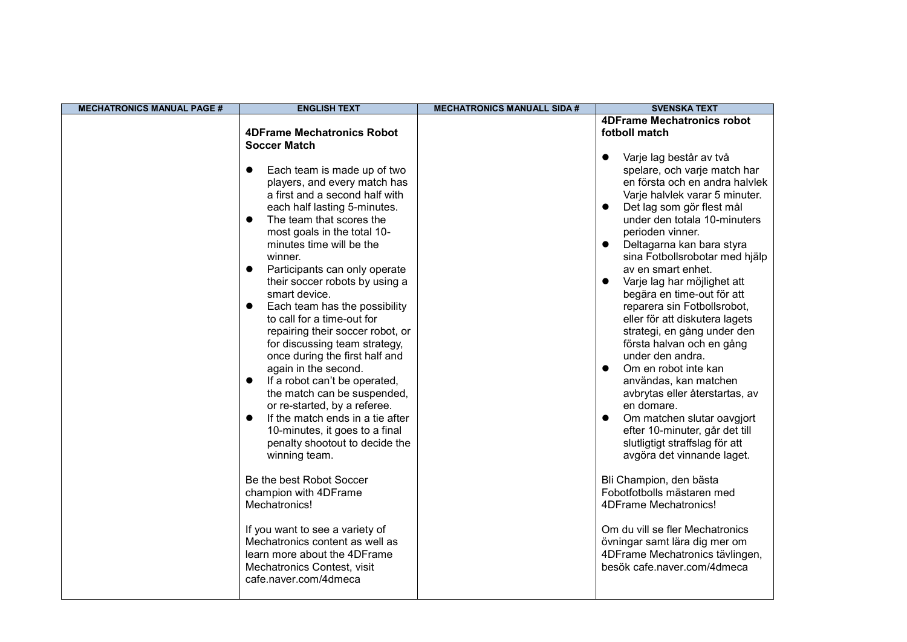| MECHATRONICS MANUAL PAGE # | ENGLISH TEXT | MECHATRONICS MANUALL SIDA # | SVENSKA TEXT |
|---|---|---|---|
| | **4DFrame Mechatronics Robot Soccer Match**<br><br>● Each team is made up of two players, and every match has a first and a second half with each half lasting 5-minutes.<br>● The team that scores the most goals in the total 10-minutes time will be the winner.<br>● Participants can only operate their soccer robots by using a smart device.<br>● Each team has the possibility to call for a time-out for repairing their soccer robot, or for discussing team strategy, once during the first half and again in the second.<br>● If a robot can't be operated, the match can be suspended, or re-started, by a referee.<br>● If the match ends in a tie after 10-minutes, it goes to a final penalty shootout to decide the winning team.<br><br>Be the best Robot Soccer champion with 4DFrame Mechatronics!<br><br>If you want to see a variety of Mechatronics content as well as learn more about the 4DFrame Mechatronics Contest, visit cafe.naver.com/4dmeca | | **4DFrame Mechatronics robot fotboll match**<br><br>● Varje lag består av två spelare, och varje match har en första och en andra halvlek Varje halvlek varar 5 minuter.<br>● Det lag som gör flest mål under den totala 10-minuters perioden vinner.<br>● Deltagarna kan bara styra sina Fotbollsrobotar med hjälp av en smart enhet.<br>● Varje lag har möjlighet att begära en time-out för att reparera sin Fotbollsrobot, eller för att diskutera lagets strategi, en gång under den första halvan och en gång under den andra.<br>● Om en robot inte kan användas, kan matchen avbrytas eller återstartas, av en domare.<br>● Om matchen slutar oavgjort efter 10-minuter, går det till slutligtigt straffslag för att avgöra det vinnande laget.<br><br>Bli Champion, den bästa Fobotfotbolls mästaren med 4DFrame Mechatronics!<br><br>Om du vill se fler Mechatronics övningar samt lära dig mer om 4DFrame Mechatronics tävlingen, besök cafe.naver.com/4dmeca |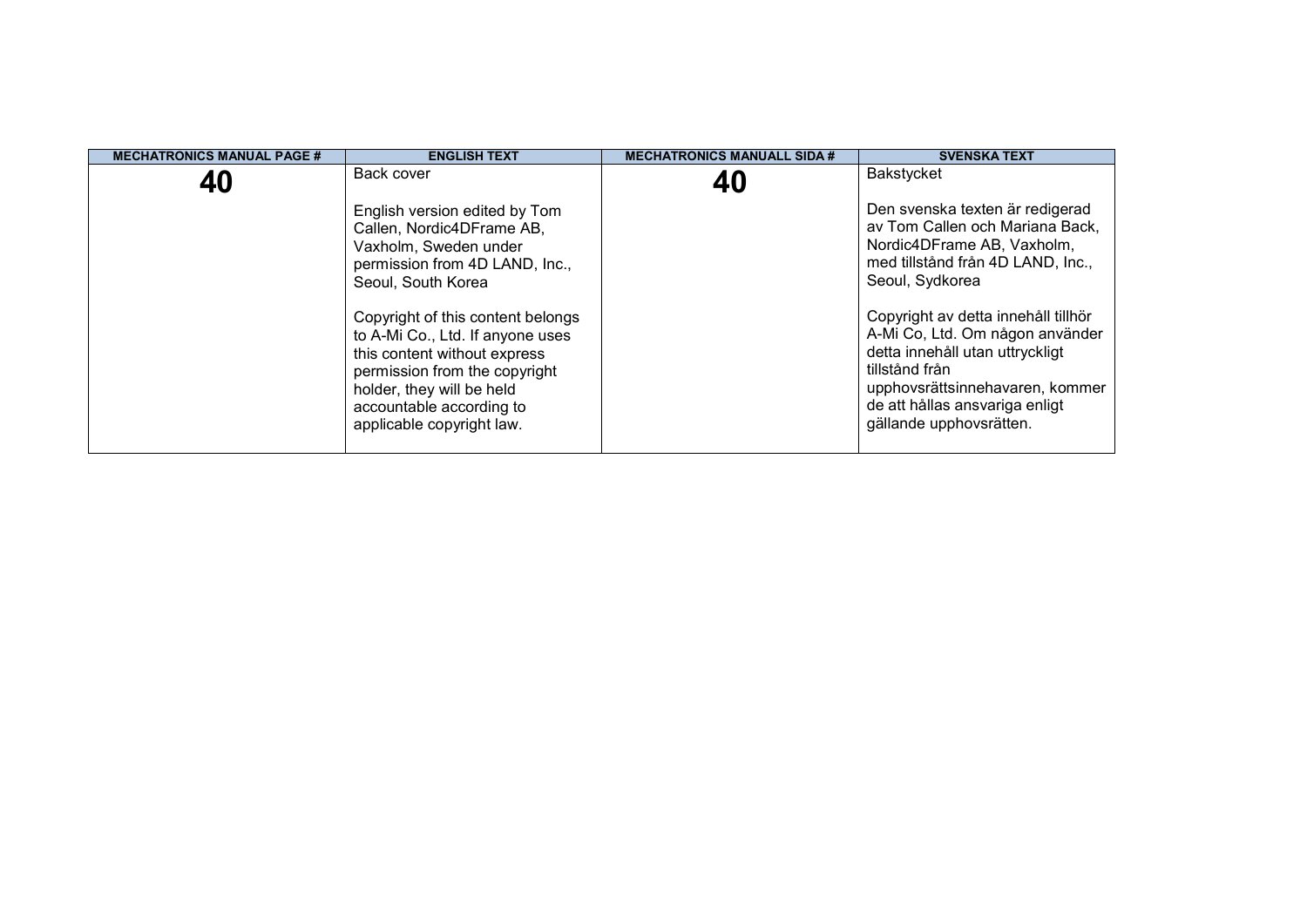| MECHATRONICS MANUAL PAGE # | ENGLISH TEXT | MECHATRONICS MANUALL SIDA # | SVENSKA TEXT |
|---|---|---|---|
| **40** | Back cover<br><br>English version edited by Tom Callen, Nordic4DFrame AB, Vaxholm, Sweden under permission from 4D LAND, Inc., Seoul, South Korea<br><br>Copyright of this content belongs to A-Mi Co., Ltd. If anyone uses this content without express permission from the copyright holder, they will be held accountable according to applicable copyright law. | **40** | Bakstycket<br><br>Den svenska texten är redigerad av Tom Callen och Mariana Back, Nordic4DFrame AB, Vaxholm, med tillstånd från 4D LAND, Inc., Seoul, Sydkorea<br><br>Copyright av detta innehåll tillhör A-Mi Co, Ltd. Om någon använder detta innehåll utan uttryckligt tillstånd från upphovsrättsinnehavaren, kommer de att hållas ansvariga enligt gällande upphovsrätten. |